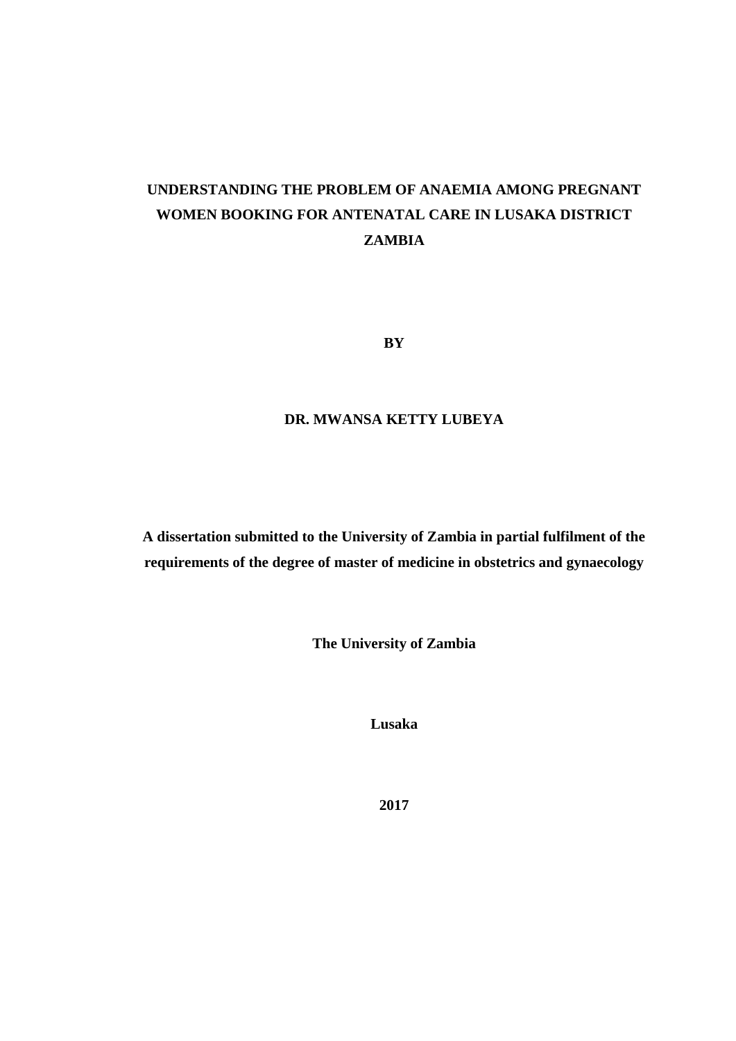# UNDERSTANDING THE PROBLEM OF ANAEMIA AMONG PREGNANT WOMEN BOOKING FOR ANTENATAL CARE IN LUSAKA DISTRICT ZAMBIA

**BY**

**DR. MWANSA KETTY LUBEYA**

**A dissertation submitted to the University of Zambia in partial fulfilment of the requirements of the degree of master of medicine in obstetrics and gynaecology**

**The University of Zambia**

**Lusaka**

**2017**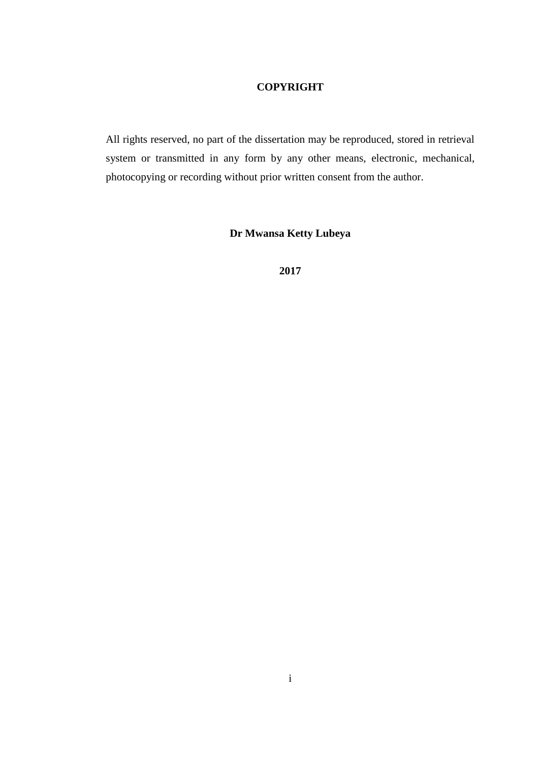# COPYRIGHT

All rights reserved, no part of the dissertation may be reproduced, stored in retrieval system or transmitted in any form by any other means, electronic, mechanical, photocopying or recording without prior written consent from the author.

**Dr Mwansa Ketty Lubeya**

**2017**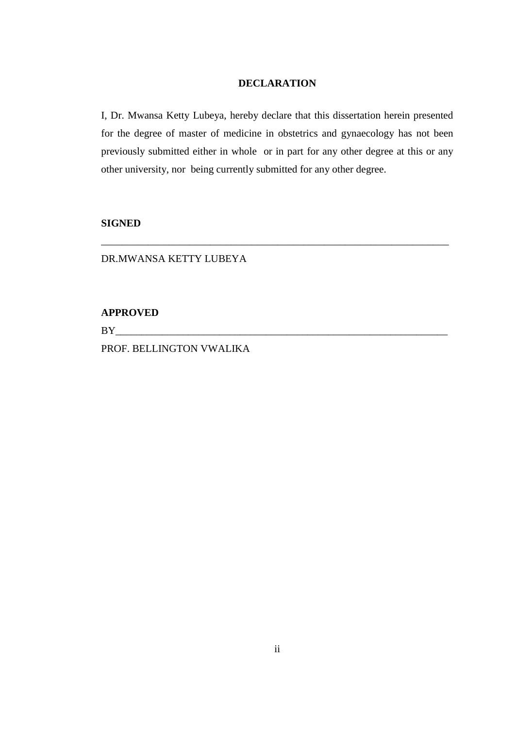## DECLARATION

I, Dr. Mwansa Ketty Lubeya, hereby declare that this dissertation herein presented for the degree of master of medicine in obstetrics and gynaecology has not been previously submitted either in whole or in part for any other degree at this or any other university, nor being currently submitted for any other degree.

**SIGNED**

_____________________________________________________________________

DR.MWANSA KETTY LUBEYA

**APPROVED**

BY__________________________________________________________________

PROF. BELLINGTON VWALIKA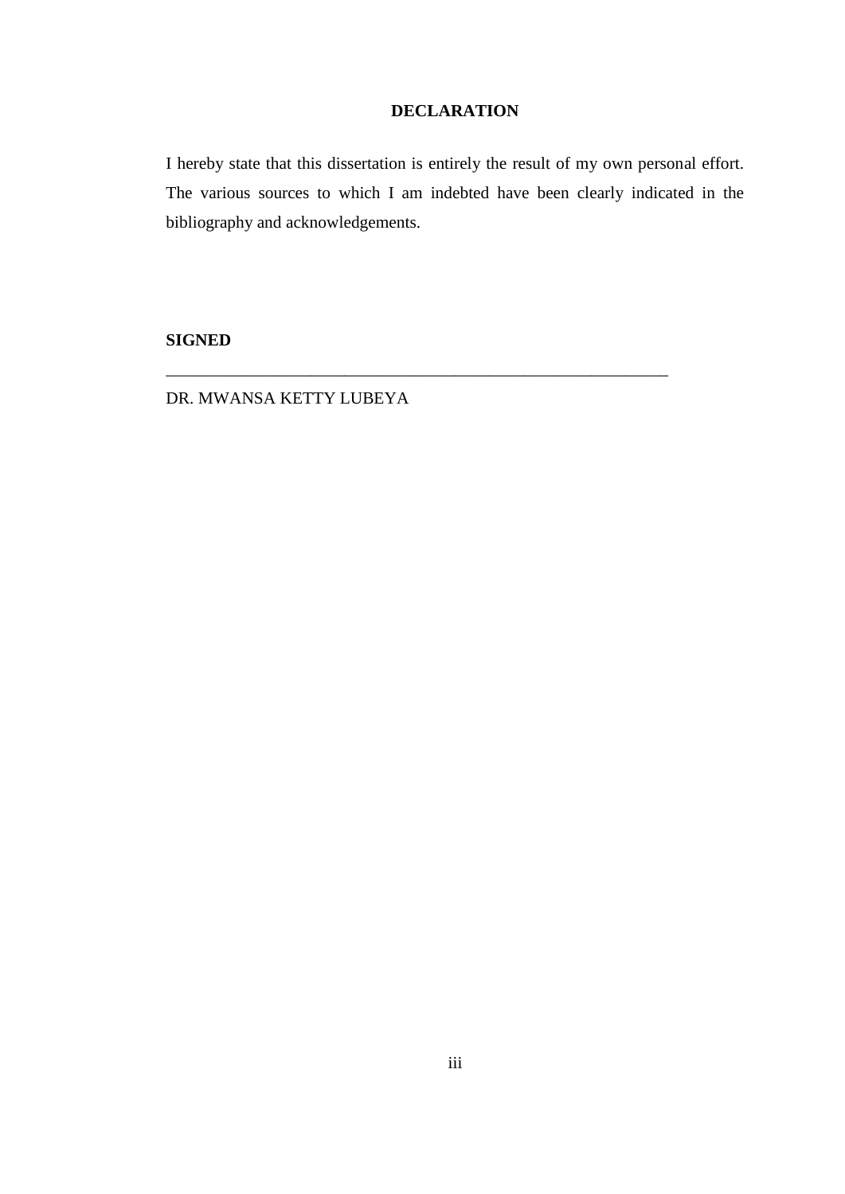# DECLARATION

I hereby state that this dissertation is entirely the result of my own personal effort. The various sources to which I am indebted have been clearly indicated in the bibliography and acknowledgements.

**SIGNED**

_____________________________________________________________

DR. MWANSA KETTY LUBEYA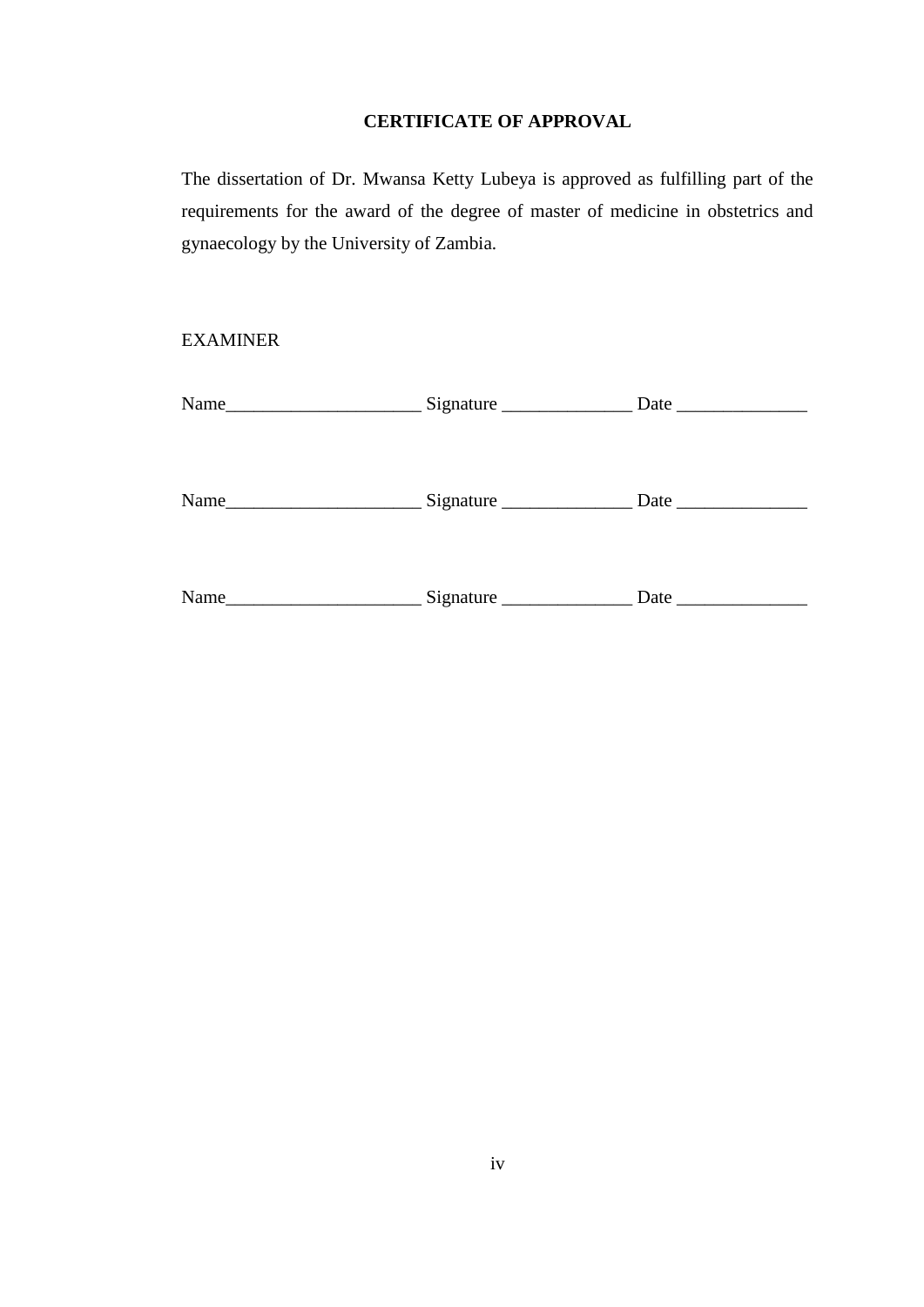## CERTIFICATE OF APPROVAL

The dissertation of Dr. Mwansa Ketty Lubeya is approved as fulfilling part of the requirements for the award of the degree of master of medicine in obstetrics and gynaecology by the University of Zambia.

EXAMINER

Name_____________________ Signature ______________ Date ______________

Name_____________________ Signature ______________ Date ______________

Name_____________________ Signature ______________ Date ______________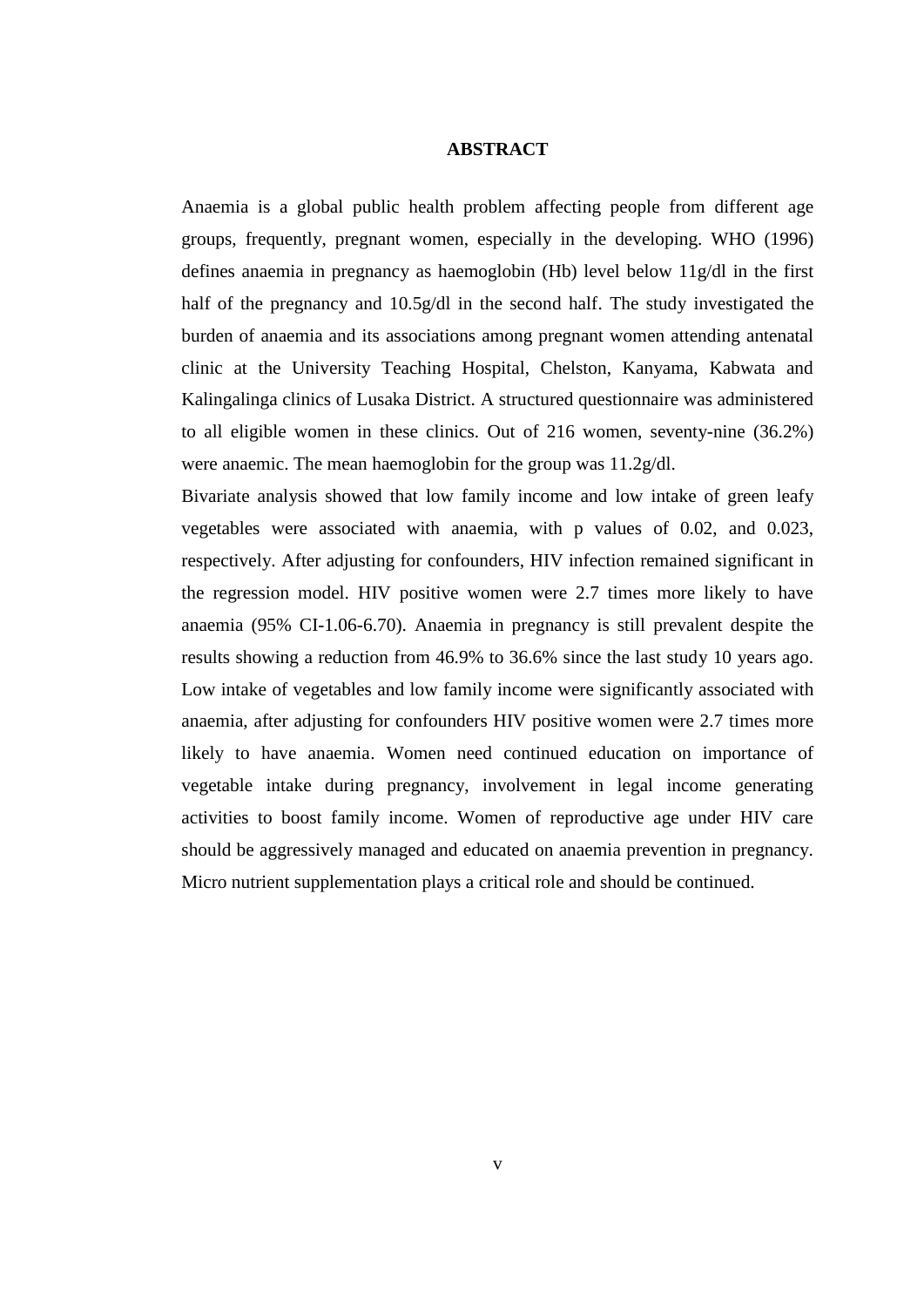# ABSTRACT

Anaemia is a global public health problem affecting people from different age groups, frequently, pregnant women, especially in the developing. WHO (1996) defines anaemia in pregnancy as haemoglobin (Hb) level below 11g/dl in the first half of the pregnancy and 10.5g/dl in the second half. The study investigated the burden of anaemia and its associations among pregnant women attending antenatal clinic at the University Teaching Hospital, Chelston, Kanyama, Kabwata and Kalingalinga clinics of Lusaka District. A structured questionnaire was administered to all eligible women in these clinics. Out of 216 women, seventy-nine (36.2%) were anaemic. The mean haemoglobin for the group was 11.2g/dl.

Bivariate analysis showed that low family income and low intake of green leafy vegetables were associated with anaemia, with p values of 0.02, and 0.023, respectively. After adjusting for confounders, HIV infection remained significant in the regression model. HIV positive women were 2.7 times more likely to have anaemia (95% CI-1.06-6.70). Anaemia in pregnancy is still prevalent despite the results showing a reduction from 46.9% to 36.6% since the last study 10 years ago. Low intake of vegetables and low family income were significantly associated with anaemia, after adjusting for confounders HIV positive women were 2.7 times more likely to have anaemia. Women need continued education on importance of vegetable intake during pregnancy, involvement in legal income generating activities to boost family income. Women of reproductive age under HIV care should be aggressively managed and educated on anaemia prevention in pregnancy. Micro nutrient supplementation plays a critical role and should be continued.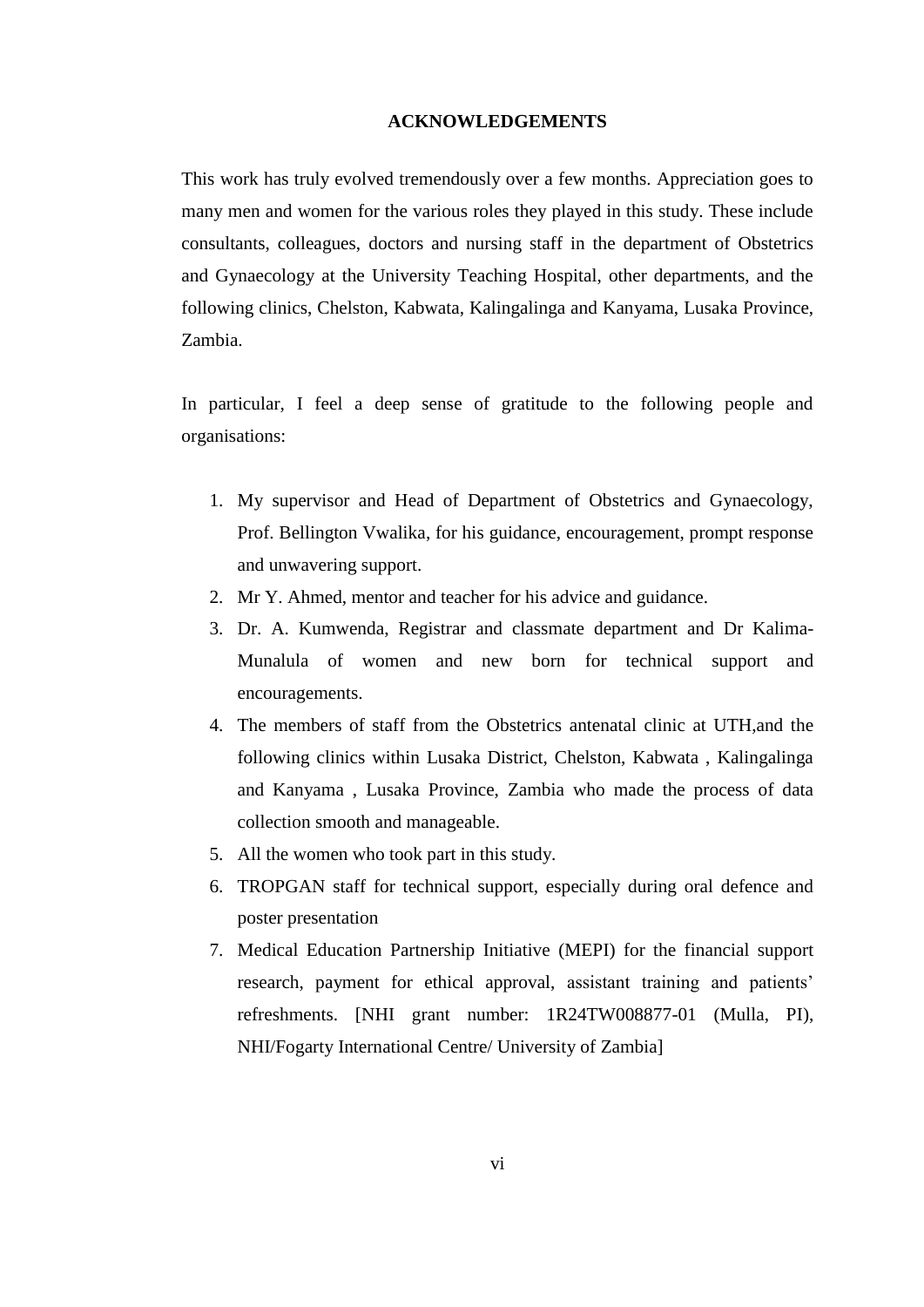## ACKNOWLEDGEMENTS

This work has truly evolved tremendously over a few months. Appreciation goes to many men and women for the various roles they played in this study. These include consultants, colleagues, doctors and nursing staff in the department of Obstetrics and Gynaecology at the University Teaching Hospital, other departments, and the following clinics, Chelston, Kabwata, Kalingalinga and Kanyama, Lusaka Province, Zambia.

In particular, I feel a deep sense of gratitude to the following people and organisations:

1. My supervisor and Head of Department of Obstetrics and Gynaecology, Prof. Bellington Vwalika, for his guidance, encouragement, prompt response and unwavering support.
2. Mr Y. Ahmed, mentor and teacher for his advice and guidance.
3. Dr. A. Kumwenda, Registrar and classmate department and Dr Kalima-Munalula of women and new born for technical support and encouragements.
4. The members of staff from the Obstetrics antenatal clinic at UTH,and the following clinics within Lusaka District, Chelston, Kabwata , Kalingalinga and Kanyama , Lusaka Province, Zambia who made the process of data collection smooth and manageable.
5. All the women who took part in this study.
6. TROPGAN staff for technical support, especially during oral defence and poster presentation
7. Medical Education Partnership Initiative (MEPI) for the financial support research, payment for ethical approval, assistant training and patients' refreshments. [NHI grant number: 1R24TW008877-01 (Mulla, PI), NHI/Fogarty International Centre/ University of Zambia]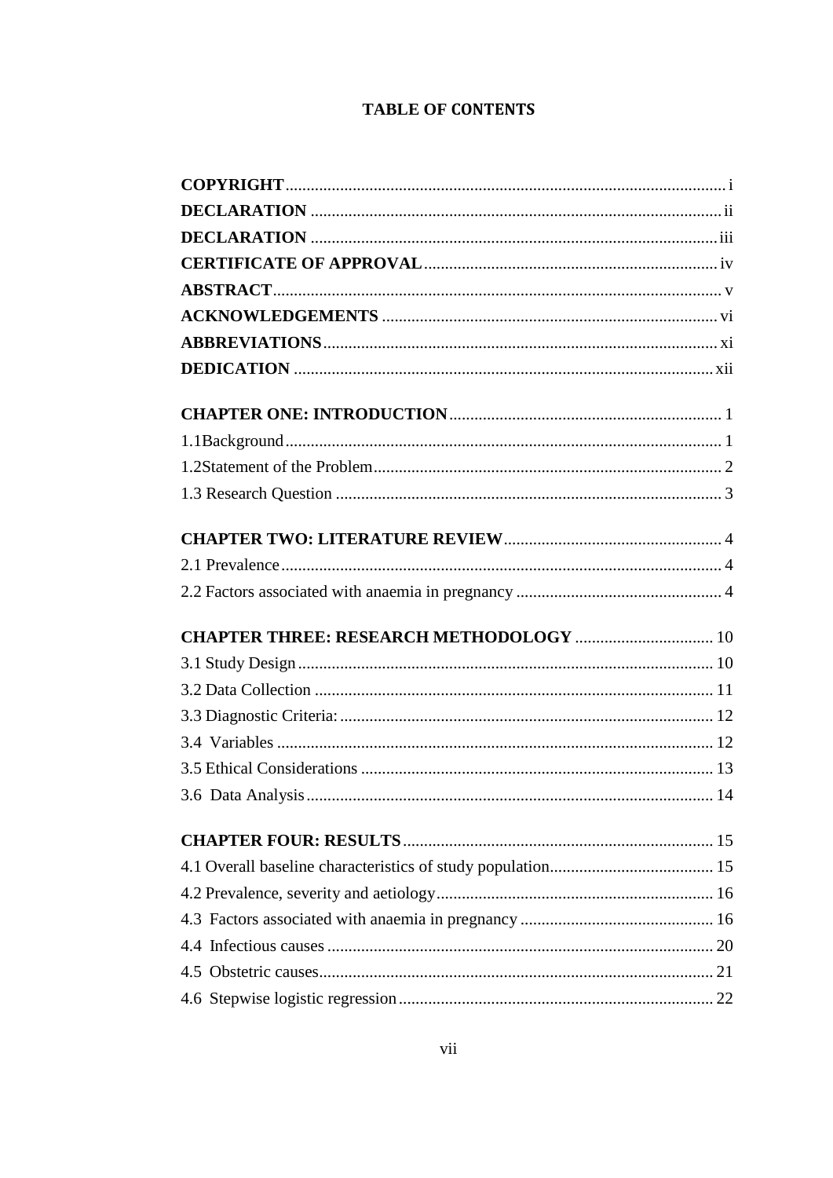# TABLE OF CONTENTS

**COPYRIGHT** ........................................................................................................ i
**DECLARATION** ................................................................................................ ii
**DECLARATION** ................................................................................................ iii
**CERTIFICATE OF APPROVAL** ..................................................................... iv
**ABSTRACT** ......................................................................................................... v
**ACKNOWLEDGEMENTS** ............................................................................... vi
**ABBREVIATIONS** ............................................................................................ xi
**DEDICATION** .................................................................................................. xii

**CHAPTER ONE: INTRODUCTION** ................................................................. 1
1.1Background ........................................................................................................ 1
1.2Statement of the Problem .................................................................................. 2
1.3 Research Question ........................................................................................... 3

**CHAPTER TWO: LITERATURE REVIEW** .................................................... 4
2.1 Prevalence ........................................................................................................ 4
2.2 Factors associated with anaemia in pregnancy ................................................ 4

**CHAPTER THREE: RESEARCH METHODOLOGY** ................................. 10
3.1 Study Design .................................................................................................. 10
3.2 Data Collection .............................................................................................. 11
3.3 Diagnostic Criteria: ........................................................................................ 12
3.4 Variables ........................................................................................................ 12
3.5 Ethical Considerations ................................................................................... 13
3.6 Data Analysis ................................................................................................. 14

**CHAPTER FOUR: RESULTS** .......................................................................... 15
4.1 Overall baseline characteristics of study population....................................... 15
4.2 Prevalence, severity and aetiology .................................................................. 16
4.3 Factors associated with anaemia in pregnancy .............................................. 16
4.4 Infectious causes ............................................................................................ 20
4.5 Obstetric causes.............................................................................................. 21
4.6 Stepwise logistic regression ........................................................................... 22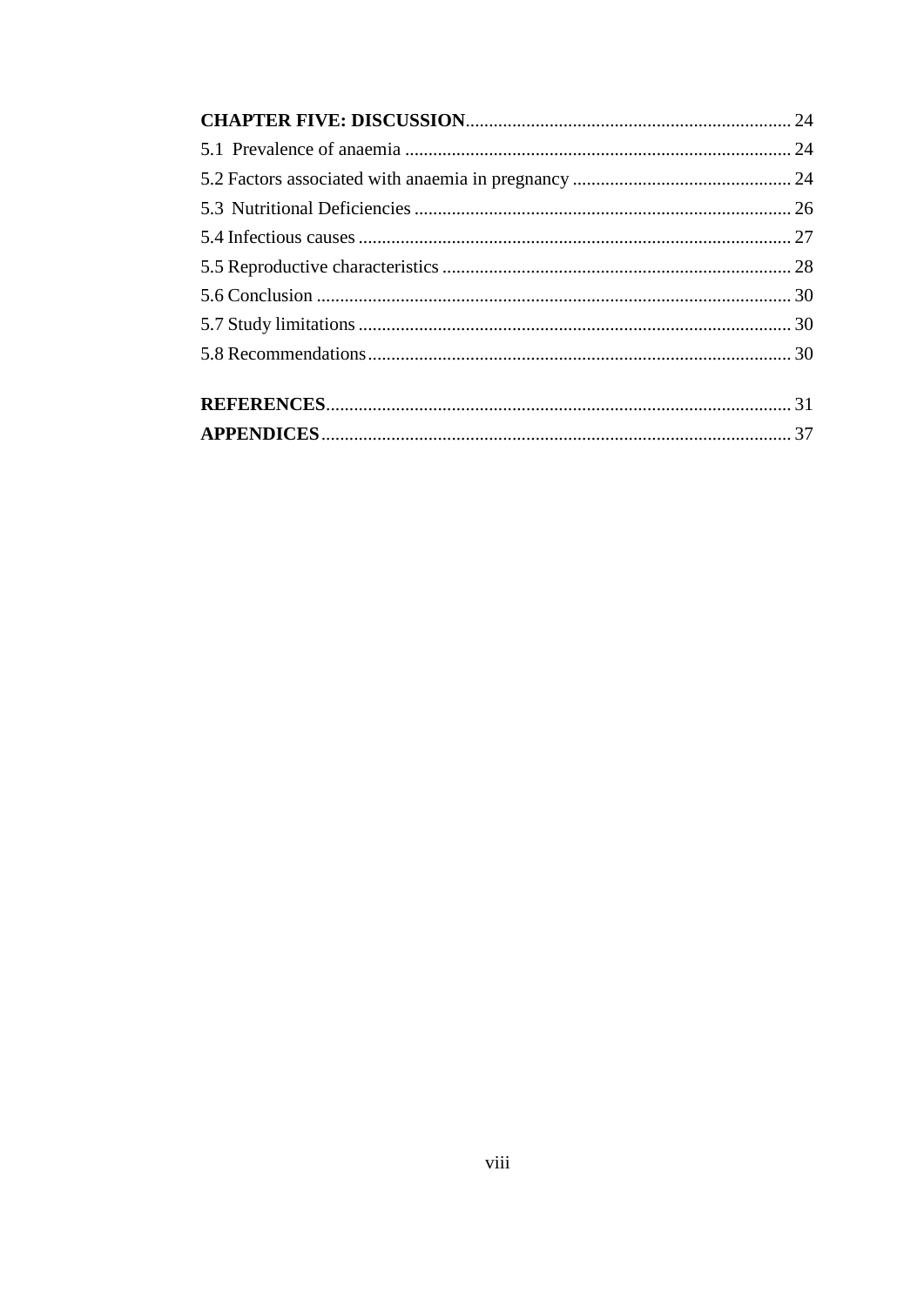**CHAPTER FIVE: DISCUSSION** ..................................................................... 24

5.1 Prevalence of anaemia ..................................................................................... 24

5.2 Factors associated with anaemia in pregnancy ............................................... 24

5.3 Nutritional Deficiencies .................................................................................. 26

5.4 Infectious causes ............................................................................................. 27

5.5 Reproductive characteristics ........................................................................... 28

5.6 Conclusion ...................................................................................................... 30

5.7 Study limitations ............................................................................................. 30

5.8 Recommendations ........................................................................................... 30

**REFERENCES** ................................................................................................... 31

**APPENDICES** .................................................................................................... 37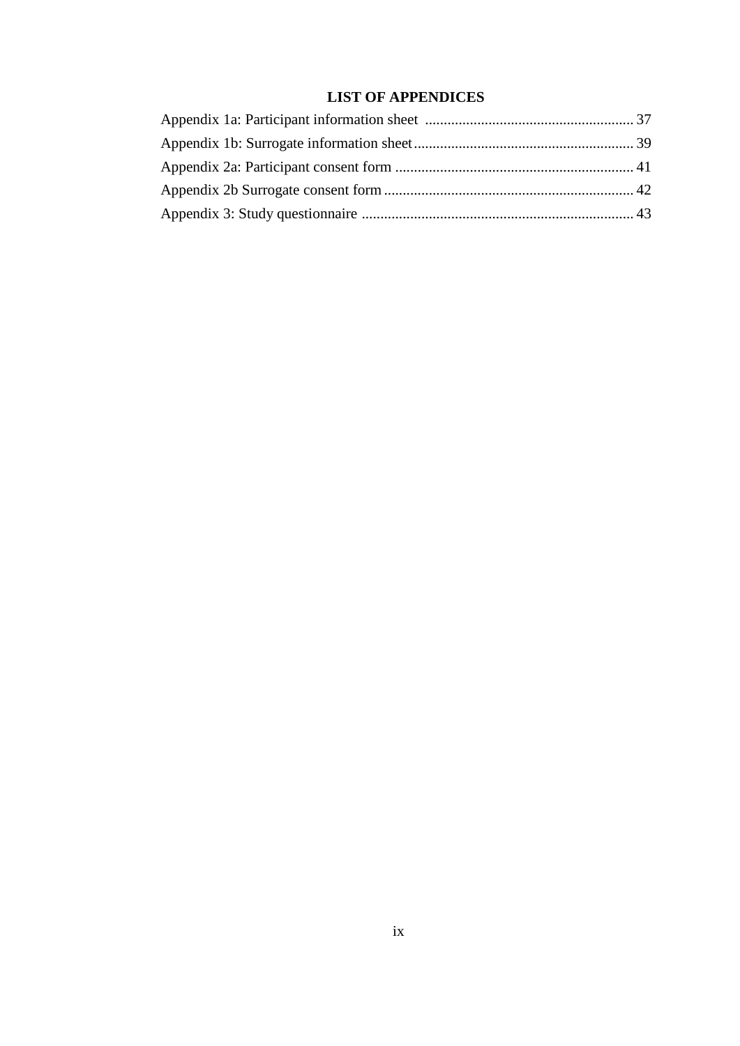# LIST OF APPENDICES

Appendix 1a: Participant information sheet ........................................................ 37

Appendix 1b: Surrogate information sheet........................................................... 39

Appendix 2a: Participant consent form ................................................................ 41

Appendix 2b Surrogate consent form................................................................... 42

Appendix 3: Study questionnaire ......................................................................... 43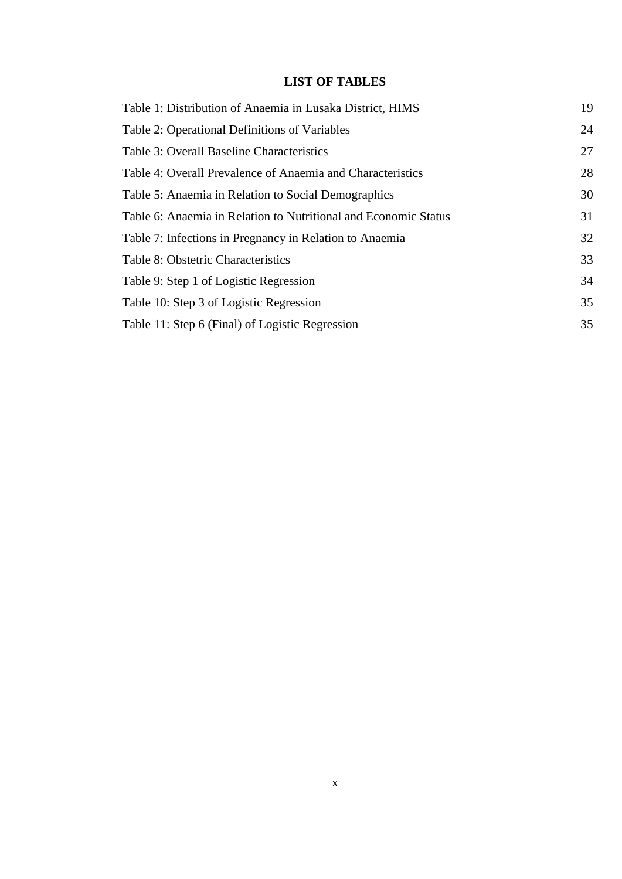# LIST OF TABLES

| | |
|---|---|
| Table 1: Distribution of Anaemia in Lusaka District, HIMS | 19 |
| Table 2: Operational Definitions of Variables | 24 |
| Table 3: Overall Baseline Characteristics | 27 |
| Table 4: Overall Prevalence of Anaemia and Characteristics | 28 |
| Table 5: Anaemia in Relation to Social Demographics | 30 |
| Table 6: Anaemia in Relation to Nutritional and Economic Status | 31 |
| Table 7: Infections in Pregnancy in Relation to Anaemia | 32 |
| Table 8: Obstetric Characteristics | 33 |
| Table 9: Step 1 of Logistic Regression | 34 |
| Table 10: Step 3 of Logistic Regression | 35 |
| Table 11: Step 6 (Final) of Logistic Regression | 35 |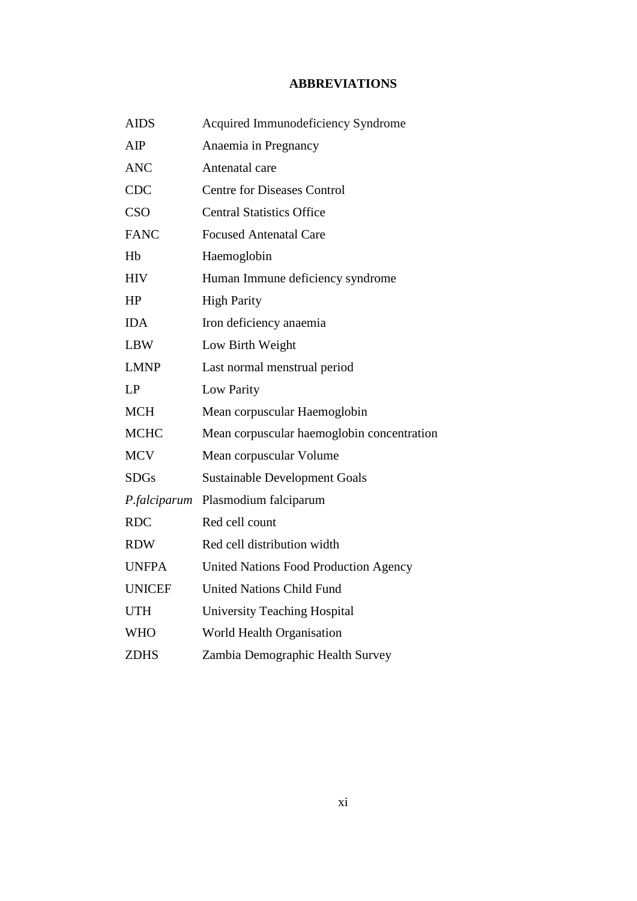# ABBREVIATIONS

| | |
|---|---|
| AIDS | Acquired Immunodeficiency Syndrome |
| AIP | Anaemia in Pregnancy |
| ANC | Antenatal care |
| CDC | Centre for Diseases Control |
| CSO | Central Statistics Office |
| FANC | Focused Antenatal Care |
| Hb | Haemoglobin |
| HIV | Human Immune deficiency syndrome |
| HP | High Parity |
| IDA | Iron deficiency anaemia |
| LBW | Low Birth Weight |
| LMNP | Last normal menstrual period |
| LP | Low Parity |
| MCH | Mean corpuscular Haemoglobin |
| MCHC | Mean corpuscular haemoglobin concentration |
| MCV | Mean corpuscular Volume |
| SDGs | Sustainable Development Goals |
| *P.falciparum* | Plasmodium falciparum |
| RDC | Red cell count |
| RDW | Red cell distribution width |
| UNFPA | United Nations Food Production Agency |
| UNICEF | United Nations Child Fund |
| UTH | University Teaching Hospital |
| WHO | World Health Organisation |
| ZDHS | Zambia Demographic Health Survey |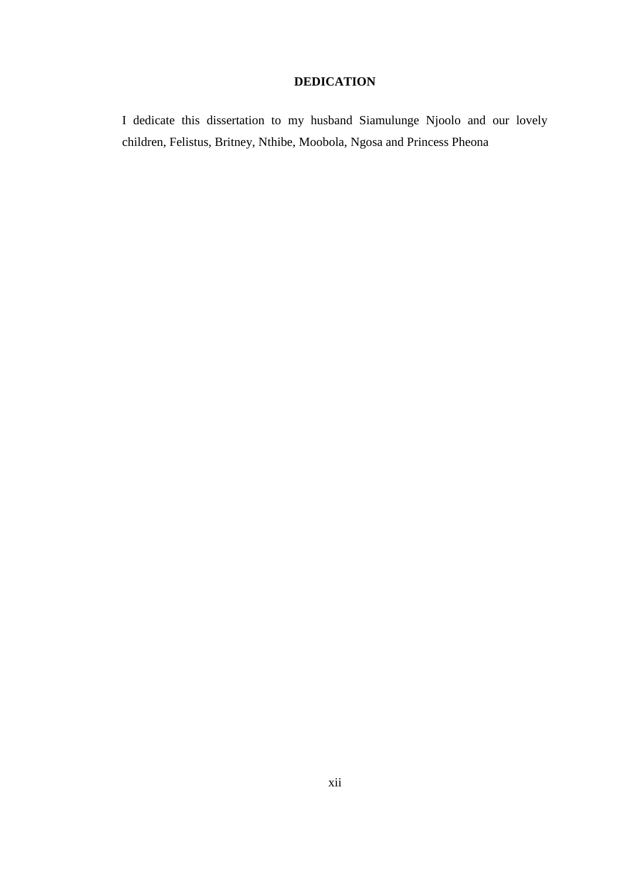## DEDICATION

I dedicate this dissertation to my husband Siamulunge Njoolo and our lovely children, Felistus, Britney, Nthibe, Moobola, Ngosa and Princess Pheona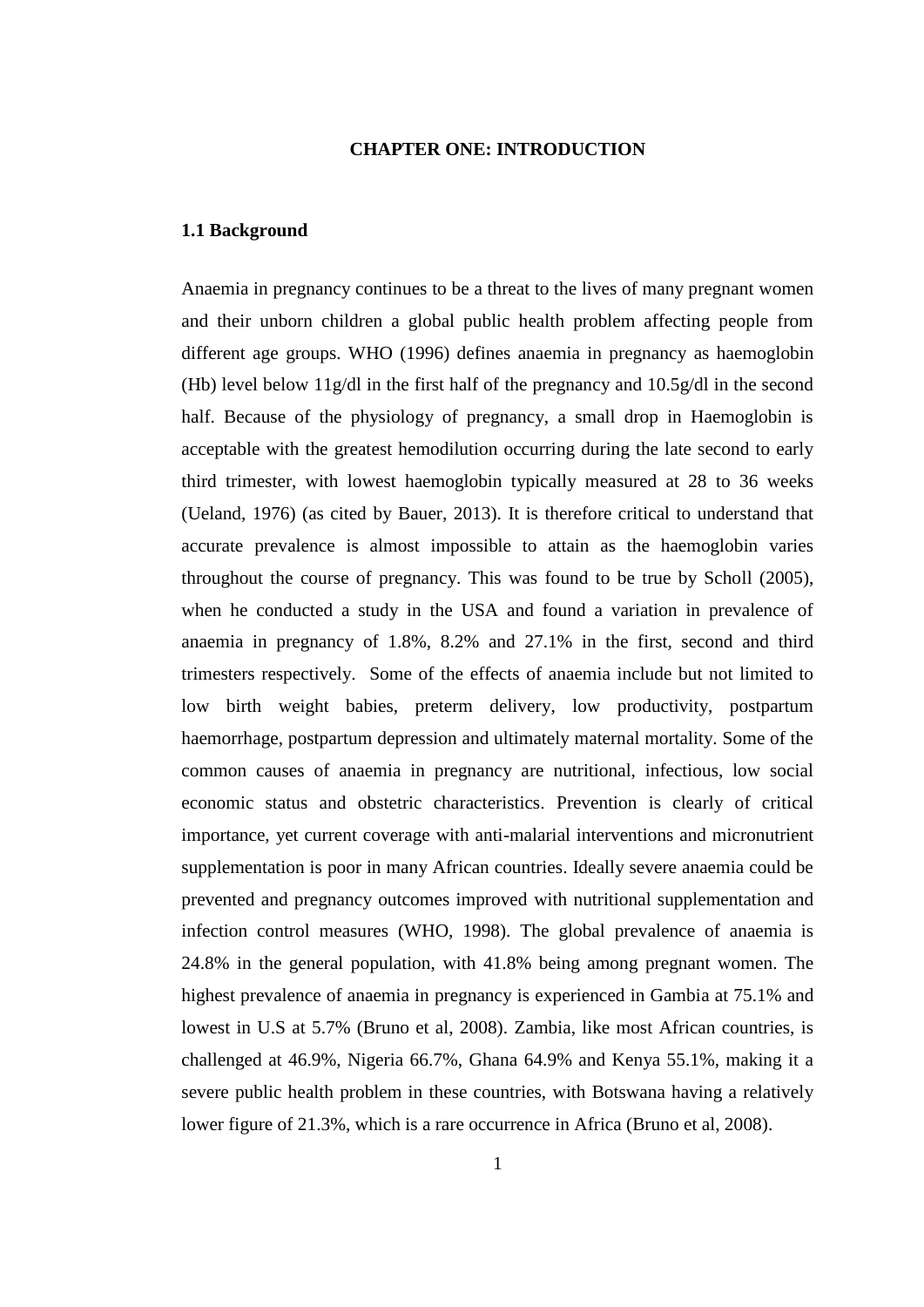# CHAPTER ONE: INTRODUCTION

## 1.1 Background

Anaemia in pregnancy continues to be a threat to the lives of many pregnant women and their unborn children a global public health problem affecting people from different age groups. WHO (1996) defines anaemia in pregnancy as haemoglobin (Hb) level below 11g/dl in the first half of the pregnancy and 10.5g/dl in the second half. Because of the physiology of pregnancy, a small drop in Haemoglobin is acceptable with the greatest hemodilution occurring during the late second to early third trimester, with lowest haemoglobin typically measured at 28 to 36 weeks (Ueland, 1976) (as cited by Bauer, 2013). It is therefore critical to understand that accurate prevalence is almost impossible to attain as the haemoglobin varies throughout the course of pregnancy. This was found to be true by Scholl (2005), when he conducted a study in the USA and found a variation in prevalence of anaemia in pregnancy of 1.8%, 8.2% and 27.1% in the first, second and third trimesters respectively. Some of the effects of anaemia include but not limited to low birth weight babies, preterm delivery, low productivity, postpartum haemorrhage, postpartum depression and ultimately maternal mortality. Some of the common causes of anaemia in pregnancy are nutritional, infectious, low social economic status and obstetric characteristics. Prevention is clearly of critical importance, yet current coverage with anti-malarial interventions and micronutrient supplementation is poor in many African countries. Ideally severe anaemia could be prevented and pregnancy outcomes improved with nutritional supplementation and infection control measures (WHO, 1998). The global prevalence of anaemia is 24.8% in the general population, with 41.8% being among pregnant women. The highest prevalence of anaemia in pregnancy is experienced in Gambia at 75.1% and lowest in U.S at 5.7% (Bruno et al, 2008). Zambia, like most African countries, is challenged at 46.9%, Nigeria 66.7%, Ghana 64.9% and Kenya 55.1%, making it a severe public health problem in these countries, with Botswana having a relatively lower figure of 21.3%, which is a rare occurrence in Africa (Bruno et al, 2008).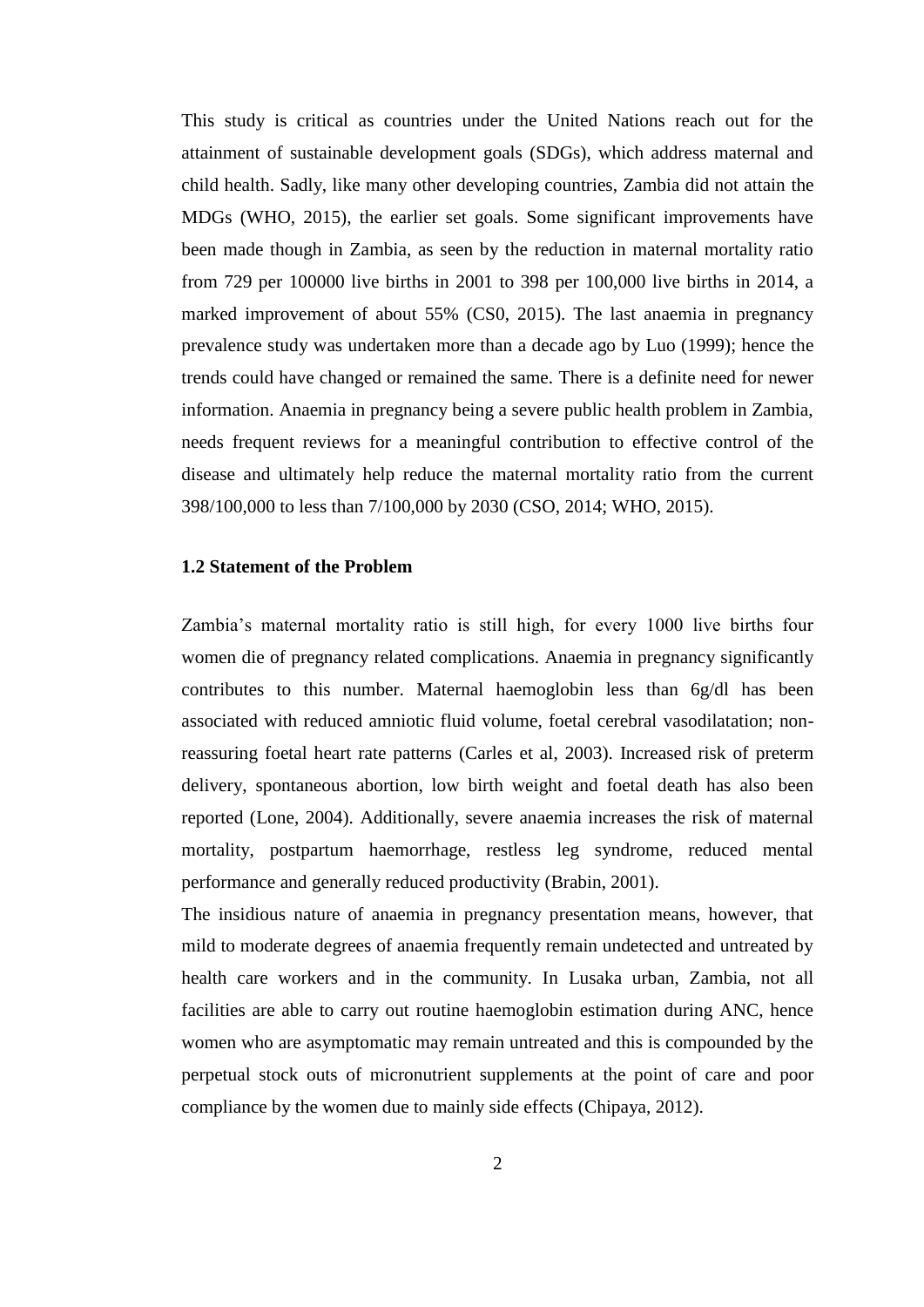This study is critical as countries under the United Nations reach out for the attainment of sustainable development goals (SDGs), which address maternal and child health. Sadly, like many other developing countries, Zambia did not attain the MDGs (WHO, 2015), the earlier set goals. Some significant improvements have been made though in Zambia, as seen by the reduction in maternal mortality ratio from 729 per 100000 live births in 2001 to 398 per 100,000 live births in 2014, a marked improvement of about 55% (CS0, 2015). The last anaemia in pregnancy prevalence study was undertaken more than a decade ago by Luo (1999); hence the trends could have changed or remained the same. There is a definite need for newer information. Anaemia in pregnancy being a severe public health problem in Zambia, needs frequent reviews for a meaningful contribution to effective control of the disease and ultimately help reduce the maternal mortality ratio from the current 398/100,000 to less than 7/100,000 by 2030 (CSO, 2014; WHO, 2015).

### 1.2 Statement of the Problem

Zambia's maternal mortality ratio is still high, for every 1000 live births four women die of pregnancy related complications. Anaemia in pregnancy significantly contributes to this number. Maternal haemoglobin less than 6g/dl has been associated with reduced amniotic fluid volume, foetal cerebral vasodilatation; non-reassuring foetal heart rate patterns (Carles et al, 2003). Increased risk of preterm delivery, spontaneous abortion, low birth weight and foetal death has also been reported (Lone, 2004). Additionally, severe anaemia increases the risk of maternal mortality, postpartum haemorrhage, restless leg syndrome, reduced mental performance and generally reduced productivity (Brabin, 2001).

The insidious nature of anaemia in pregnancy presentation means, however, that mild to moderate degrees of anaemia frequently remain undetected and untreated by health care workers and in the community. In Lusaka urban, Zambia, not all facilities are able to carry out routine haemoglobin estimation during ANC, hence women who are asymptomatic may remain untreated and this is compounded by the perpetual stock outs of micronutrient supplements at the point of care and poor compliance by the women due to mainly side effects (Chipaya, 2012).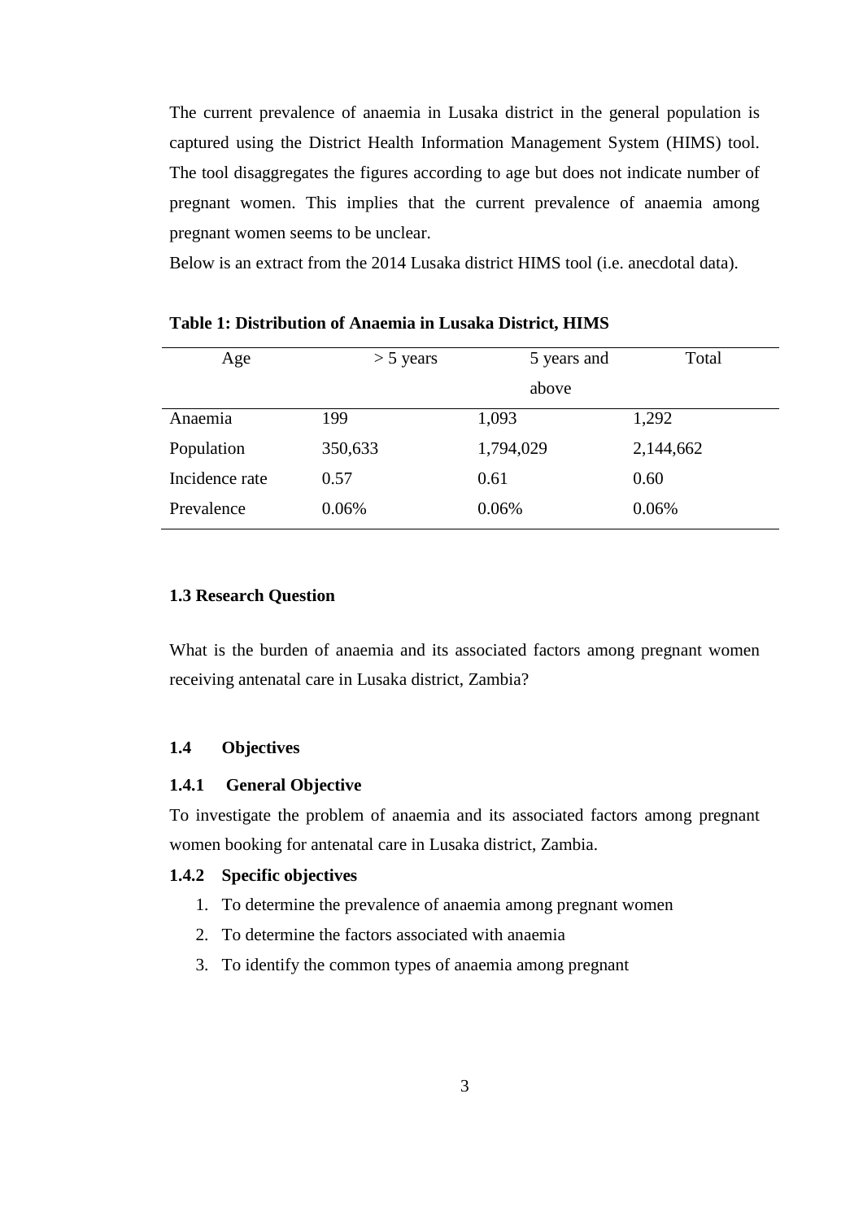The current prevalence of anaemia in Lusaka district in the general population is captured using the District Health Information Management System (HIMS) tool. The tool disaggregates the figures according to age but does not indicate number of pregnant women. This implies that the current prevalence of anaemia among pregnant women seems to be unclear.

Below is an extract from the 2014 Lusaka district HIMS tool (i.e. anecdotal data).

**Table 1: Distribution of Anaemia in Lusaka District, HIMS**

| Age | > 5 years | 5 years and above | Total |
|---|---|---|---|
| Anaemia | 199 | 1,093 | 1,292 |
| Population | 350,633 | 1,794,029 | 2,144,662 |
| Incidence rate | 0.57 | 0.61 | 0.60 |
| Prevalence | 0.06% | 0.06% | 0.06% |

### 1.3 Research Question

What is the burden of anaemia and its associated factors among pregnant women receiving antenatal care in Lusaka district, Zambia?

### 1.4 Objectives

#### 1.4.1 General Objective

To investigate the problem of anaemia and its associated factors among pregnant women booking for antenatal care in Lusaka district, Zambia.

#### 1.4.2 Specific objectives

1. To determine the prevalence of anaemia among pregnant women
2. To determine the factors associated with anaemia
3. To identify the common types of anaemia among pregnant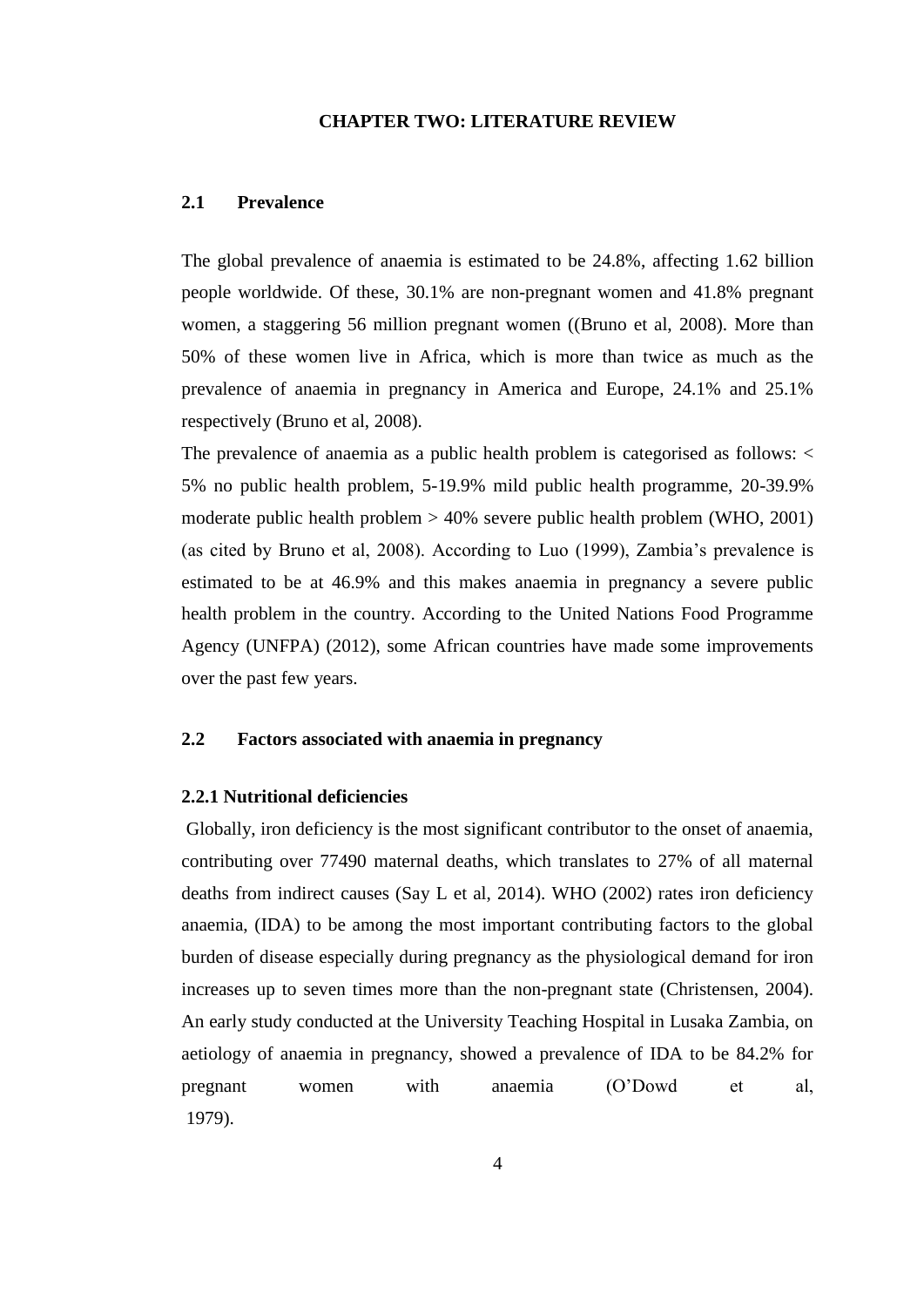# CHAPTER TWO: LITERATURE REVIEW

## 2.1 Prevalence

The global prevalence of anaemia is estimated to be 24.8%, affecting 1.62 billion people worldwide. Of these, 30.1% are non-pregnant women and 41.8% pregnant women, a staggering 56 million pregnant women ((Bruno et al, 2008). More than 50% of these women live in Africa, which is more than twice as much as the prevalence of anaemia in pregnancy in America and Europe, 24.1% and 25.1% respectively (Bruno et al, 2008).

The prevalence of anaemia as a public health problem is categorised as follows: < 5% no public health problem, 5-19.9% mild public health programme, 20-39.9% moderate public health problem > 40% severe public health problem (WHO, 2001) (as cited by Bruno et al, 2008). According to Luo (1999), Zambia's prevalence is estimated to be at 46.9% and this makes anaemia in pregnancy a severe public health problem in the country. According to the United Nations Food Programme Agency (UNFPA) (2012), some African countries have made some improvements over the past few years.

## 2.2 Factors associated with anaemia in pregnancy

### 2.2.1 Nutritional deficiencies

Globally, iron deficiency is the most significant contributor to the onset of anaemia, contributing over 77490 maternal deaths, which translates to 27% of all maternal deaths from indirect causes (Say L et al, 2014). WHO (2002) rates iron deficiency anaemia, (IDA) to be among the most important contributing factors to the global burden of disease especially during pregnancy as the physiological demand for iron increases up to seven times more than the non-pregnant state (Christensen, 2004). An early study conducted at the University Teaching Hospital in Lusaka Zambia, on aetiology of anaemia in pregnancy, showed a prevalence of IDA to be 84.2% for pregnant women with anaemia (O'Dowd et al, 1979).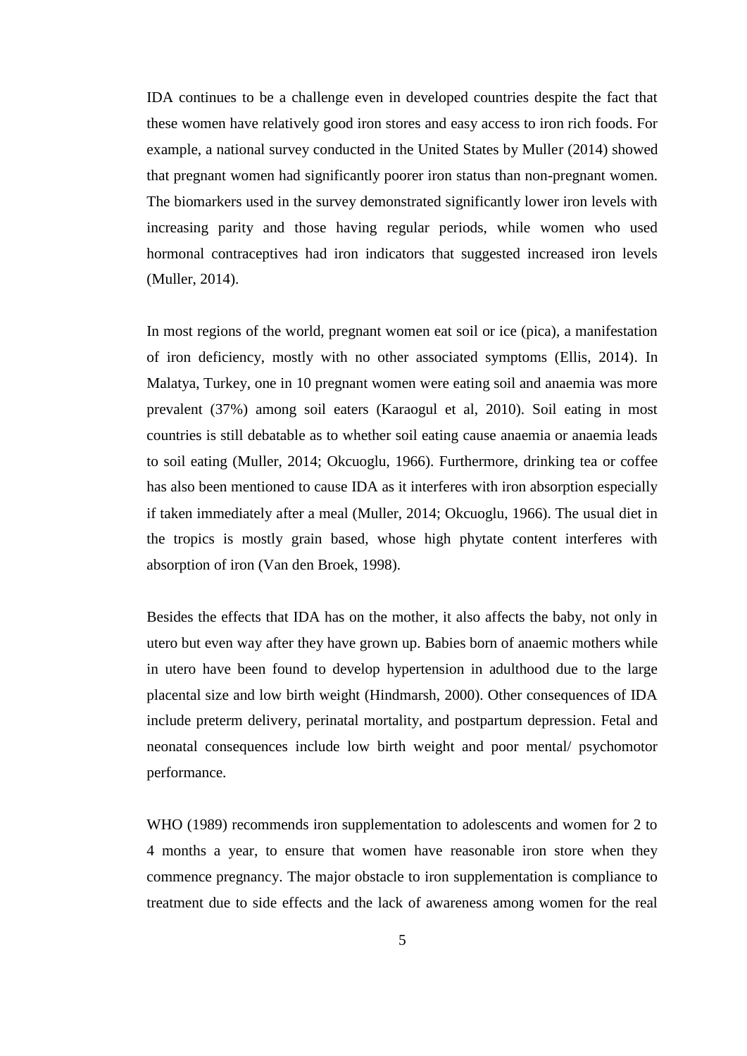IDA continues to be a challenge even in developed countries despite the fact that these women have relatively good iron stores and easy access to iron rich foods. For example, a national survey conducted in the United States by Muller (2014) showed that pregnant women had significantly poorer iron status than non-pregnant women. The biomarkers used in the survey demonstrated significantly lower iron levels with increasing parity and those having regular periods, while women who used hormonal contraceptives had iron indicators that suggested increased iron levels (Muller, 2014).

In most regions of the world, pregnant women eat soil or ice (pica), a manifestation of iron deficiency, mostly with no other associated symptoms (Ellis, 2014). In Malatya, Turkey, one in 10 pregnant women were eating soil and anaemia was more prevalent (37%) among soil eaters (Karaogul et al, 2010). Soil eating in most countries is still debatable as to whether soil eating cause anaemia or anaemia leads to soil eating (Muller, 2014; Okcuoglu, 1966). Furthermore, drinking tea or coffee has also been mentioned to cause IDA as it interferes with iron absorption especially if taken immediately after a meal (Muller, 2014; Okcuoglu, 1966). The usual diet in the tropics is mostly grain based, whose high phytate content interferes with absorption of iron (Van den Broek, 1998).

Besides the effects that IDA has on the mother, it also affects the baby, not only in utero but even way after they have grown up. Babies born of anaemic mothers while in utero have been found to develop hypertension in adulthood due to the large placental size and low birth weight (Hindmarsh, 2000). Other consequences of IDA include preterm delivery, perinatal mortality, and postpartum depression. Fetal and neonatal consequences include low birth weight and poor mental/ psychomotor performance.

WHO (1989) recommends iron supplementation to adolescents and women for 2 to 4 months a year, to ensure that women have reasonable iron store when they commence pregnancy. The major obstacle to iron supplementation is compliance to treatment due to side effects and the lack of awareness among women for the real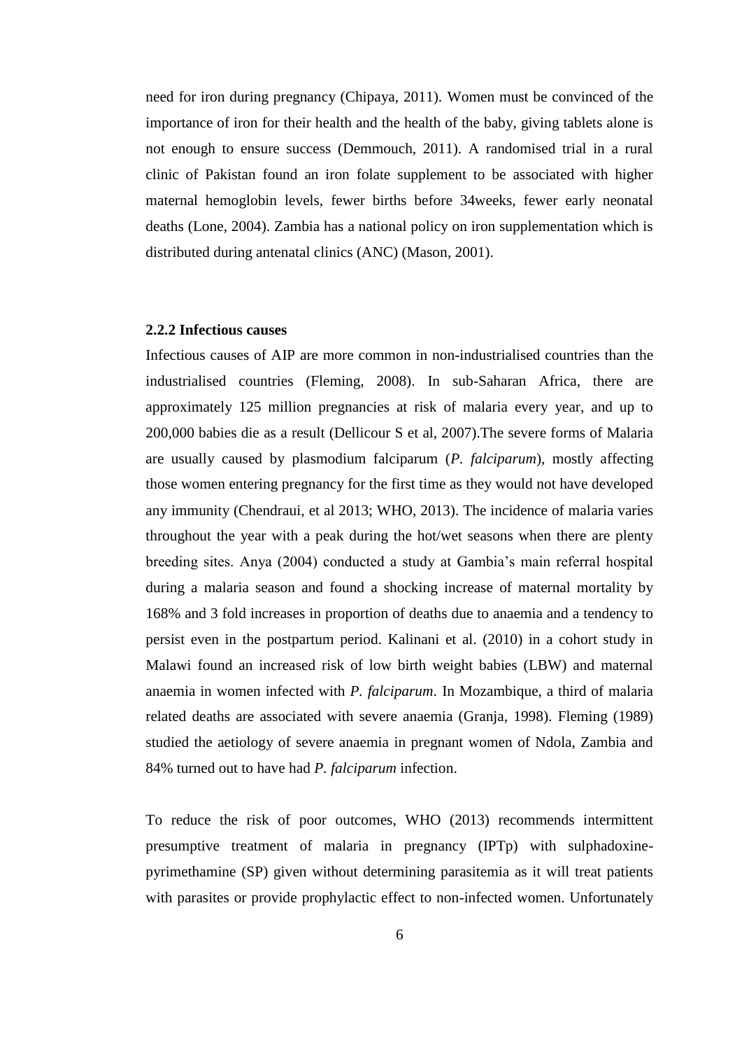need for iron during pregnancy (Chipaya, 2011). Women must be convinced of the importance of iron for their health and the health of the baby, giving tablets alone is not enough to ensure success (Demmouch, 2011). A randomised trial in a rural clinic of Pakistan found an iron folate supplement to be associated with higher maternal hemoglobin levels, fewer births before 34weeks, fewer early neonatal deaths (Lone, 2004). Zambia has a national policy on iron supplementation which is distributed during antenatal clinics (ANC) (Mason, 2001).

### 2.2.2 Infectious causes

Infectious causes of AIP are more common in non-industrialised countries than the industrialised countries (Fleming, 2008). In sub-Saharan Africa, there are approximately 125 million pregnancies at risk of malaria every year, and up to 200,000 babies die as a result (Dellicour S et al, 2007).The severe forms of Malaria are usually caused by plasmodium falciparum (*P. falciparum*), mostly affecting those women entering pregnancy for the first time as they would not have developed any immunity (Chendraui, et al 2013; WHO, 2013). The incidence of malaria varies throughout the year with a peak during the hot/wet seasons when there are plenty breeding sites. Anya (2004) conducted a study at Gambia's main referral hospital during a malaria season and found a shocking increase of maternal mortality by 168% and 3 fold increases in proportion of deaths due to anaemia and a tendency to persist even in the postpartum period. Kalinani et al. (2010) in a cohort study in Malawi found an increased risk of low birth weight babies (LBW) and maternal anaemia in women infected with *P. falciparum*. In Mozambique, a third of malaria related deaths are associated with severe anaemia (Granja, 1998). Fleming (1989) studied the aetiology of severe anaemia in pregnant women of Ndola, Zambia and 84% turned out to have had *P. falciparum* infection.

To reduce the risk of poor outcomes, WHO (2013) recommends intermittent presumptive treatment of malaria in pregnancy (IPTp) with sulphadoxine-pyrimethamine (SP) given without determining parasitemia as it will treat patients with parasites or provide prophylactic effect to non-infected women. Unfortunately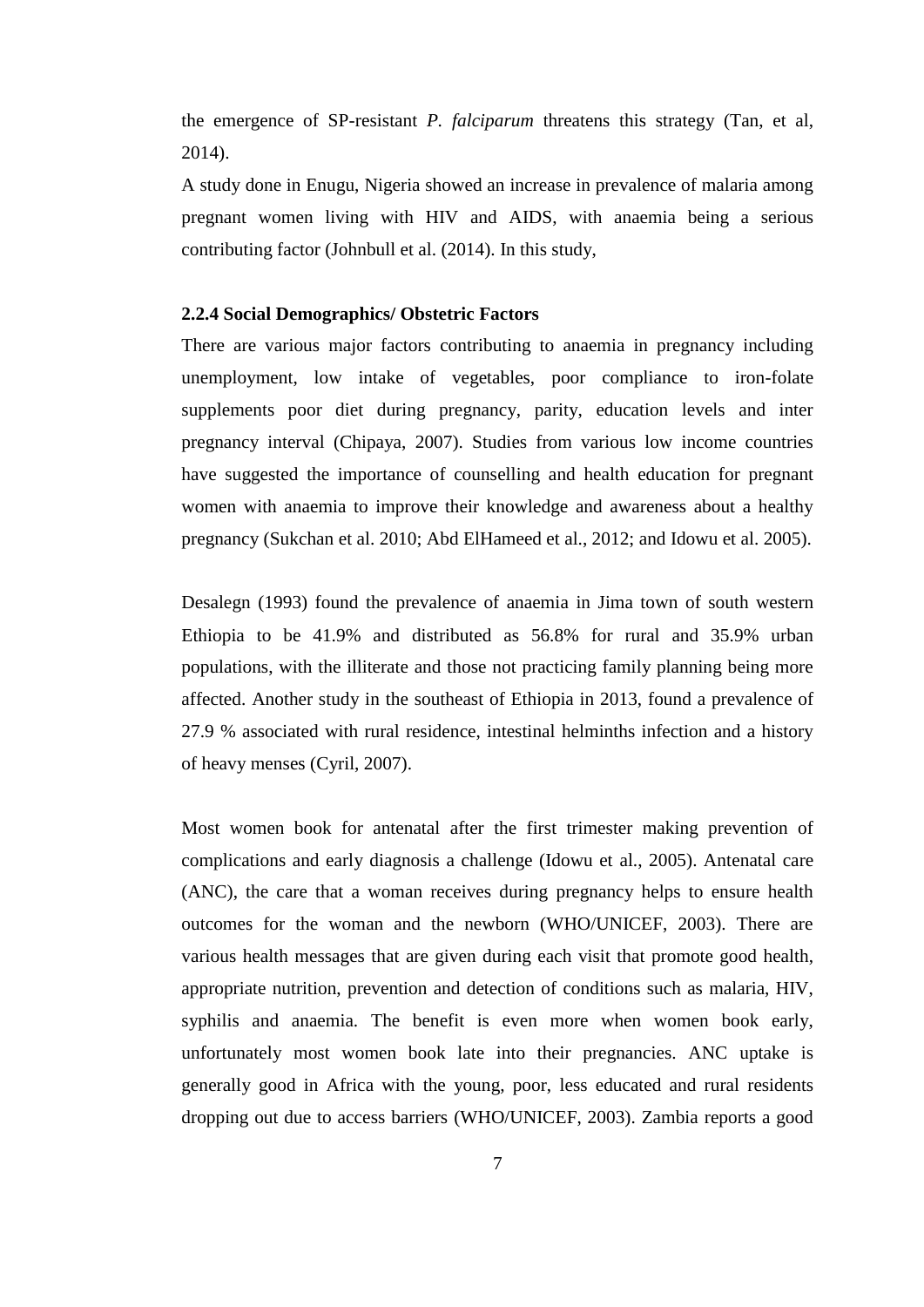the emergence of SP-resistant *P. falciparum* threatens this strategy (Tan, et al, 2014).

A study done in Enugu, Nigeria showed an increase in prevalence of malaria among pregnant women living with HIV and AIDS, with anaemia being a serious contributing factor (Johnbull et al. (2014). In this study,

### 2.2.4 Social Demographics/ Obstetric Factors

There are various major factors contributing to anaemia in pregnancy including unemployment, low intake of vegetables, poor compliance to iron-folate supplements poor diet during pregnancy, parity, education levels and inter pregnancy interval (Chipaya, 2007). Studies from various low income countries have suggested the importance of counselling and health education for pregnant women with anaemia to improve their knowledge and awareness about a healthy pregnancy (Sukchan et al. 2010; Abd ElHameed et al., 2012; and Idowu et al. 2005).

Desalegn (1993) found the prevalence of anaemia in Jima town of south western Ethiopia to be 41.9% and distributed as 56.8% for rural and 35.9% urban populations, with the illiterate and those not practicing family planning being more affected. Another study in the southeast of Ethiopia in 2013, found a prevalence of 27.9 % associated with rural residence, intestinal helminths infection and a history of heavy menses (Cyril, 2007).

Most women book for antenatal after the first trimester making prevention of complications and early diagnosis a challenge (Idowu et al., 2005). Antenatal care (ANC), the care that a woman receives during pregnancy helps to ensure health outcomes for the woman and the newborn (WHO/UNICEF, 2003). There are various health messages that are given during each visit that promote good health, appropriate nutrition, prevention and detection of conditions such as malaria, HIV, syphilis and anaemia. The benefit is even more when women book early, unfortunately most women book late into their pregnancies. ANC uptake is generally good in Africa with the young, poor, less educated and rural residents dropping out due to access barriers (WHO/UNICEF, 2003). Zambia reports a good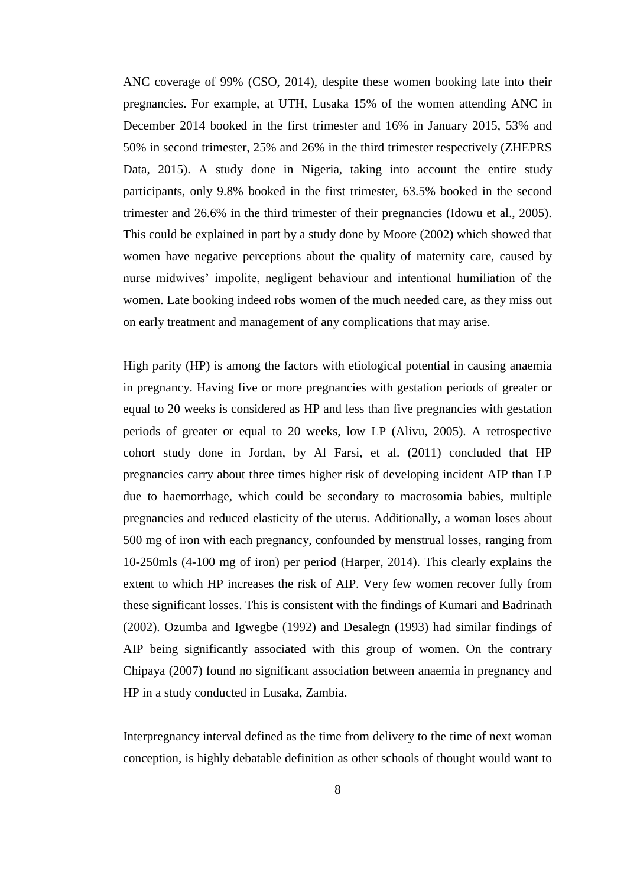ANC coverage of 99% (CSO, 2014), despite these women booking late into their pregnancies. For example, at UTH, Lusaka 15% of the women attending ANC in December 2014 booked in the first trimester and 16% in January 2015, 53% and 50% in second trimester, 25% and 26% in the third trimester respectively (ZHEPRS Data, 2015). A study done in Nigeria, taking into account the entire study participants, only 9.8% booked in the first trimester, 63.5% booked in the second trimester and 26.6% in the third trimester of their pregnancies (Idowu et al., 2005). This could be explained in part by a study done by Moore (2002) which showed that women have negative perceptions about the quality of maternity care, caused by nurse midwives' impolite, negligent behaviour and intentional humiliation of the women. Late booking indeed robs women of the much needed care, as they miss out on early treatment and management of any complications that may arise.

High parity (HP) is among the factors with etiological potential in causing anaemia in pregnancy. Having five or more pregnancies with gestation periods of greater or equal to 20 weeks is considered as HP and less than five pregnancies with gestation periods of greater or equal to 20 weeks, low LP (Alivu, 2005). A retrospective cohort study done in Jordan, by Al Farsi, et al. (2011) concluded that HP pregnancies carry about three times higher risk of developing incident AIP than LP due to haemorrhage, which could be secondary to macrosomia babies, multiple pregnancies and reduced elasticity of the uterus. Additionally, a woman loses about 500 mg of iron with each pregnancy, confounded by menstrual losses, ranging from 10-250mls (4-100 mg of iron) per period (Harper, 2014). This clearly explains the extent to which HP increases the risk of AIP. Very few women recover fully from these significant losses. This is consistent with the findings of Kumari and Badrinath (2002). Ozumba and Igwegbe (1992) and Desalegn (1993) had similar findings of AIP being significantly associated with this group of women. On the contrary Chipaya (2007) found no significant association between anaemia in pregnancy and HP in a study conducted in Lusaka, Zambia.

Interpregnancy interval defined as the time from delivery to the time of next woman conception, is highly debatable definition as other schools of thought would want to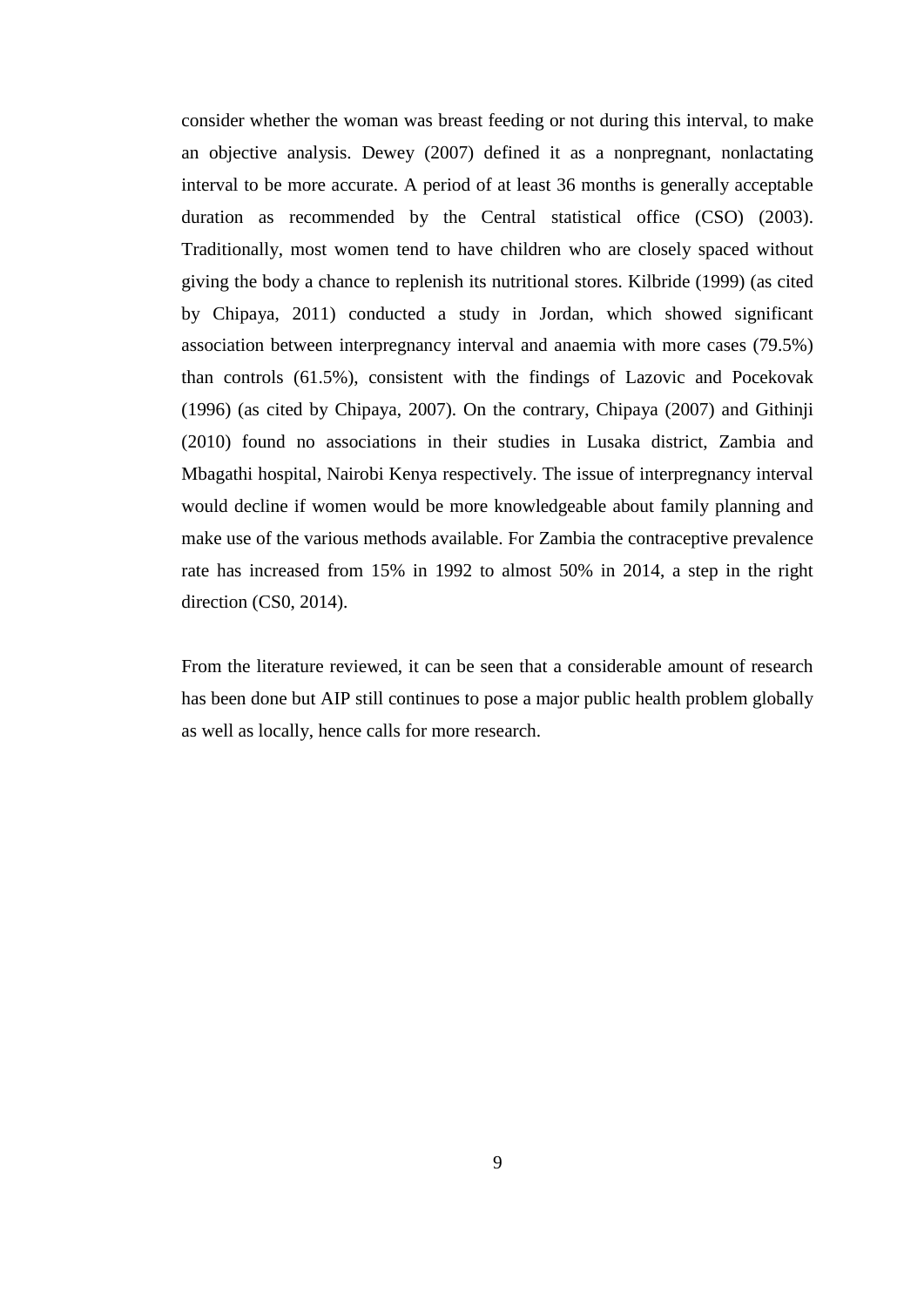consider whether the woman was breast feeding or not during this interval, to make an objective analysis. Dewey (2007) defined it as a nonpregnant, nonlactating interval to be more accurate. A period of at least 36 months is generally acceptable duration as recommended by the Central statistical office (CSO) (2003). Traditionally, most women tend to have children who are closely spaced without giving the body a chance to replenish its nutritional stores. Kilbride (1999) (as cited by Chipaya, 2011) conducted a study in Jordan, which showed significant association between interpregnancy interval and anaemia with more cases (79.5%) than controls (61.5%), consistent with the findings of Lazovic and Pocekovak (1996) (as cited by Chipaya, 2007). On the contrary, Chipaya (2007) and Githinji (2010) found no associations in their studies in Lusaka district, Zambia and Mbagathi hospital, Nairobi Kenya respectively. The issue of interpregnancy interval would decline if women would be more knowledgeable about family planning and make use of the various methods available. For Zambia the contraceptive prevalence rate has increased from 15% in 1992 to almost 50% in 2014, a step in the right direction (CS0, 2014).

From the literature reviewed, it can be seen that a considerable amount of research has been done but AIP still continues to pose a major public health problem globally as well as locally, hence calls for more research.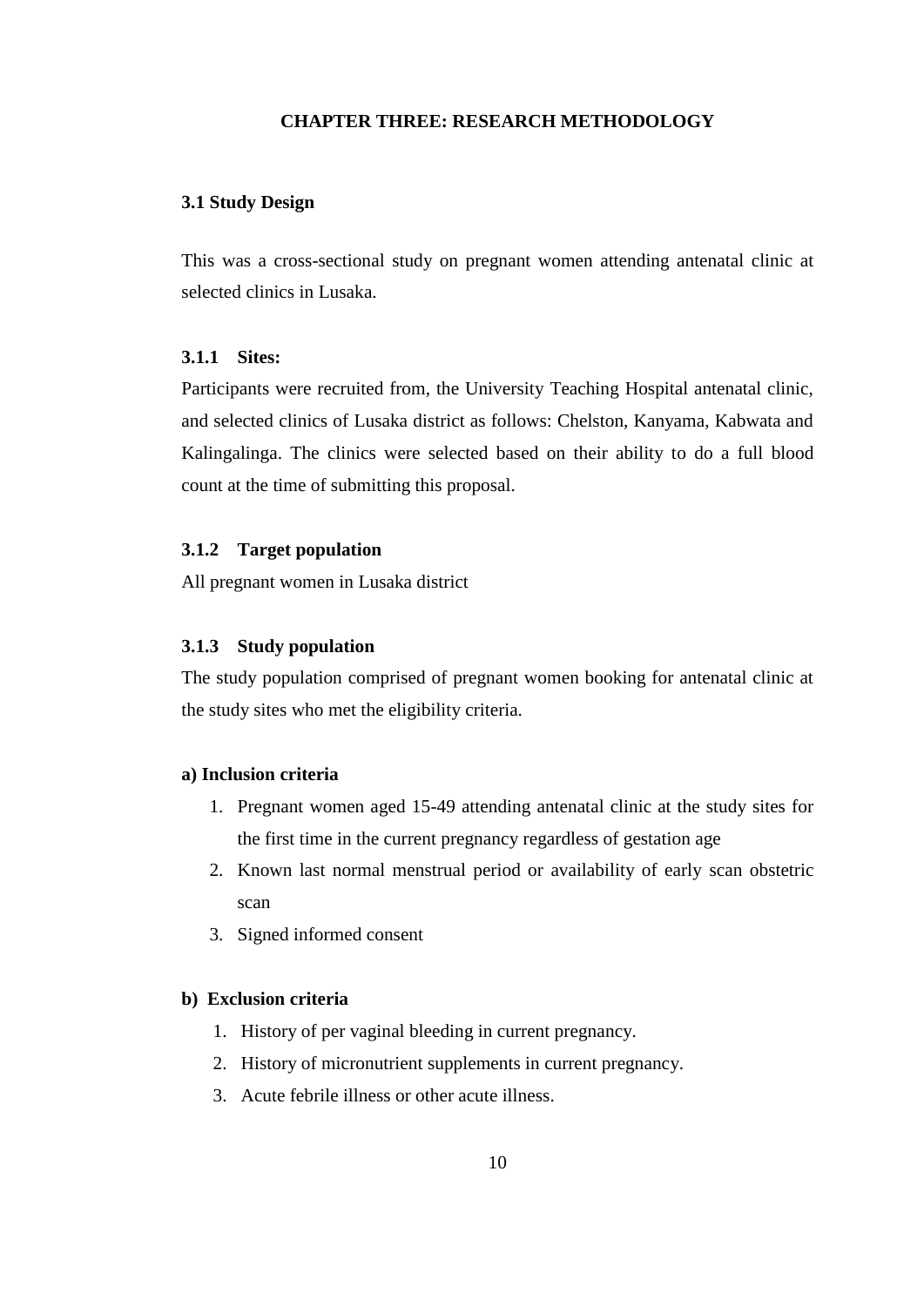# CHAPTER THREE: RESEARCH METHODOLOGY

## 3.1 Study Design

This was a cross-sectional study on pregnant women attending antenatal clinic at selected clinics in Lusaka.

### 3.1.1 Sites:

Participants were recruited from, the University Teaching Hospital antenatal clinic, and selected clinics of Lusaka district as follows: Chelston, Kanyama, Kabwata and Kalingalinga. The clinics were selected based on their ability to do a full blood count at the time of submitting this proposal.

### 3.1.2 Target population

All pregnant women in Lusaka district

### 3.1.3 Study population

The study population comprised of pregnant women booking for antenatal clinic at the study sites who met the eligibility criteria.

**a) Inclusion criteria**

1. Pregnant women aged 15-49 attending antenatal clinic at the study sites for the first time in the current pregnancy regardless of gestation age
2. Known last normal menstrual period or availability of early scan obstetric scan
3. Signed informed consent

**b) Exclusion criteria**

1. History of per vaginal bleeding in current pregnancy.
2. History of micronutrient supplements in current pregnancy.
3. Acute febrile illness or other acute illness.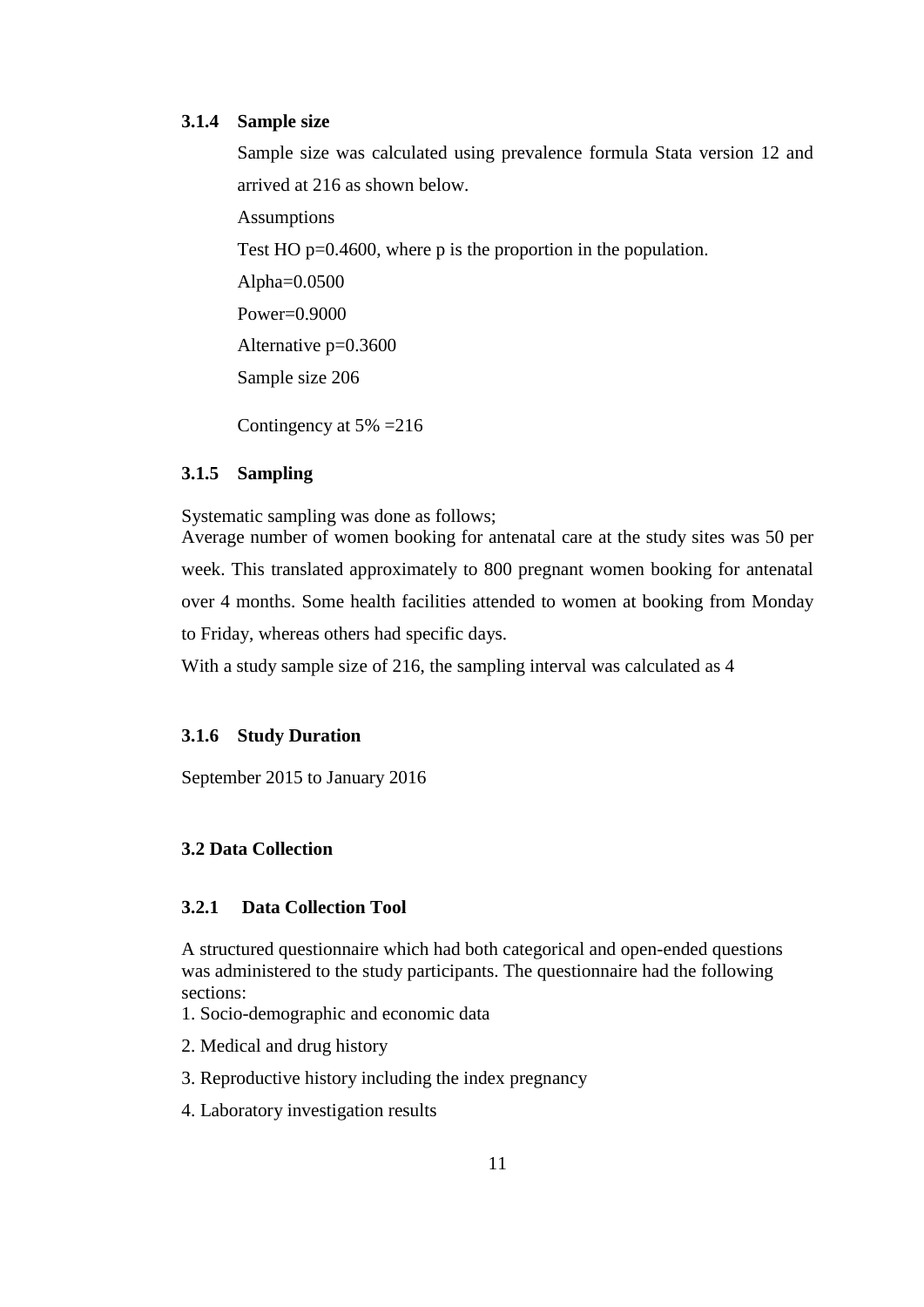### 3.1.4 Sample size

Sample size was calculated using prevalence formula Stata version 12 and arrived at 216 as shown below.

Assumptions

Test HO p=0.4600, where p is the proportion in the population.

Alpha=0.0500

Power=0.9000

Alternative p=0.3600

Sample size 206

Contingency at 5% =216

### 3.1.5 Sampling

Systematic sampling was done as follows;

Average number of women booking for antenatal care at the study sites was 50 per week. This translated approximately to 800 pregnant women booking for antenatal over 4 months. Some health facilities attended to women at booking from Monday to Friday, whereas others had specific days.

With a study sample size of 216, the sampling interval was calculated as 4

### 3.1.6 Study Duration

September 2015 to January 2016

## 3.2 Data Collection

### 3.2.1 Data Collection Tool

A structured questionnaire which had both categorical and open-ended questions was administered to the study participants. The questionnaire had the following sections:

1. Socio-demographic and economic data
2. Medical and drug history
3. Reproductive history including the index pregnancy
4. Laboratory investigation results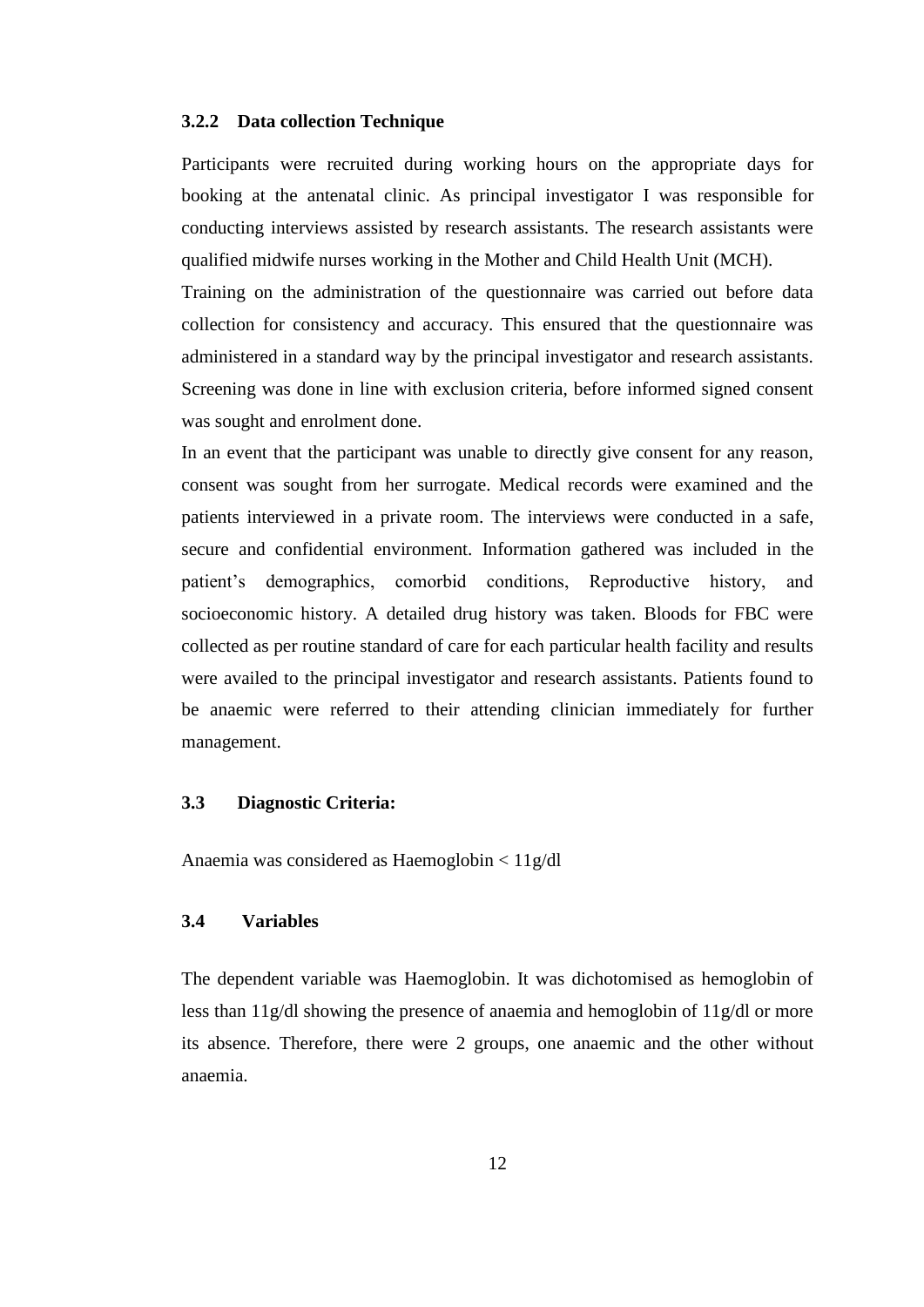### 3.2.2 Data collection Technique

Participants were recruited during working hours on the appropriate days for booking at the antenatal clinic. As principal investigator I was responsible for conducting interviews assisted by research assistants. The research assistants were qualified midwife nurses working in the Mother and Child Health Unit (MCH).

Training on the administration of the questionnaire was carried out before data collection for consistency and accuracy. This ensured that the questionnaire was administered in a standard way by the principal investigator and research assistants. Screening was done in line with exclusion criteria, before informed signed consent was sought and enrolment done.

In an event that the participant was unable to directly give consent for any reason, consent was sought from her surrogate. Medical records were examined and the patients interviewed in a private room. The interviews were conducted in a safe, secure and confidential environment. Information gathered was included in the patient's demographics, comorbid conditions, Reproductive history, and socioeconomic history. A detailed drug history was taken. Bloods for FBC were collected as per routine standard of care for each particular health facility and results were availed to the principal investigator and research assistants. Patients found to be anaemic were referred to their attending clinician immediately for further management.

## 3.3 Diagnostic Criteria:

Anaemia was considered as Haemoglobin < 11g/dl

## 3.4 Variables

The dependent variable was Haemoglobin. It was dichotomised as hemoglobin of less than 11g/dl showing the presence of anaemia and hemoglobin of 11g/dl or more its absence. Therefore, there were 2 groups, one anaemic and the other without anaemia.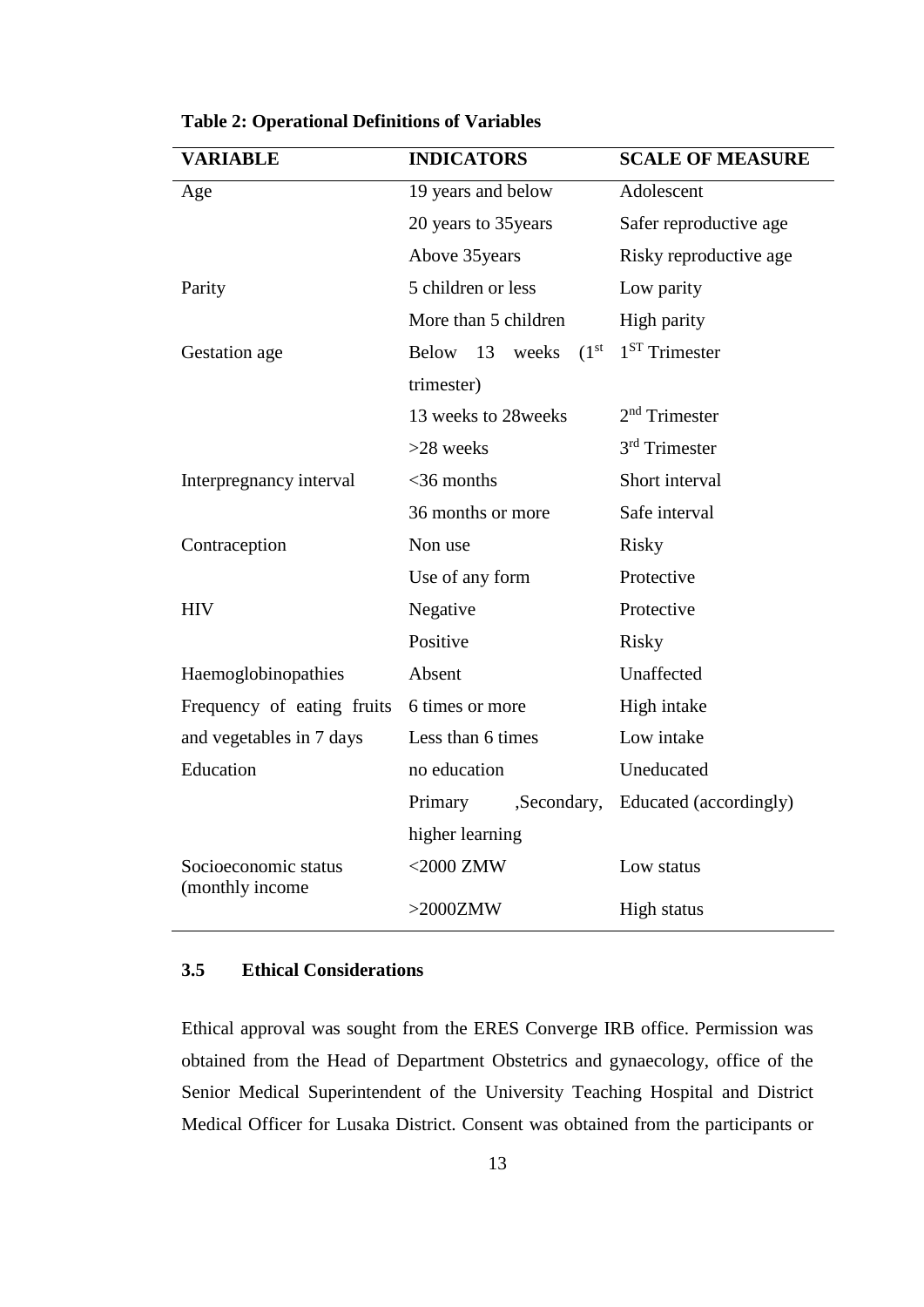**Table 2: Operational Definitions of Variables**

| VARIABLE | INDICATORS | SCALE OF MEASURE |
|---|---|---|
| Age | 19 years and below | Adolescent |
| | 20 years to 35years | Safer reproductive age |
| | Above 35years | Risky reproductive age |
| Parity | 5 children or less | Low parity |
| | More than 5 children | High parity |
| Gestation age | Below 13 weeks (1st trimester) | 1ST Trimester |
| | 13 weeks to 28weeks | 2nd Trimester |
| | >28 weeks | 3rd Trimester |
| Interpregnancy interval | <36 months | Short interval |
| | 36 months or more | Safe interval |
| Contraception | Non use | Risky |
| | Use of any form | Protective |
| HIV | Negative | Protective |
| | Positive | Risky |
| Haemoglobinopathies | Absent | Unaffected |
| Frequency of eating fruits and vegetables in 7 days | 6 times or more | High intake |
| | Less than 6 times | Low intake |
| Education | no education | Uneducated |
| | Primary ,Secondary, higher learning | Educated (accordingly) |
| Socioeconomic status (monthly income | <2000 ZMW | Low status |
| | >2000ZMW | High status |

### 3.5 Ethical Considerations

Ethical approval was sought from the ERES Converge IRB office. Permission was obtained from the Head of Department Obstetrics and gynaecology, office of the Senior Medical Superintendent of the University Teaching Hospital and District Medical Officer for Lusaka District. Consent was obtained from the participants or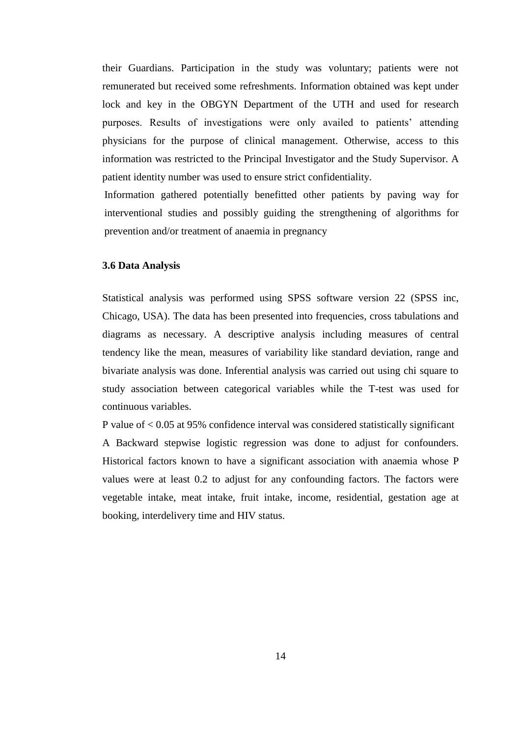their Guardians. Participation in the study was voluntary; patients were not remunerated but received some refreshments. Information obtained was kept under lock and key in the OBGYN Department of the UTH and used for research purposes. Results of investigations were only availed to patients' attending physicians for the purpose of clinical management. Otherwise, access to this information was restricted to the Principal Investigator and the Study Supervisor. A patient identity number was used to ensure strict confidentiality.

Information gathered potentially benefitted other patients by paving way for interventional studies and possibly guiding the strengthening of algorithms for prevention and/or treatment of anaemia in pregnancy

### 3.6 Data Analysis

Statistical analysis was performed using SPSS software version 22 (SPSS inc, Chicago, USA). The data has been presented into frequencies, cross tabulations and diagrams as necessary. A descriptive analysis including measures of central tendency like the mean, measures of variability like standard deviation, range and bivariate analysis was done. Inferential analysis was carried out using chi square to study association between categorical variables while the T-test was used for continuous variables.

P value of < 0.05 at 95% confidence interval was considered statistically significant

A Backward stepwise logistic regression was done to adjust for confounders. Historical factors known to have a significant association with anaemia whose P values were at least 0.2 to adjust for any confounding factors. The factors were vegetable intake, meat intake, fruit intake, income, residential, gestation age at booking, interdelivery time and HIV status.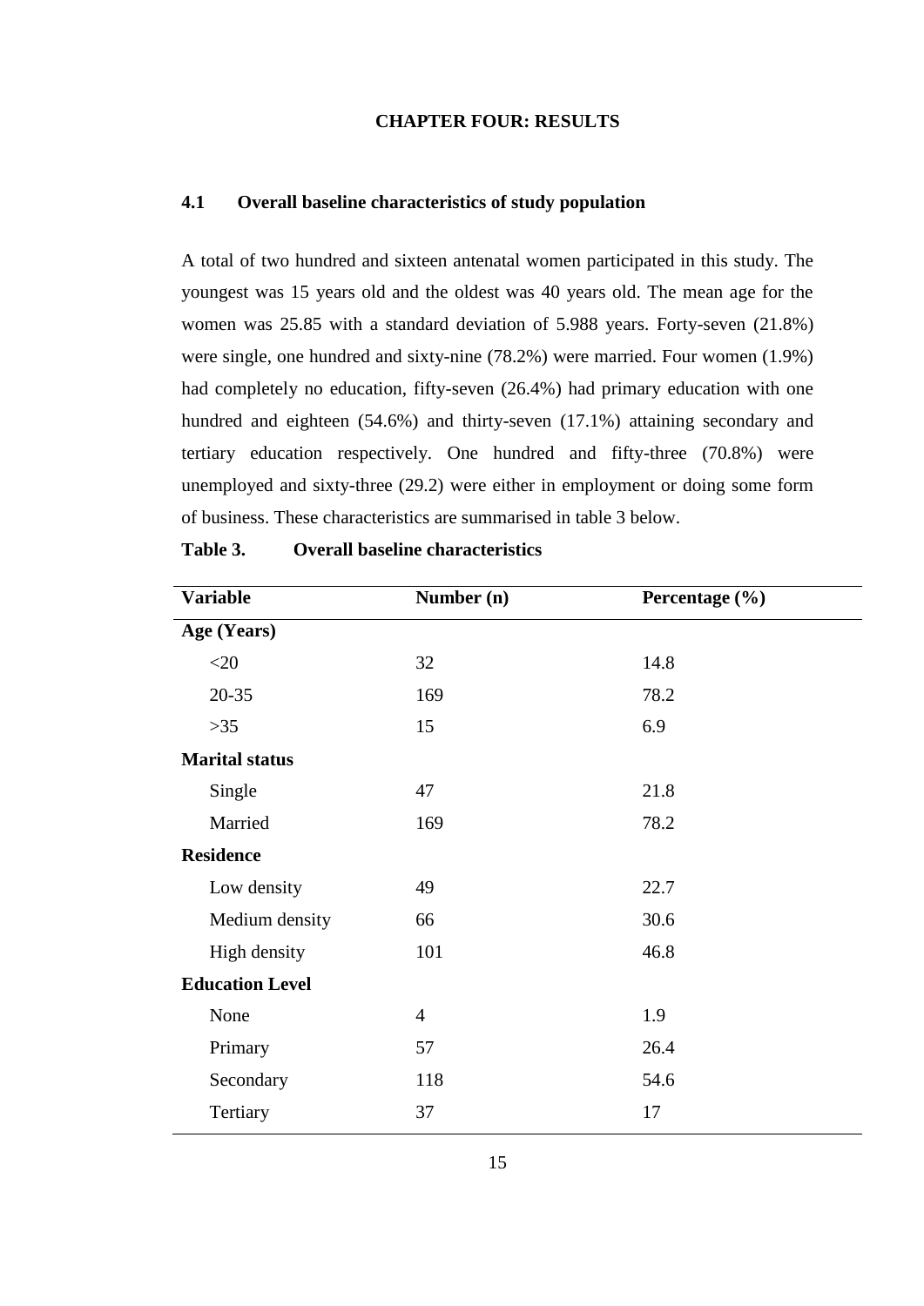# CHAPTER FOUR: RESULTS

## 4.1 Overall baseline characteristics of study population

A total of two hundred and sixteen antenatal women participated in this study. The youngest was 15 years old and the oldest was 40 years old. The mean age for the women was 25.85 with a standard deviation of 5.988 years. Forty-seven (21.8%) were single, one hundred and sixty-nine (78.2%) were married. Four women (1.9%) had completely no education, fifty-seven (26.4%) had primary education with one hundred and eighteen (54.6%) and thirty-seven (17.1%) attaining secondary and tertiary education respectively. One hundred and fifty-three (70.8%) were unemployed and sixty-three (29.2) were either in employment or doing some form of business. These characteristics are summarised in table 3 below.

**Table 3. Overall baseline characteristics**

| Variable | Number (n) | Percentage (%) |
|---|---|---|
| **Age (Years)** | | |
| <20 | 32 | 14.8 |
| 20-35 | 169 | 78.2 |
| >35 | 15 | 6.9 |
| **Marital status** | | |
| Single | 47 | 21.8 |
| Married | 169 | 78.2 |
| **Residence** | | |
| Low density | 49 | 22.7 |
| Medium density | 66 | 30.6 |
| High density | 101 | 46.8 |
| **Education Level** | | |
| None | 4 | 1.9 |
| Primary | 57 | 26.4 |
| Secondary | 118 | 54.6 |
| Tertiary | 37 | 17 |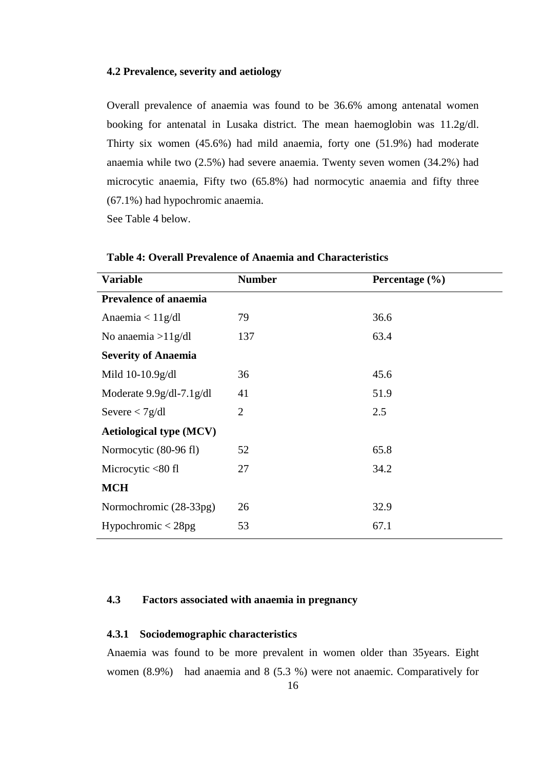### 4.2 Prevalence, severity and aetiology

Overall prevalence of anaemia was found to be 36.6% among antenatal women booking for antenatal in Lusaka district. The mean haemoglobin was 11.2g/dl. Thirty six women (45.6%) had mild anaemia, forty one (51.9%) had moderate anaemia while two (2.5%) had severe anaemia. Twenty seven women (34.2%) had microcytic anaemia, Fifty two (65.8%) had normocytic anaemia and fifty three (67.1%) had hypochromic anaemia.
See Table 4 below.

**Table 4: Overall Prevalence of Anaemia and Characteristics**

| Variable | Number | Percentage (%) |
|---|---|---|
| **Prevalence of anaemia** | | |
| Anaemia < 11g/dl | 79 | 36.6 |
| No anaemia >11g/dl | 137 | 63.4 |
| **Severity of Anaemia** | | |
| Mild 10-10.9g/dl | 36 | 45.6 |
| Moderate 9.9g/dl-7.1g/dl | 41 | 51.9 |
| Severe < 7g/dl | 2 | 2.5 |
| **Aetiological type (MCV)** | | |
| Normocytic (80-96 fl) | 52 | 65.8 |
| Microcytic <80 fl | 27 | 34.2 |
| **MCH** | | |
| Normochromic (28-33pg) | 26 | 32.9 |
| Hypochromic < 28pg | 53 | 67.1 |

### 4.3 Factors associated with anaemia in pregnancy

#### 4.3.1 Sociodemographic characteristics

Anaemia was found to be more prevalent in women older than 35years. Eight women (8.9%) had anaemia and 8 (5.3 %) were not anaemic. Comparatively for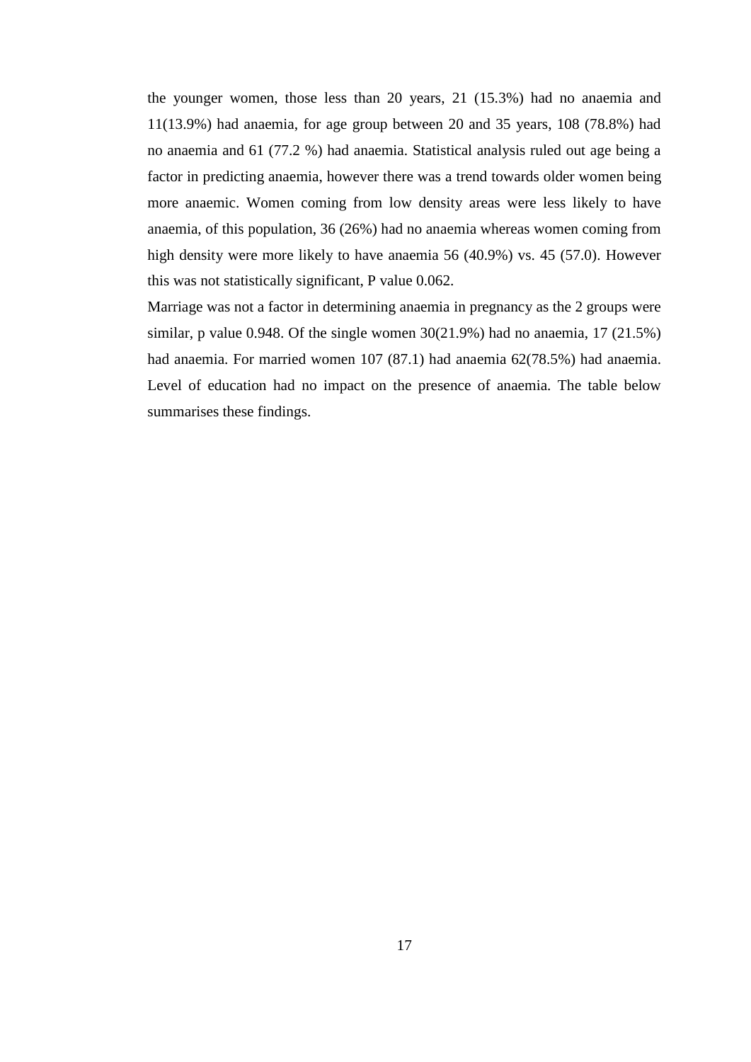the younger women, those less than 20 years, 21 (15.3%) had no anaemia and 11(13.9%) had anaemia, for age group between 20 and 35 years, 108 (78.8%) had no anaemia and 61 (77.2 %) had anaemia. Statistical analysis ruled out age being a factor in predicting anaemia, however there was a trend towards older women being more anaemic. Women coming from low density areas were less likely to have anaemia, of this population, 36 (26%) had no anaemia whereas women coming from high density were more likely to have anaemia 56 (40.9%) vs. 45 (57.0). However this was not statistically significant, P value 0.062.

Marriage was not a factor in determining anaemia in pregnancy as the 2 groups were similar, p value 0.948. Of the single women 30(21.9%) had no anaemia, 17 (21.5%) had anaemia. For married women 107 (87.1) had anaemia 62(78.5%) had anaemia. Level of education had no impact on the presence of anaemia. The table below summarises these findings.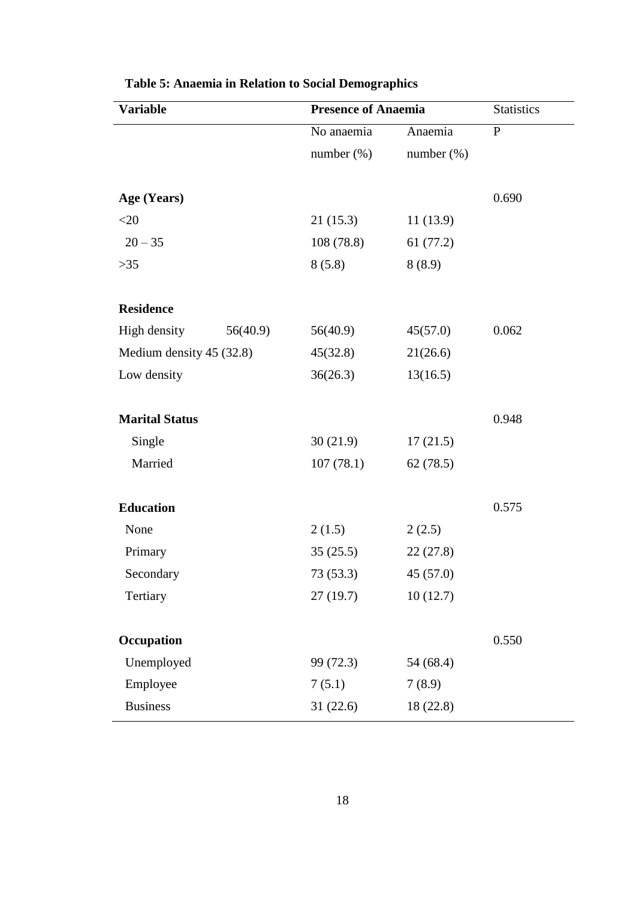**Table 5: Anaemia in Relation to Social Demographics**

| Variable | Presence of Anaemia | | Statistics |
|---|---|---|---|
| | No anaemia number (%) | Anaemia number (%) | P |
| **Age (Years)** | | | 0.690 |
| <20 | 21 (15.3) | 11 (13.9) | |
| 20 – 35 | 108 (78.8) | 61 (77.2) | |
| >35 | 8 (5.8) | 8 (8.9) | |
| **Residence** | | | |
| High density 56(40.9) | 56(40.9) | 45(57.0) | 0.062 |
| Medium density 45 (32.8) | 45(32.8) | 21(26.6) | |
| Low density | 36(26.3) | 13(16.5) | |
| **Marital Status** | | | 0.948 |
| Single | 30 (21.9) | 17 (21.5) | |
| Married | 107 (78.1) | 62 (78.5) | |
| **Education** | | | 0.575 |
| None | 2 (1.5) | 2 (2.5) | |
| Primary | 35 (25.5) | 22 (27.8) | |
| Secondary | 73 (53.3) | 45 (57.0) | |
| Tertiary | 27 (19.7) | 10 (12.7) | |
| **Occupation** | | | 0.550 |
| Unemployed | 99 (72.3) | 54 (68.4) | |
| Employee | 7 (5.1) | 7 (8.9) | |
| Business | 31 (22.6) | 18 (22.8) | |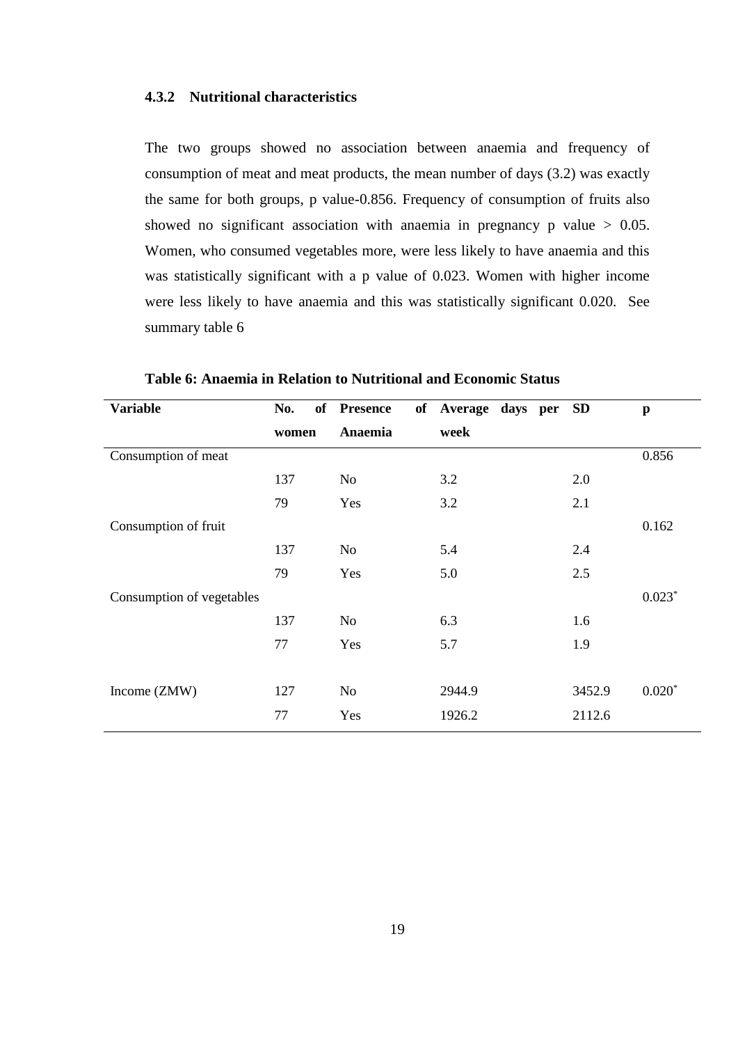### 4.3.2 Nutritional characteristics

The two groups showed no association between anaemia and frequency of consumption of meat and meat products, the mean number of days (3.2) was exactly the same for both groups, p value-0.856. Frequency of consumption of fruits also showed no significant association with anaemia in pregnancy p value $> 0.05$. Women, who consumed vegetables more, were less likely to have anaemia and this was statistically significant with a p value of 0.023. Women with higher income were less likely to have anaemia and this was statistically significant 0.020. See summary table 6

**Table 6: Anaemia in Relation to Nutritional and Economic Status**

| Variable | No. of women | Presence of Anaemia | Average days per week | SD | p |
|---|---|---|---|---|---|
| Consumption of meat | | | | | 0.856 |
| | 137 | No | 3.2 | 2.0 | |
| | 79 | Yes | 3.2 | 2.1 | |
| Consumption of fruit | | | | | 0.162 |
| | 137 | No | 5.4 | 2.4 | |
| | 79 | Yes | 5.0 | 2.5 | |
| Consumption of vegetables | | | | | 0.023* |
| | 137 | No | 6.3 | 1.6 | |
| | 77 | Yes | 5.7 | 1.9 | |
| Income (ZMW) | 127 | No | 2944.9 | 3452.9 | 0.020* |
| | 77 | Yes | 1926.2 | 2112.6 | |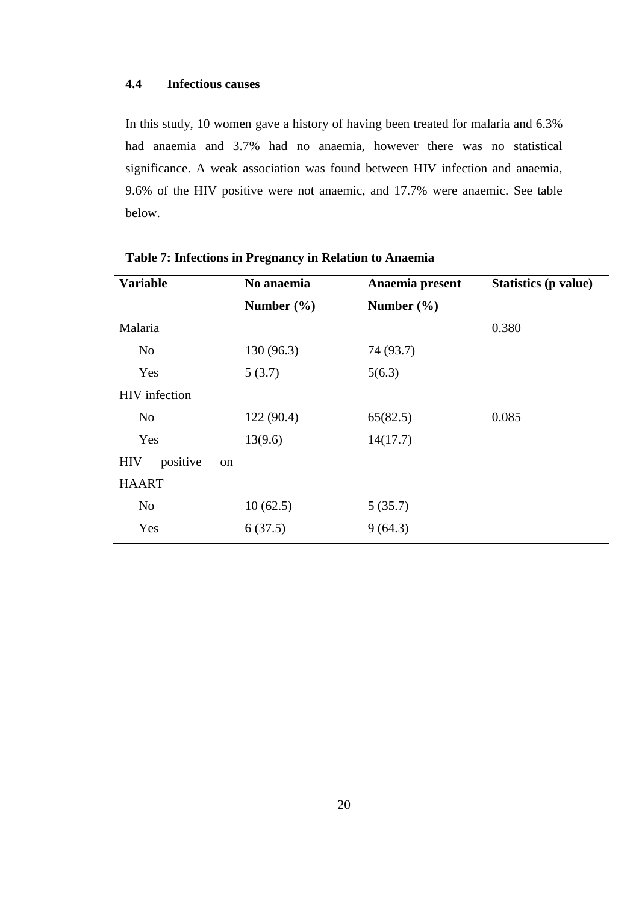### 4.4 Infectious causes

In this study, 10 women gave a history of having been treated for malaria and 6.3% had anaemia and 3.7% had no anaemia, however there was no statistical significance. A weak association was found between HIV infection and anaemia, 9.6% of the HIV positive were not anaemic, and 17.7% were anaemic. See table below.

**Table 7: Infections in Pregnancy in Relation to Anaemia**

| Variable | No anaemia Number (%) | Anaemia present Number (%) | Statistics (p value) |
|---|---|---|---|
| Malaria | | | 0.380 |
| No | 130 (96.3) | 74 (93.7) | |
| Yes | 5 (3.7) | 5(6.3) | |
| HIV infection | | | |
| No | 122 (90.4) | 65(82.5) | 0.085 |
| Yes | 13(9.6) | 14(17.7) | |
| HIV positive on HAART | | | |
| No | 10 (62.5) | 5 (35.7) | |
| Yes | 6 (37.5) | 9 (64.3) | |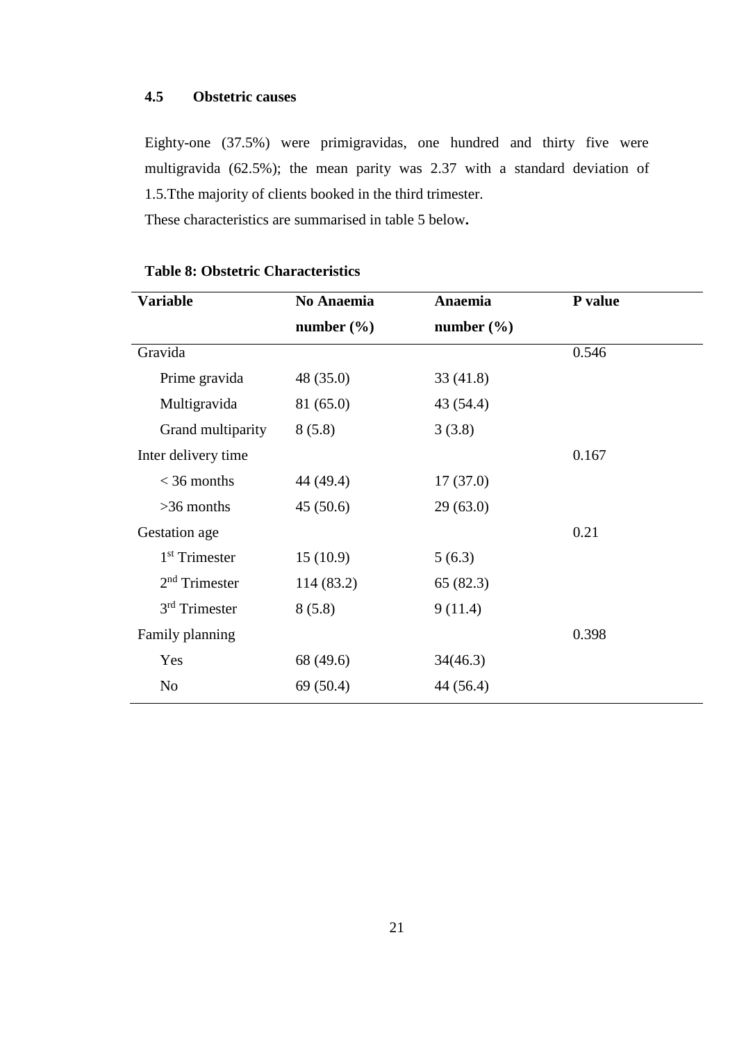## 4.5 Obstetric causes

Eighty-one (37.5%) were primigravidas, one hundred and thirty five were multigravida (62.5%); the mean parity was 2.37 with a standard deviation of 1.5.Tthe majority of clients booked in the third trimester.

These characteristics are summarised in table 5 below**.**

**Table 8: Obstetric Characteristics**

| Variable | No Anaemia number (%) | Anaemia number (%) | P value |
|---|---|---|---|
| Gravida | | | 0.546 |
| Prime gravida | 48 (35.0) | 33 (41.8) | |
| Multigravida | 81 (65.0) | 43 (54.4) | |
| Grand multiparity | 8 (5.8) | 3 (3.8) | |
| Inter delivery time | | | 0.167 |
| < 36 months | 44 (49.4) | 17 (37.0) | |
| >36 months | 45 (50.6) | 29 (63.0) | |
| Gestation age | | | 0.21 |
| 1st Trimester | 15 (10.9) | 5 (6.3) | |
| 2nd Trimester | 114 (83.2) | 65 (82.3) | |
| 3rd Trimester | 8 (5.8) | 9 (11.4) | |
| Family planning | | | 0.398 |
| Yes | 68 (49.6) | 34(46.3) | |
| No | 69 (50.4) | 44 (56.4) | |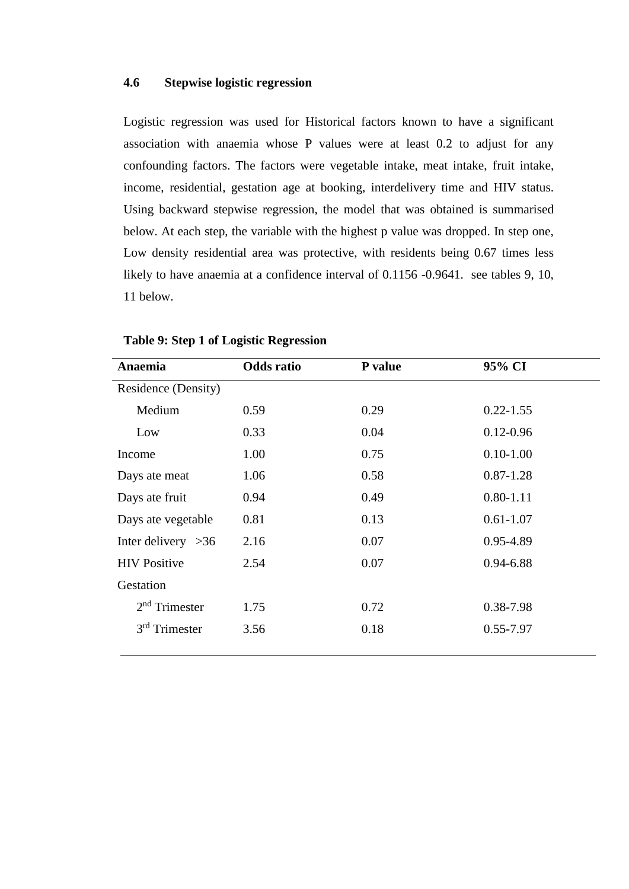### 4.6 Stepwise logistic regression

Logistic regression was used for Historical factors known to have a significant association with anaemia whose P values were at least 0.2 to adjust for any confounding factors. The factors were vegetable intake, meat intake, fruit intake, income, residential, gestation age at booking, interdelivery time and HIV status. Using backward stepwise regression, the model that was obtained is summarised below. At each step, the variable with the highest p value was dropped. In step one, Low density residential area was protective, with residents being 0.67 times less likely to have anaemia at a confidence interval of 0.1156 -0.9641. see tables 9, 10, 11 below.

**Table 9: Step 1 of Logistic Regression**

| Anaemia | Odds ratio | P value | 95% CI |
|---|---|---|---|
| Residence (Density) | | | |
| Medium | 0.59 | 0.29 | 0.22-1.55 |
| Low | 0.33 | 0.04 | 0.12-0.96 |
| Income | 1.00 | 0.75 | 0.10-1.00 |
| Days ate meat | 1.06 | 0.58 | 0.87-1.28 |
| Days ate fruit | 0.94 | 0.49 | 0.80-1.11 |
| Days ate vegetable | 0.81 | 0.13 | 0.61-1.07 |
| Inter delivery >36 | 2.16 | 0.07 | 0.95-4.89 |
| HIV Positive | 2.54 | 0.07 | 0.94-6.88 |
| Gestation | | | |
| 2nd Trimester | 1.75 | 0.72 | 0.38-7.98 |
| 3rd Trimester | 3.56 | 0.18 | 0.55-7.97 |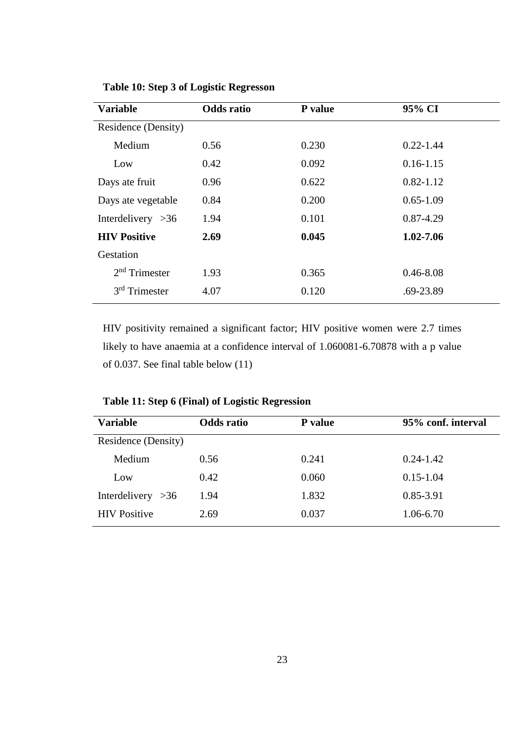**Table 10: Step 3 of Logistic Regresson**

| Variable | Odds ratio | P value | 95% CI |
|---|---|---|---|
| Residence (Density) | | | |
| Medium | 0.56 | 0.230 | 0.22-1.44 |
| Low | 0.42 | 0.092 | 0.16-1.15 |
| Days ate fruit | 0.96 | 0.622 | 0.82-1.12 |
| Days ate vegetable | 0.84 | 0.200 | 0.65-1.09 |
| Interdelivery >36 | 1.94 | 0.101 | 0.87-4.29 |
| **HIV Positive** | **2.69** | **0.045** | **1.02-7.06** |
| Gestation | | | |
| 2nd Trimester | 1.93 | 0.365 | 0.46-8.08 |
| 3rd Trimester | 4.07 | 0.120 | .69-23.89 |

HIV positivity remained a significant factor; HIV positive women were 2.7 times likely to have anaemia at a confidence interval of 1.060081-6.70878 with a p value of 0.037. See final table below (11)

**Table 11: Step 6 (Final) of Logistic Regression**

| Variable | Odds ratio | P value | 95% conf. interval |
|---|---|---|---|
| Residence (Density) | | | |
| Medium | 0.56 | 0.241 | 0.24-1.42 |
| Low | 0.42 | 0.060 | 0.15-1.04 |
| Interdelivery >36 | 1.94 | 1.832 | 0.85-3.91 |
| HIV Positive | 2.69 | 0.037 | 1.06-6.70 |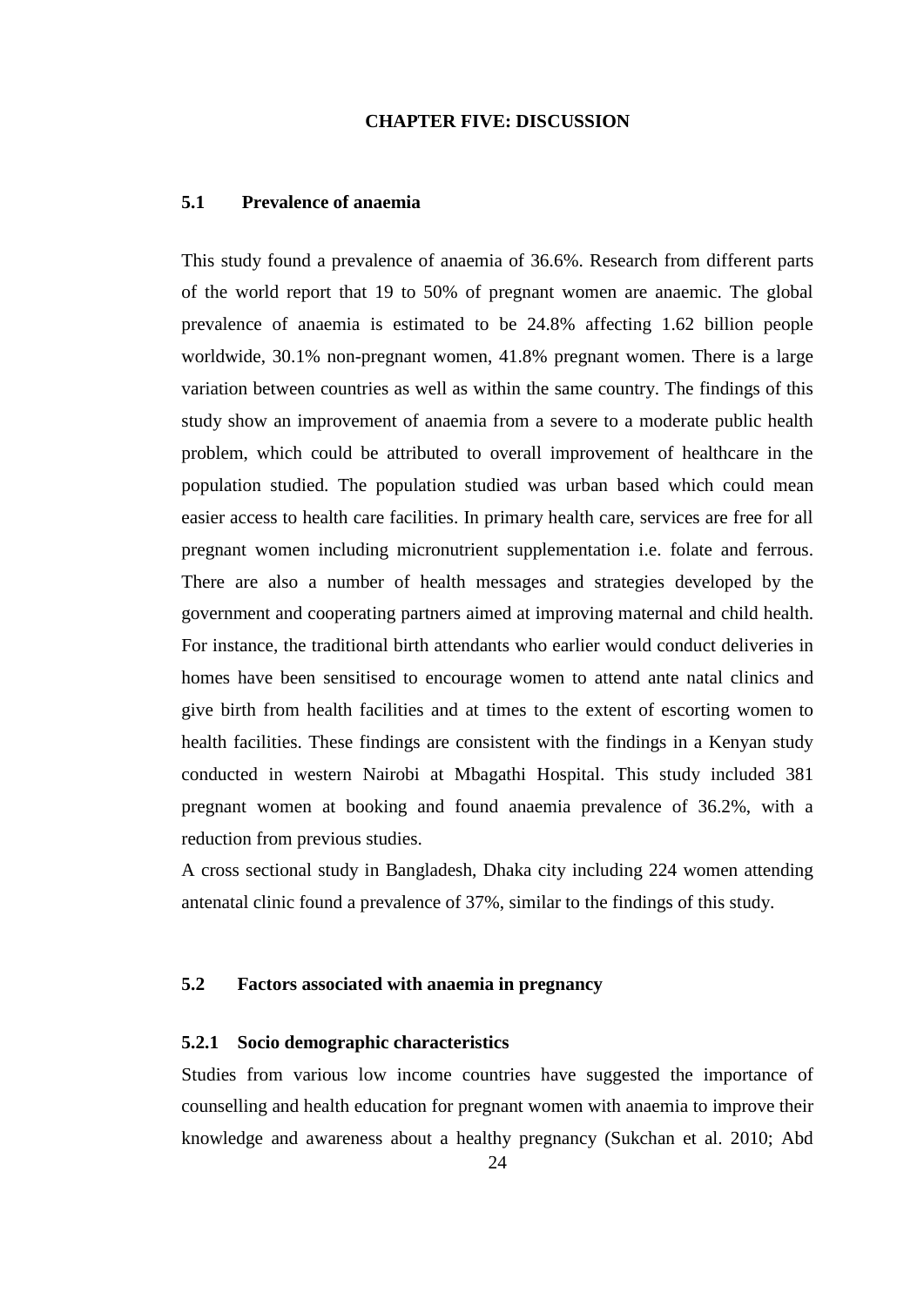# CHAPTER FIVE: DISCUSSION

## 5.1 Prevalence of anaemia

This study found a prevalence of anaemia of 36.6%. Research from different parts of the world report that 19 to 50% of pregnant women are anaemic. The global prevalence of anaemia is estimated to be 24.8% affecting 1.62 billion people worldwide, 30.1% non-pregnant women, 41.8% pregnant women. There is a large variation between countries as well as within the same country. The findings of this study show an improvement of anaemia from a severe to a moderate public health problem, which could be attributed to overall improvement of healthcare in the population studied. The population studied was urban based which could mean easier access to health care facilities. In primary health care, services are free for all pregnant women including micronutrient supplementation i.e. folate and ferrous. There are also a number of health messages and strategies developed by the government and cooperating partners aimed at improving maternal and child health. For instance, the traditional birth attendants who earlier would conduct deliveries in homes have been sensitised to encourage women to attend ante natal clinics and give birth from health facilities and at times to the extent of escorting women to health facilities. These findings are consistent with the findings in a Kenyan study conducted in western Nairobi at Mbagathi Hospital. This study included 381 pregnant women at booking and found anaemia prevalence of 36.2%, with a reduction from previous studies.

A cross sectional study in Bangladesh, Dhaka city including 224 women attending antenatal clinic found a prevalence of 37%, similar to the findings of this study.

## 5.2 Factors associated with anaemia in pregnancy

### 5.2.1 Socio demographic characteristics

Studies from various low income countries have suggested the importance of counselling and health education for pregnant women with anaemia to improve their knowledge and awareness about a healthy pregnancy (Sukchan et al. 2010; Abd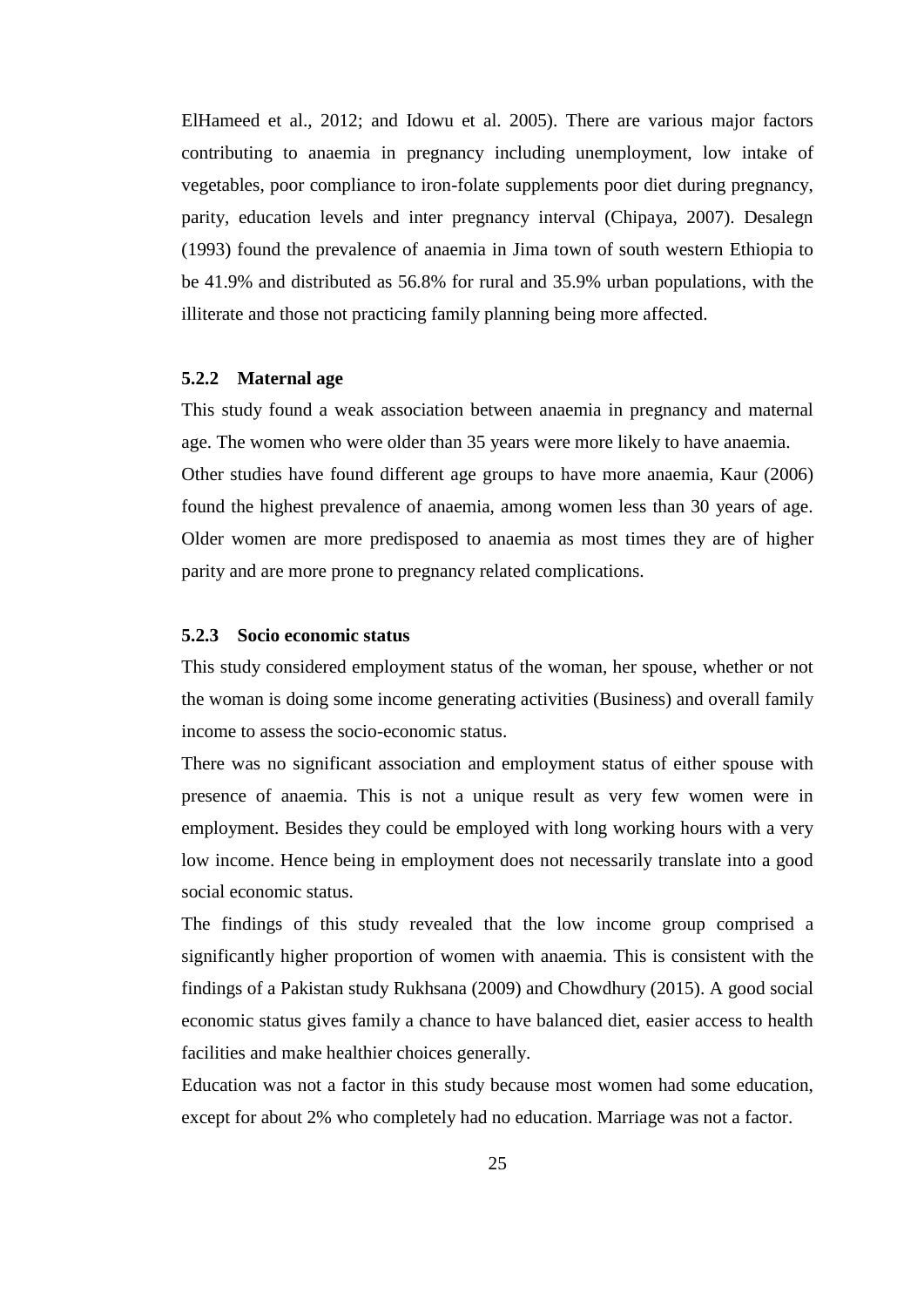ElHameed et al., 2012; and Idowu et al. 2005). There are various major factors contributing to anaemia in pregnancy including unemployment, low intake of vegetables, poor compliance to iron-folate supplements poor diet during pregnancy, parity, education levels and inter pregnancy interval (Chipaya, 2007). Desalegn (1993) found the prevalence of anaemia in Jima town of south western Ethiopia to be 41.9% and distributed as 56.8% for rural and 35.9% urban populations, with the illiterate and those not practicing family planning being more affected.

### 5.2.2 Maternal age

This study found a weak association between anaemia in pregnancy and maternal age. The women who were older than 35 years were more likely to have anaemia.
Other studies have found different age groups to have more anaemia, Kaur (2006) found the highest prevalence of anaemia, among women less than 30 years of age. Older women are more predisposed to anaemia as most times they are of higher parity and are more prone to pregnancy related complications.

### 5.2.3 Socio economic status

This study considered employment status of the woman, her spouse, whether or not the woman is doing some income generating activities (Business) and overall family income to assess the socio-economic status.

There was no significant association and employment status of either spouse with presence of anaemia. This is not a unique result as very few women were in employment. Besides they could be employed with long working hours with a very low income. Hence being in employment does not necessarily translate into a good social economic status.

The findings of this study revealed that the low income group comprised a significantly higher proportion of women with anaemia. This is consistent with the findings of a Pakistan study Rukhsana (2009) and Chowdhury (2015). A good social economic status gives family a chance to have balanced diet, easier access to health facilities and make healthier choices generally.

Education was not a factor in this study because most women had some education, except for about 2% who completely had no education. Marriage was not a factor.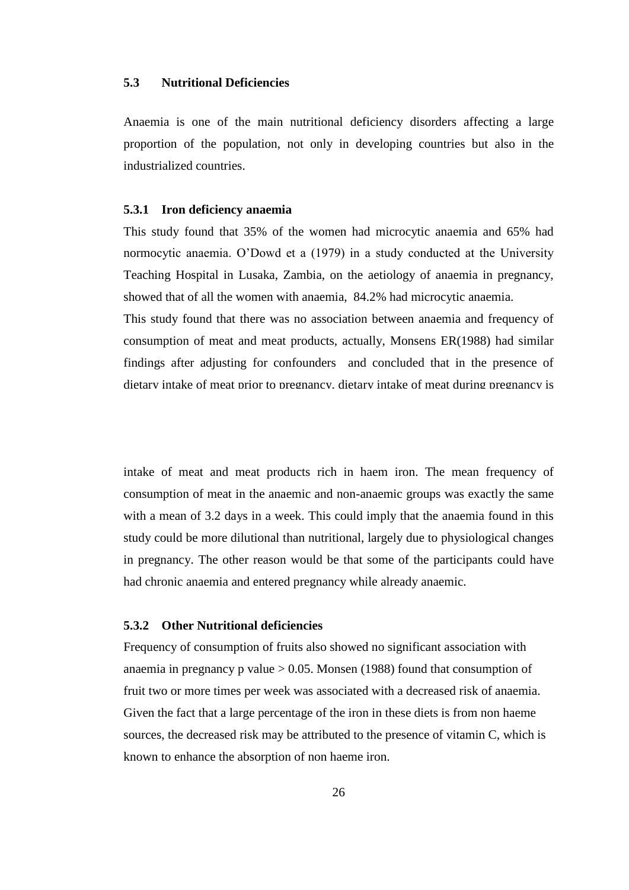### 5.3 Nutritional Deficiencies

Anaemia is one of the main nutritional deficiency disorders affecting a large proportion of the population, not only in developing countries but also in the industrialized countries.

#### 5.3.1 Iron deficiency anaemia

This study found that 35% of the women had microcytic anaemia and 65% had normocytic anaemia. O'Dowd et a (1979) in a study conducted at the University Teaching Hospital in Lusaka, Zambia, on the aetiology of anaemia in pregnancy, showed that of all the women with anaemia, 84.2% had microcytic anaemia.

This study found that there was no association between anaemia and frequency of consumption of meat and meat products, actually, Monsens ER(1988) had similar findings after adjusting for confounders and concluded that in the presence of dietary intake of meat prior to pregnancy, dietary intake of meat during pregnancy is

intake of meat and meat products rich in haem iron. The mean frequency of consumption of meat in the anaemic and non-anaemic groups was exactly the same with a mean of 3.2 days in a week. This could imply that the anaemia found in this study could be more dilutional than nutritional, largely due to physiological changes in pregnancy. The other reason would be that some of the participants could have had chronic anaemia and entered pregnancy while already anaemic.

#### 5.3.2 Other Nutritional deficiencies

Frequency of consumption of fruits also showed no significant association with anaemia in pregnancy p value $> 0.05$. Monsen (1988) found that consumption of fruit two or more times per week was associated with a decreased risk of anaemia. Given the fact that a large percentage of the iron in these diets is from non haeme sources, the decreased risk may be attributed to the presence of vitamin C, which is known to enhance the absorption of non haeme iron.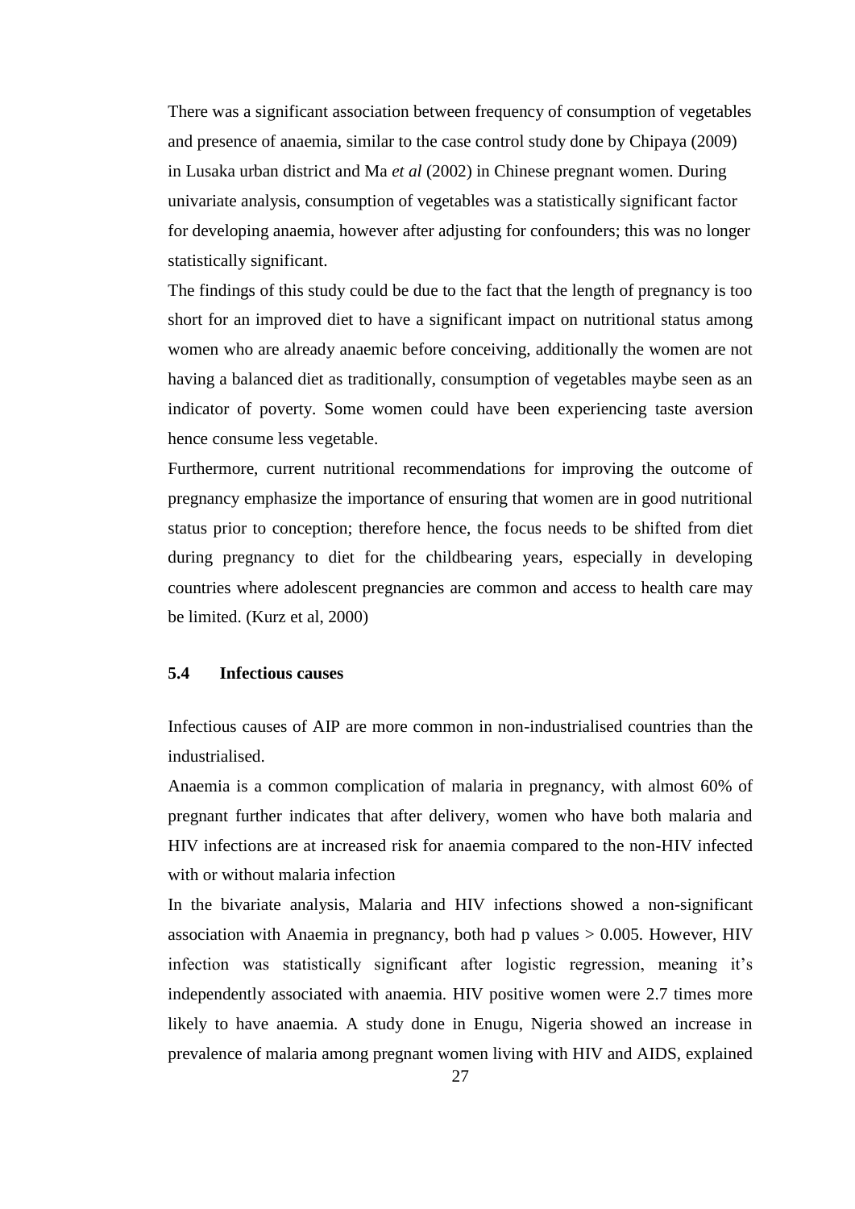There was a significant association between frequency of consumption of vegetables and presence of anaemia, similar to the case control study done by Chipaya (2009) in Lusaka urban district and Ma *et al* (2002) in Chinese pregnant women. During univariate analysis, consumption of vegetables was a statistically significant factor for developing anaemia, however after adjusting for confounders; this was no longer statistically significant.

The findings of this study could be due to the fact that the length of pregnancy is too short for an improved diet to have a significant impact on nutritional status among women who are already anaemic before conceiving, additionally the women are not having a balanced diet as traditionally, consumption of vegetables maybe seen as an indicator of poverty. Some women could have been experiencing taste aversion hence consume less vegetable.

Furthermore, current nutritional recommendations for improving the outcome of pregnancy emphasize the importance of ensuring that women are in good nutritional status prior to conception; therefore hence, the focus needs to be shifted from diet during pregnancy to diet for the childbearing years, especially in developing countries where adolescent pregnancies are common and access to health care may be limited. (Kurz et al, 2000)

### 5.4 Infectious causes

Infectious causes of AIP are more common in non-industrialised countries than the industrialised.

Anaemia is a common complication of malaria in pregnancy, with almost 60% of pregnant further indicates that after delivery, women who have both malaria and HIV infections are at increased risk for anaemia compared to the non-HIV infected with or without malaria infection

In the bivariate analysis, Malaria and HIV infections showed a non-significant association with Anaemia in pregnancy, both had p values $> 0.005$. However, HIV infection was statistically significant after logistic regression, meaning it's independently associated with anaemia. HIV positive women were 2.7 times more likely to have anaemia. A study done in Enugu, Nigeria showed an increase in prevalence of malaria among pregnant women living with HIV and AIDS, explained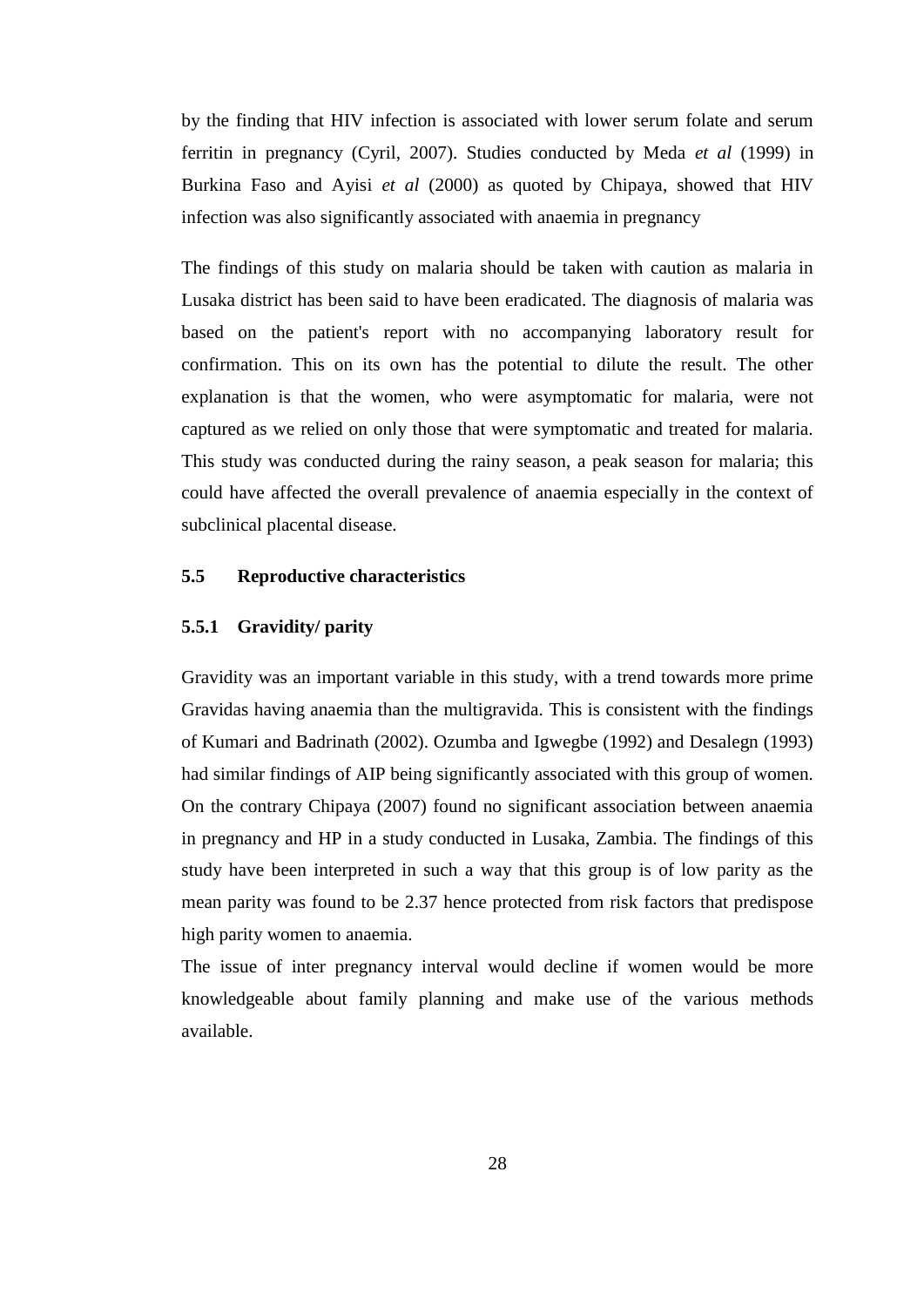by the finding that HIV infection is associated with lower serum folate and serum ferritin in pregnancy (Cyril, 2007). Studies conducted by Meda *et al* (1999) in Burkina Faso and Ayisi *et al* (2000) as quoted by Chipaya, showed that HIV infection was also significantly associated with anaemia in pregnancy

The findings of this study on malaria should be taken with caution as malaria in Lusaka district has been said to have been eradicated. The diagnosis of malaria was based on the patient's report with no accompanying laboratory result for confirmation. This on its own has the potential to dilute the result. The other explanation is that the women, who were asymptomatic for malaria, were not captured as we relied on only those that were symptomatic and treated for malaria. This study was conducted during the rainy season, a peak season for malaria; this could have affected the overall prevalence of anaemia especially in the context of subclinical placental disease.

### 5.5 Reproductive characteristics

#### 5.5.1 Gravidity/ parity

Gravidity was an important variable in this study, with a trend towards more prime Gravidas having anaemia than the multigravida. This is consistent with the findings of Kumari and Badrinath (2002). Ozumba and Igwegbe (1992) and Desalegn (1993) had similar findings of AIP being significantly associated with this group of women. On the contrary Chipaya (2007) found no significant association between anaemia in pregnancy and HP in a study conducted in Lusaka, Zambia. The findings of this study have been interpreted in such a way that this group is of low parity as the mean parity was found to be 2.37 hence protected from risk factors that predispose high parity women to anaemia.

The issue of inter pregnancy interval would decline if women would be more knowledgeable about family planning and make use of the various methods available.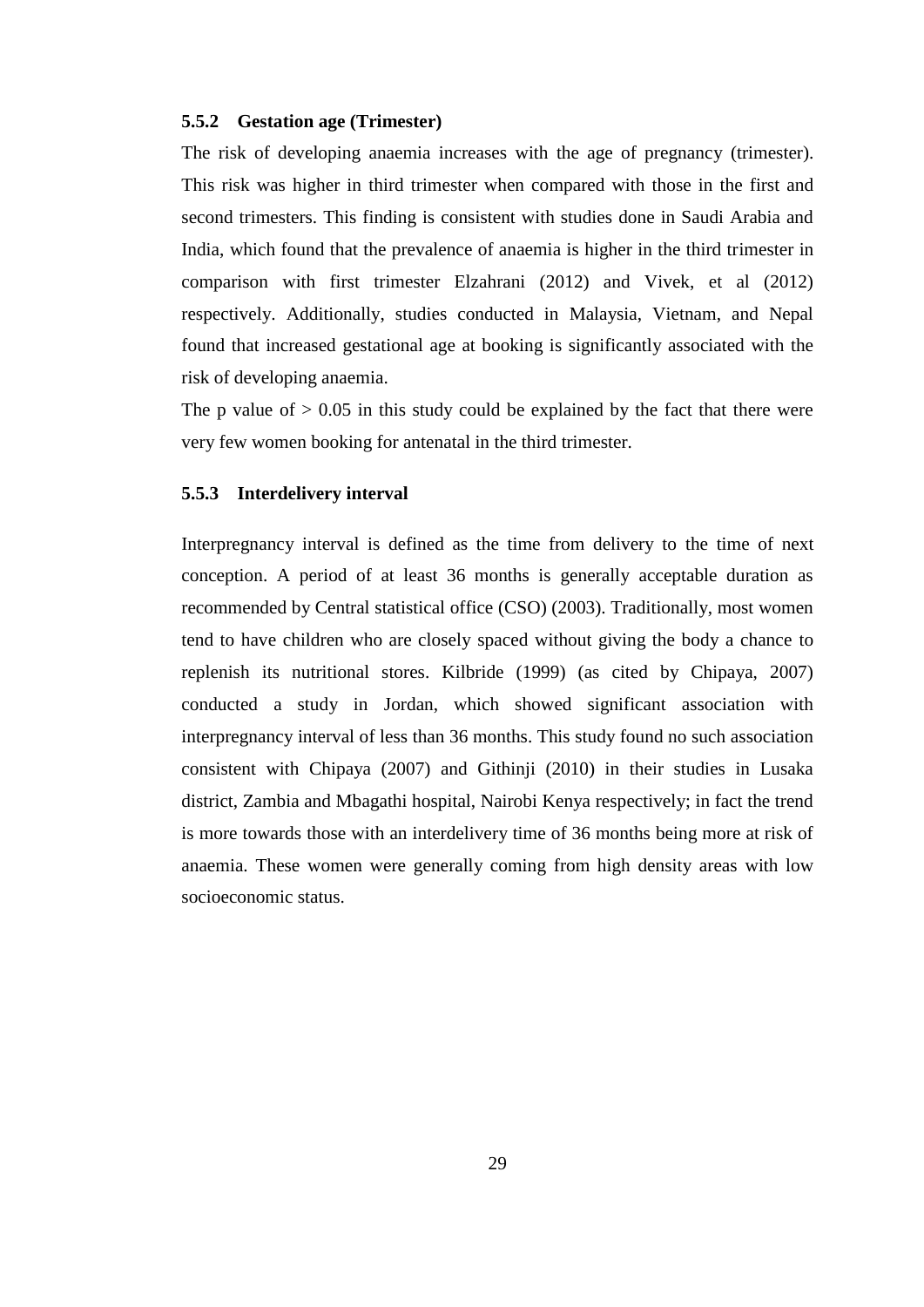### 5.5.2 Gestation age (Trimester)

The risk of developing anaemia increases with the age of pregnancy (trimester). This risk was higher in third trimester when compared with those in the first and second trimesters. This finding is consistent with studies done in Saudi Arabia and India, which found that the prevalence of anaemia is higher in the third trimester in comparison with first trimester Elzahrani (2012) and Vivek, et al (2012) respectively. Additionally, studies conducted in Malaysia, Vietnam, and Nepal found that increased gestational age at booking is significantly associated with the risk of developing anaemia.

The p value of $> 0.05$ in this study could be explained by the fact that there were very few women booking for antenatal in the third trimester.

### 5.5.3 Interdelivery interval

Interpregnancy interval is defined as the time from delivery to the time of next conception. A period of at least 36 months is generally acceptable duration as recommended by Central statistical office (CSO) (2003). Traditionally, most women tend to have children who are closely spaced without giving the body a chance to replenish its nutritional stores. Kilbride (1999) (as cited by Chipaya, 2007) conducted a study in Jordan, which showed significant association with interpregnancy interval of less than 36 months. This study found no such association consistent with Chipaya (2007) and Githinji (2010) in their studies in Lusaka district, Zambia and Mbagathi hospital, Nairobi Kenya respectively; in fact the trend is more towards those with an interdelivery time of 36 months being more at risk of anaemia. These women were generally coming from high density areas with low socioeconomic status.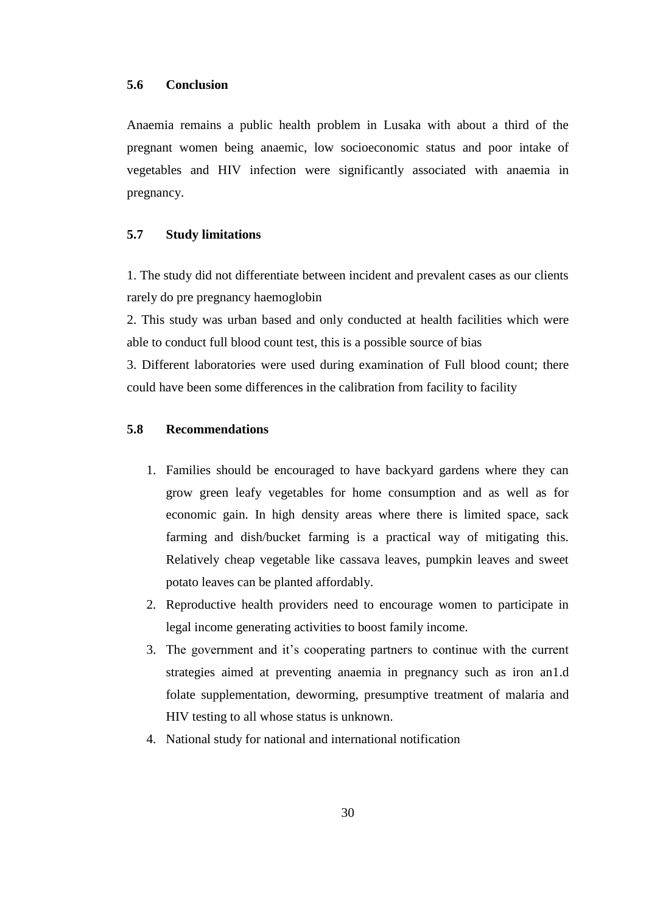### 5.6 Conclusion

Anaemia remains a public health problem in Lusaka with about a third of the pregnant women being anaemic, low socioeconomic status and poor intake of vegetables and HIV infection were significantly associated with anaemia in pregnancy.

### 5.7 Study limitations

1. The study did not differentiate between incident and prevalent cases as our clients rarely do pre pregnancy haemoglobin
2. This study was urban based and only conducted at health facilities which were able to conduct full blood count test, this is a possible source of bias
3. Different laboratories were used during examination of Full blood count; there could have been some differences in the calibration from facility to facility

### 5.8 Recommendations

1. Families should be encouraged to have backyard gardens where they can grow green leafy vegetables for home consumption and as well as for economic gain. In high density areas where there is limited space, sack farming and dish/bucket farming is a practical way of mitigating this. Relatively cheap vegetable like cassava leaves, pumpkin leaves and sweet potato leaves can be planted affordably.
2. Reproductive health providers need to encourage women to participate in legal income generating activities to boost family income.
3. The government and it's cooperating partners to continue with the current strategies aimed at preventing anaemia in pregnancy such as iron an1.d folate supplementation, deworming, presumptive treatment of malaria and HIV testing to all whose status is unknown.
4. National study for national and international notification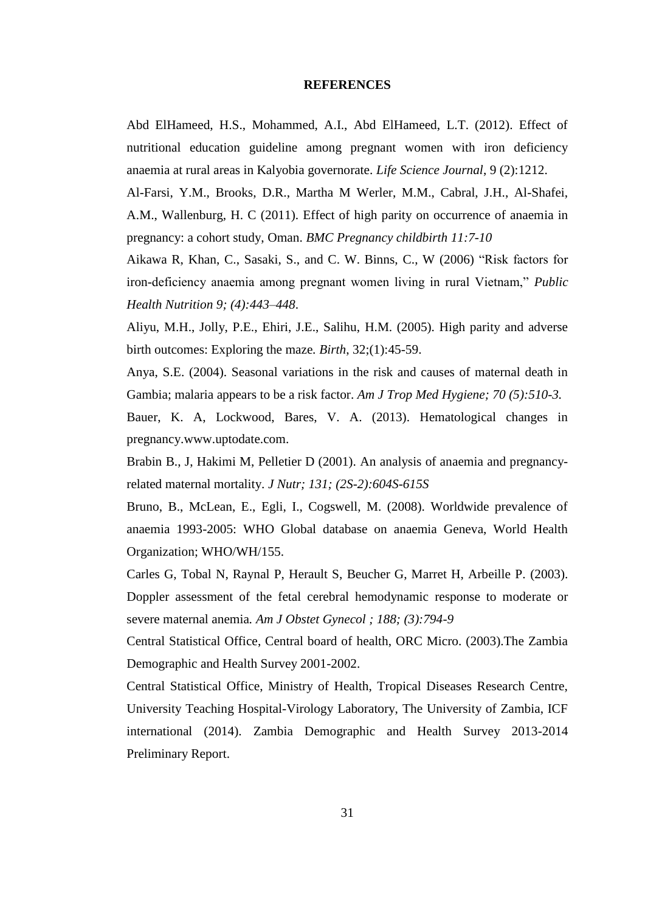## REFERENCES

Abd ElHameed, H.S., Mohammed, A.I., Abd ElHameed, L.T. (2012). Effect of nutritional education guideline among pregnant women with iron deficiency anaemia at rural areas in Kalyobia governorate. *Life Science Journal*, 9 (2):1212.

Al-Farsi, Y.M., Brooks, D.R., Martha M Werler, M.M., Cabral, J.H., Al-Shafei, A.M., Wallenburg, H. C (2011). Effect of high parity on occurrence of anaemia in pregnancy: a cohort study, Oman. *BMC Pregnancy childbirth 11:7-10*

Aikawa R, Khan, C., Sasaki, S., and C. W. Binns, C., W (2006) "Risk factors for iron-deficiency anaemia among pregnant women living in rural Vietnam," *Public Health Nutrition 9; (4):443–448*.

Aliyu, M.H., Jolly, P.E., Ehiri, J.E., Salihu, H.M. (2005). High parity and adverse birth outcomes: Exploring the maze. *Birth*, 32;(1):45-59.

Anya, S.E. (2004). Seasonal variations in the risk and causes of maternal death in Gambia; malaria appears to be a risk factor. *Am J Trop Med Hygiene; 70 (5):510-3.*

Bauer, K. A, Lockwood, Bares, V. A. (2013). Hematological changes in pregnancy.www.uptodate.com.

Brabin B., J, Hakimi M, Pelletier D (2001). An analysis of anaemia and pregnancy-related maternal mortality. *J Nutr; 131; (2S-2):604S-615S*

Bruno, B., McLean, E., Egli, I., Cogswell, M. (2008). Worldwide prevalence of anaemia 1993-2005: WHO Global database on anaemia Geneva, World Health Organization; WHO/WH/155.

Carles G, Tobal N, Raynal P, Herault S, Beucher G, Marret H, Arbeille P. (2003). Doppler assessment of the fetal cerebral hemodynamic response to moderate or severe maternal anemia. *Am J Obstet Gynecol ; 188; (3):794-9*

Central Statistical Office, Central board of health, ORC Micro. (2003).The Zambia Demographic and Health Survey 2001-2002.

Central Statistical Office, Ministry of Health, Tropical Diseases Research Centre, University Teaching Hospital-Virology Laboratory, The University of Zambia, ICF international (2014). Zambia Demographic and Health Survey 2013-2014 Preliminary Report.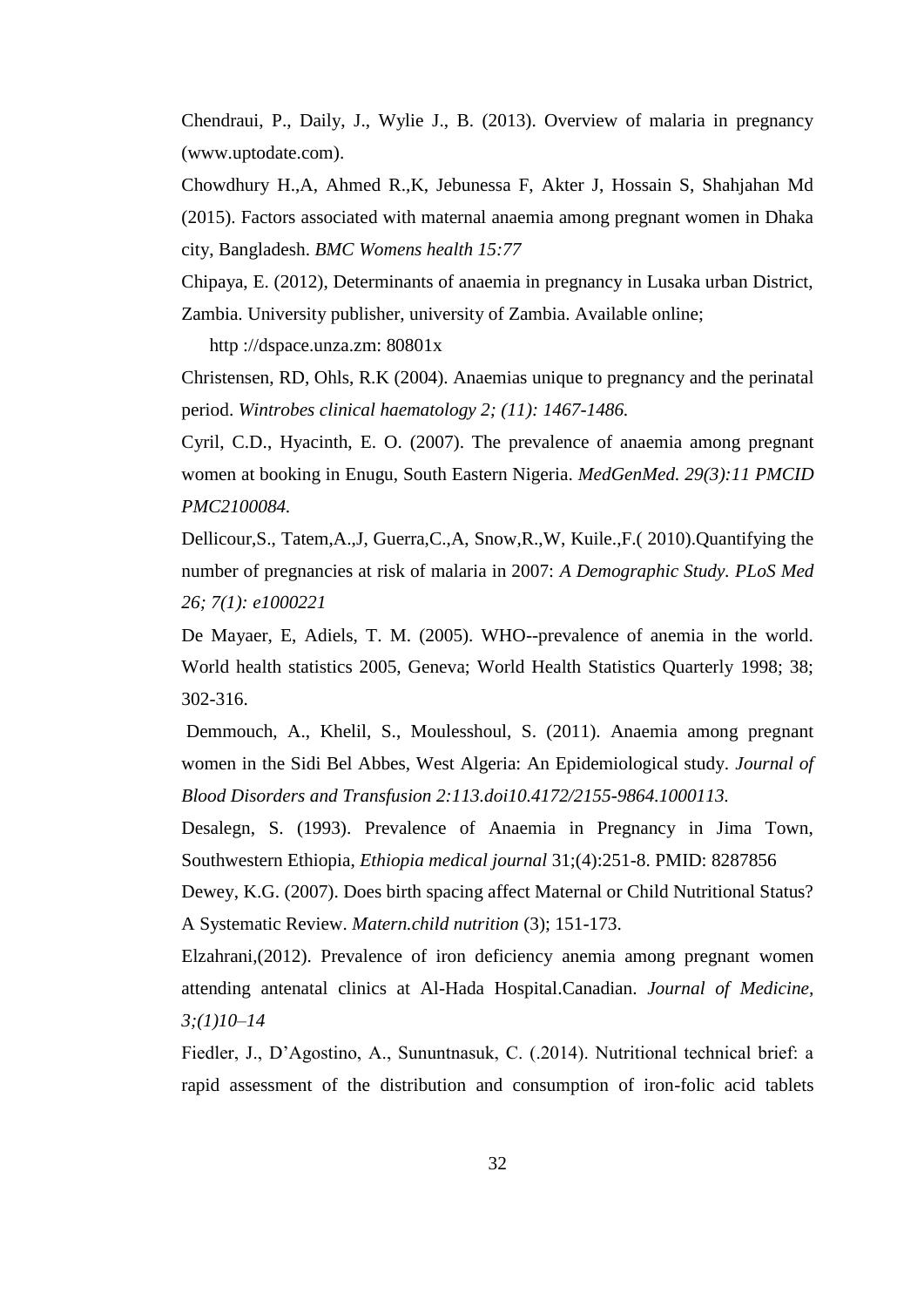Chendraui, P., Daily, J., Wylie J., B. (2013). Overview of malaria in pregnancy (www.uptodate.com).

Chowdhury H.,A, Ahmed R.,K, Jebunessa F, Akter J, Hossain S, Shahjahan Md (2015). Factors associated with maternal anaemia among pregnant women in Dhaka city, Bangladesh. *BMC Womens health 15:77*

Chipaya, E. (2012), Determinants of anaemia in pregnancy in Lusaka urban District, Zambia. University publisher, university of Zambia. Available online;

http ://dspace.unza.zm: 80801x

Christensen, RD, Ohls, R.K (2004). Anaemias unique to pregnancy and the perinatal period. *Wintrobes clinical haematology 2; (11): 1467-1486.*

Cyril, C.D., Hyacinth, E. O. (2007). The prevalence of anaemia among pregnant women at booking in Enugu, South Eastern Nigeria. *MedGenMed. 29(3):11 PMCID PMC2100084.*

Dellicour,S., Tatem,A.,J, Guerra,C.,A, Snow,R.,W, Kuile.,F.( 2010).Quantifying the number of pregnancies at risk of malaria in 2007: *A Demographic Study. PLoS Med 26; 7(1): e1000221*

De Mayaer, E, Adiels, T. M. (2005). WHO--prevalence of anemia in the world. World health statistics 2005, Geneva; World Health Statistics Quarterly 1998; 38; 302-316.

Demmouch, A., Khelil, S., Moulesshoul, S. (2011). Anaemia among pregnant women in the Sidi Bel Abbes, West Algeria: An Epidemiological study. *Journal of Blood Disorders and Transfusion 2:113.doi10.4172/2155-9864.1000113.*

Desalegn, S. (1993). Prevalence of Anaemia in Pregnancy in Jima Town, Southwestern Ethiopia, *Ethiopia medical journal* 31;(4):251-8. PMID: 8287856

Dewey, K.G. (2007). Does birth spacing affect Maternal or Child Nutritional Status? A Systematic Review. *Matern.child nutrition* (3); 151-173.

Elzahrani,(2012). Prevalence of iron deficiency anemia among pregnant women attending antenatal clinics at Al-Hada Hospital.Canadian. *Journal of Medicine, 3;(1)10–14*

Fiedler, J., D'Agostino, A., Sununtnasuk, C. (.2014). Nutritional technical brief: a rapid assessment of the distribution and consumption of iron-folic acid tablets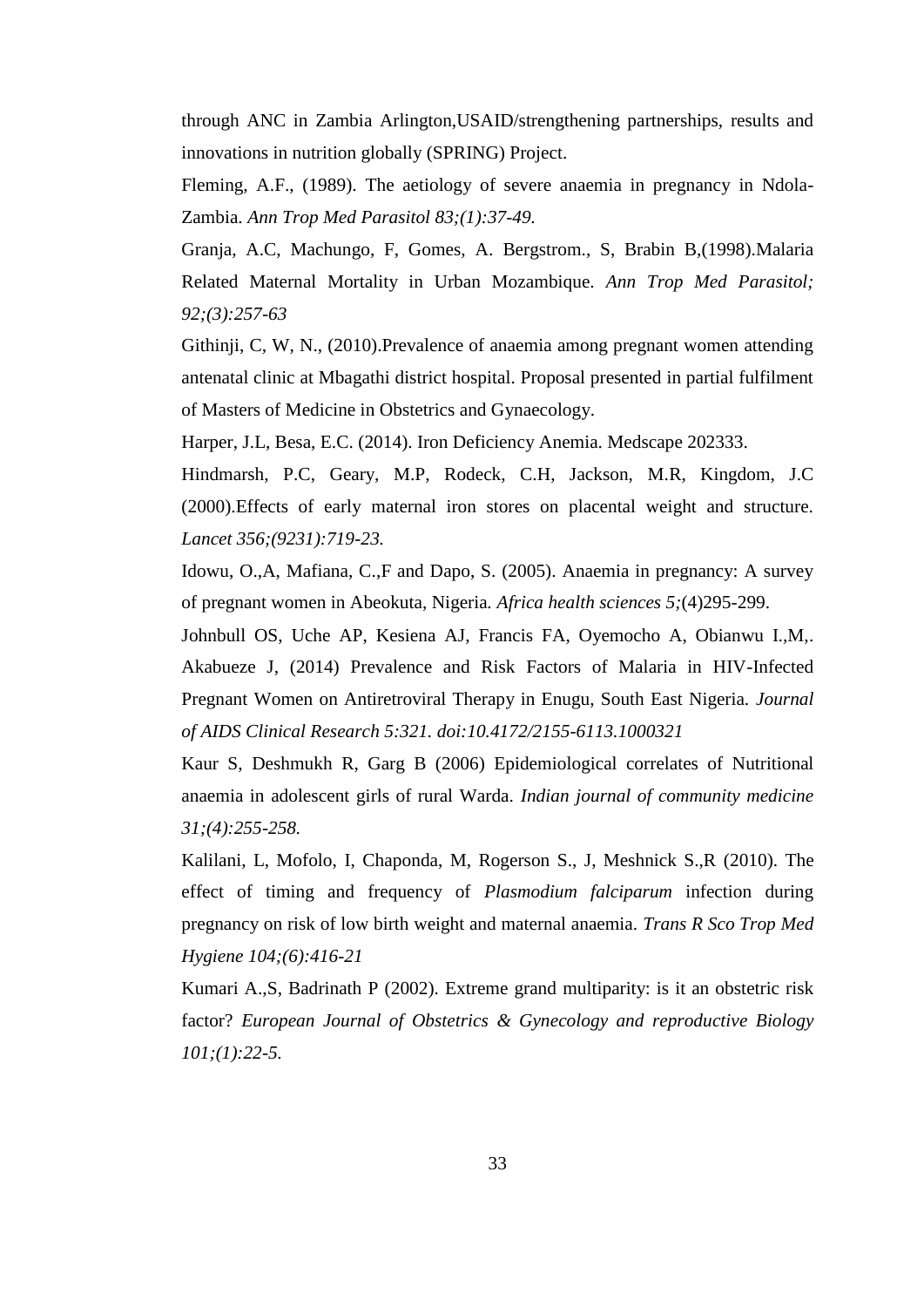through ANC in Zambia Arlington,USAID/strengthening partnerships, results and innovations in nutrition globally (SPRING) Project.

Fleming, A.F., (1989). The aetiology of severe anaemia in pregnancy in Ndola-Zambia. *Ann Trop Med Parasitol 83;(1):37-49.*

Granja, A.C, Machungo, F, Gomes, A. Bergstrom., S, Brabin B,(1998).Malaria Related Maternal Mortality in Urban Mozambique. *Ann Trop Med Parasitol; 92;(3):257-63*

Githinji, C, W, N., (2010).Prevalence of anaemia among pregnant women attending antenatal clinic at Mbagathi district hospital. Proposal presented in partial fulfilment of Masters of Medicine in Obstetrics and Gynaecology.

Harper, J.L, Besa, E.C. (2014). Iron Deficiency Anemia. Medscape 202333.

Hindmarsh, P.C, Geary, M.P, Rodeck, C.H, Jackson, M.R, Kingdom, J.C (2000).Effects of early maternal iron stores on placental weight and structure. *Lancet 356;(9231):719-23.*

Idowu, O.,A, Mafiana, C.,F and Dapo, S. (2005). Anaemia in pregnancy: A survey of pregnant women in Abeokuta, Nigeria. *Africa health sciences 5;*(4)295-299.

Johnbull OS, Uche AP, Kesiena AJ, Francis FA, Oyemocho A, Obianwu I.,M,. Akabueze J, (2014) Prevalence and Risk Factors of Malaria in HIV-Infected Pregnant Women on Antiretroviral Therapy in Enugu, South East Nigeria. *Journal of AIDS Clinical Research 5:321. doi:10.4172/2155-6113.1000321*

Kaur S, Deshmukh R, Garg B (2006) Epidemiological correlates of Nutritional anaemia in adolescent girls of rural Warda. *Indian journal of community medicine 31;(4):255-258.*

Kalilani, L, Mofolo, I, Chaponda, M, Rogerson S., J, Meshnick S.,R (2010). The effect of timing and frequency of *Plasmodium falciparum* infection during pregnancy on risk of low birth weight and maternal anaemia. *Trans R Sco Trop Med Hygiene 104;(6):416-21*

Kumari A.,S, Badrinath P (2002). Extreme grand multiparity: is it an obstetric risk factor? *European Journal of Obstetrics & Gynecology and reproductive Biology 101;(1):22-5.*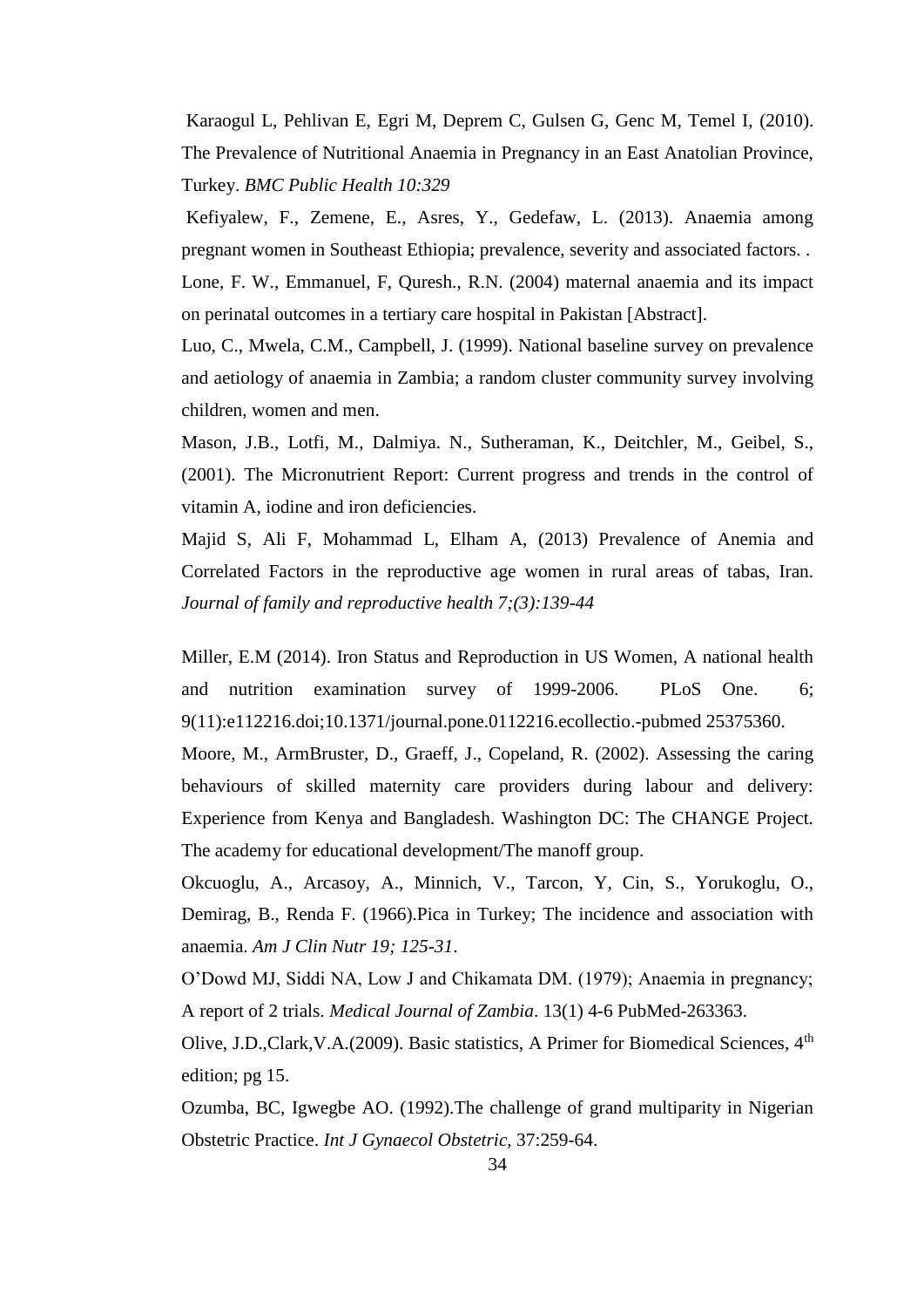Karaogul L, Pehlivan E, Egri M, Deprem C, Gulsen G, Genc M, Temel I, (2010). The Prevalence of Nutritional Anaemia in Pregnancy in an East Anatolian Province, Turkey. *BMC Public Health 10:329*

Kefiyalew, F., Zemene, E., Asres, Y., Gedefaw, L. (2013). Anaemia among pregnant women in Southeast Ethiopia; prevalence, severity and associated factors. .

Lone, F. W., Emmanuel, F, Quresh., R.N. (2004) maternal anaemia and its impact on perinatal outcomes in a tertiary care hospital in Pakistan [Abstract].

Luo, C., Mwela, C.M., Campbell, J. (1999). National baseline survey on prevalence and aetiology of anaemia in Zambia; a random cluster community survey involving children, women and men.

Mason, J.B., Lotfi, M., Dalmiya. N., Sutheraman, K., Deitchler, M., Geibel, S., (2001). The Micronutrient Report: Current progress and trends in the control of vitamin A, iodine and iron deficiencies.

Majid S, Ali F, Mohammad L, Elham A, (2013) Prevalence of Anemia and Correlated Factors in the reproductive age women in rural areas of tabas, Iran. *Journal of family and reproductive health 7;(3):139-44*

Miller, E.M (2014). Iron Status and Reproduction in US Women, A national health and nutrition examination survey of 1999-2006. PLoS One. 6; 9(11):e112216.doi;10.1371/journal.pone.0112216.ecollectio.-pubmed 25375360.

Moore, M., ArmBruster, D., Graeff, J., Copeland, R. (2002). Assessing the caring behaviours of skilled maternity care providers during labour and delivery: Experience from Kenya and Bangladesh. Washington DC: The CHANGE Project. The academy for educational development/The manoff group.

Okcuoglu, A., Arcasoy, A., Minnich, V., Tarcon, Y, Cin, S., Yorukoglu, O., Demirag, B., Renda F. (1966).Pica in Turkey; The incidence and association with anaemia. *Am J Clin Nutr 19; 125-31*.

O'Dowd MJ, Siddi NA, Low J and Chikamata DM. (1979); Anaemia in pregnancy; A report of 2 trials. *Medical Journal of Zambia*. 13(1) 4-6 PubMed-263363.

Olive, J.D.,Clark,V.A.(2009). Basic statistics, A Primer for Biomedical Sciences, 4th edition; pg 15.

Ozumba, BC, Igwegbe AO. (1992).The challenge of grand multiparity in Nigerian Obstetric Practice. *Int J Gynaecol Obstetric*, 37:259-64.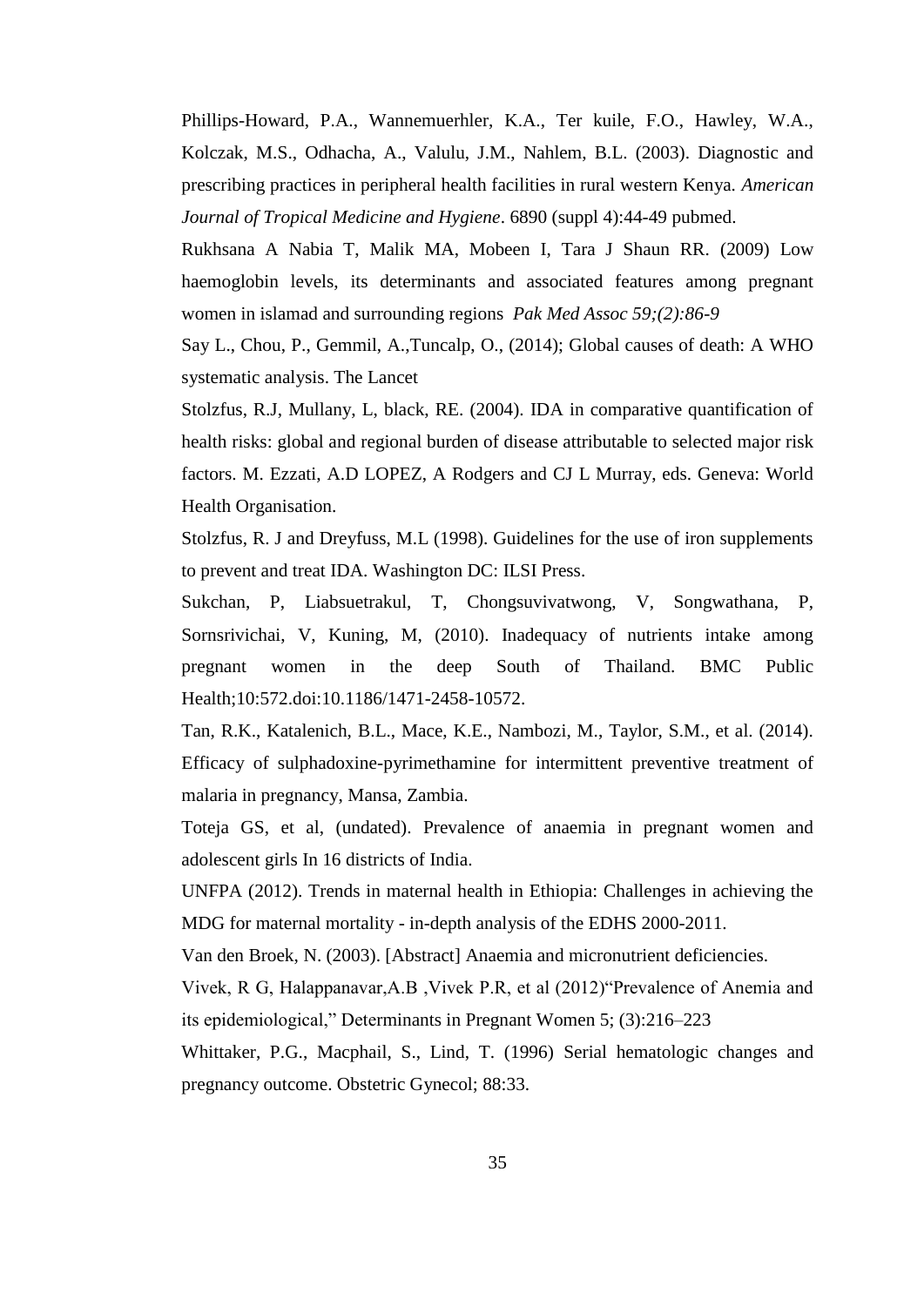Phillips-Howard, P.A., Wannemuerhler, K.A., Ter kuile, F.O., Hawley, W.A., Kolczak, M.S., Odhacha, A., Valulu, J.M., Nahlem, B.L. (2003). Diagnostic and prescribing practices in peripheral health facilities in rural western Kenya. *American Journal of Tropical Medicine and Hygiene*. 6890 (suppl 4):44-49 pubmed.

Rukhsana A Nabia T, Malik MA, Mobeen I, Tara J Shaun RR. (2009) Low haemoglobin levels, its determinants and associated features among pregnant women in islamad and surrounding regions *Pak Med Assoc 59;(2):86-9*

Say L., Chou, P., Gemmil, A.,Tuncalp, O., (2014); Global causes of death: A WHO systematic analysis. The Lancet

Stolzfus, R.J, Mullany, L, black, RE. (2004). IDA in comparative quantification of health risks: global and regional burden of disease attributable to selected major risk factors. M. Ezzati, A.D LOPEZ, A Rodgers and CJ L Murray, eds. Geneva: World Health Organisation.

Stolzfus, R. J and Dreyfuss, M.L (1998). Guidelines for the use of iron supplements to prevent and treat IDA. Washington DC: ILSI Press.

Sukchan, P, Liabsuetrakul, T, Chongsuvivatwong, V, Songwathana, P, Sornsrivichai, V, Kuning, M, (2010). Inadequacy of nutrients intake among pregnant women in the deep South of Thailand. BMC Public Health;10:572.doi:10.1186/1471-2458-10572.

Tan, R.K., Katalenich, B.L., Mace, K.E., Nambozi, M., Taylor, S.M., et al. (2014). Efficacy of sulphadoxine-pyrimethamine for intermittent preventive treatment of malaria in pregnancy, Mansa, Zambia.

Toteja GS, et al, (undated). Prevalence of anaemia in pregnant women and adolescent girls In 16 districts of India.

UNFPA (2012). Trends in maternal health in Ethiopia: Challenges in achieving the MDG for maternal mortality - in-depth analysis of the EDHS 2000-2011.

Van den Broek, N. (2003). [Abstract] Anaemia and micronutrient deficiencies.

Vivek, R G, Halappanavar,A.B ,Vivek P.R, et al (2012)"Prevalence of Anemia and its epidemiological," Determinants in Pregnant Women 5; (3):216–223

Whittaker, P.G., Macphail, S., Lind, T. (1996) Serial hematologic changes and pregnancy outcome. Obstetric Gynecol; 88:33.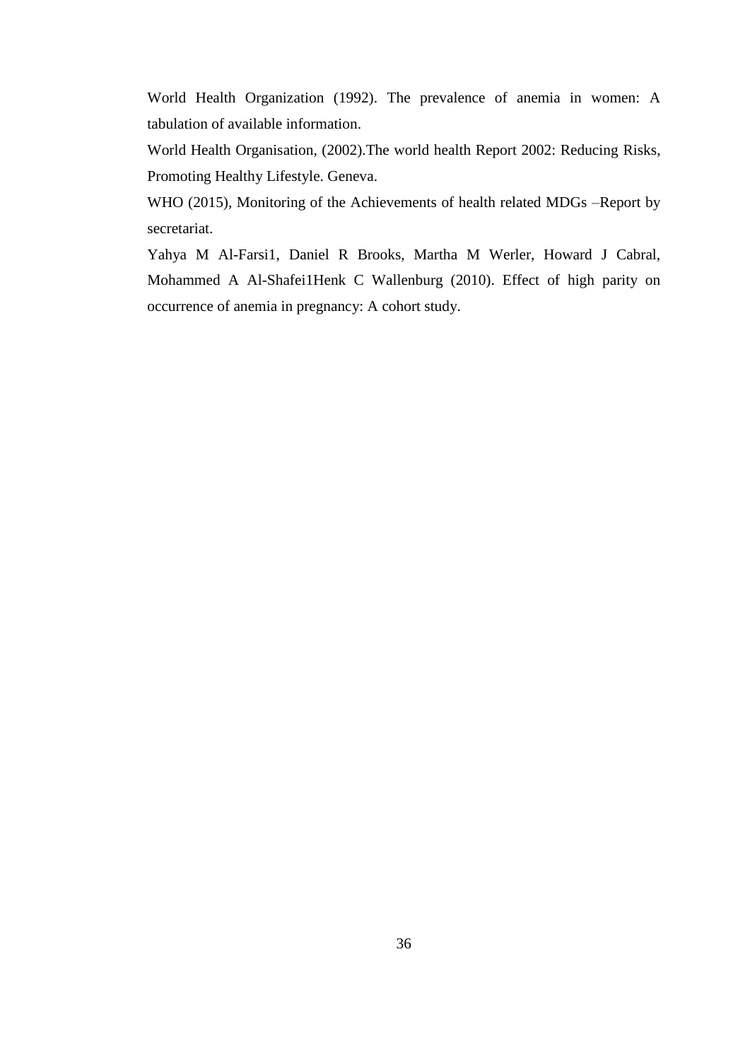World Health Organization (1992). The prevalence of anemia in women: A tabulation of available information.

World Health Organisation, (2002).The world health Report 2002: Reducing Risks, Promoting Healthy Lifestyle. Geneva.

WHO (2015), Monitoring of the Achievements of health related MDGs –Report by secretariat.

Yahya M Al-Farsi1, Daniel R Brooks, Martha M Werler, Howard J Cabral, Mohammed A Al-Shafei1Henk C Wallenburg (2010). Effect of high parity on occurrence of anemia in pregnancy: A cohort study.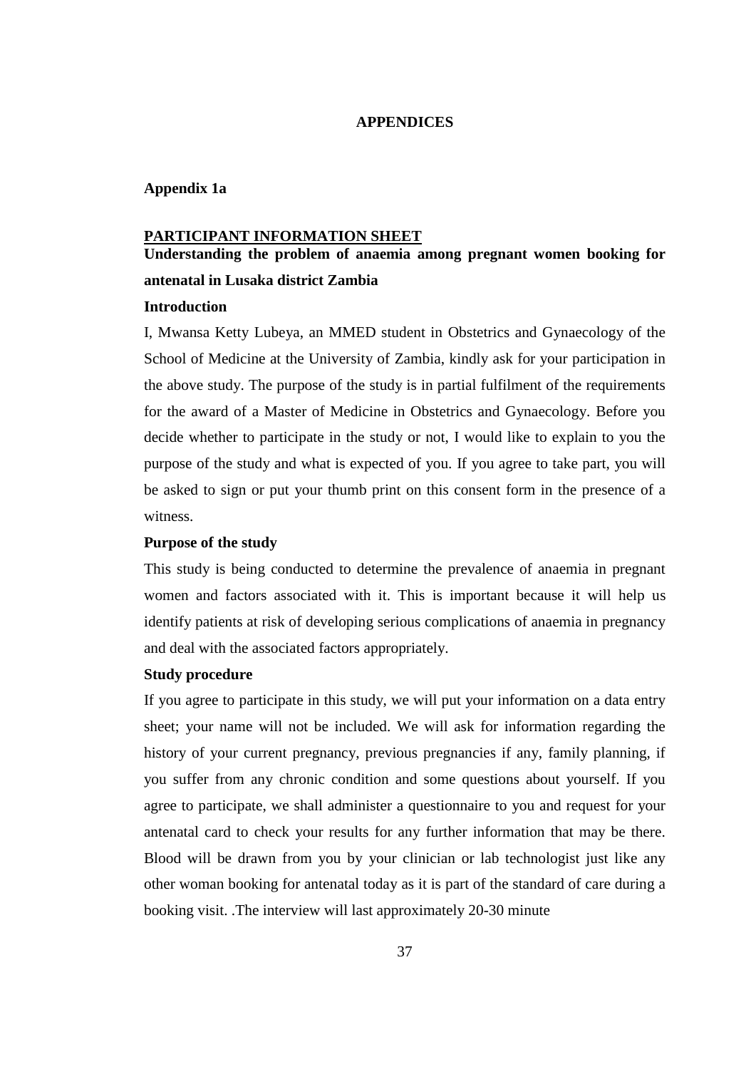# APPENDICES

## Appendix 1a

**PARTICIPANT INFORMATION SHEET**

**Understanding the problem of anaemia among pregnant women booking for antenatal in Lusaka district Zambia**

**Introduction**

I, Mwansa Ketty Lubeya, an MMED student in Obstetrics and Gynaecology of the School of Medicine at the University of Zambia, kindly ask for your participation in the above study. The purpose of the study is in partial fulfilment of the requirements for the award of a Master of Medicine in Obstetrics and Gynaecology. Before you decide whether to participate in the study or not, I would like to explain to you the purpose of the study and what is expected of you. If you agree to take part, you will be asked to sign or put your thumb print on this consent form in the presence of a witness.

**Purpose of the study**

This study is being conducted to determine the prevalence of anaemia in pregnant women and factors associated with it. This is important because it will help us identify patients at risk of developing serious complications of anaemia in pregnancy and deal with the associated factors appropriately.

**Study procedure**

If you agree to participate in this study, we will put your information on a data entry sheet; your name will not be included. We will ask for information regarding the history of your current pregnancy, previous pregnancies if any, family planning, if you suffer from any chronic condition and some questions about yourself. If you agree to participate, we shall administer a questionnaire to you and request for your antenatal card to check your results for any further information that may be there. Blood will be drawn from you by your clinician or lab technologist just like any other woman booking for antenatal today as it is part of the standard of care during a booking visit. .The interview will last approximately 20-30 minute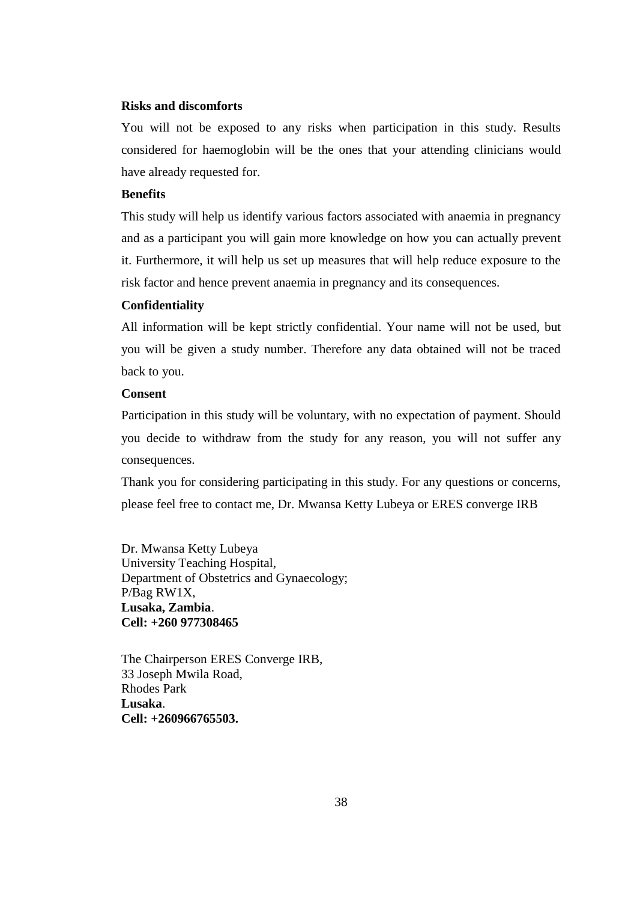**Risks and discomforts**

You will not be exposed to any risks when participation in this study. Results considered for haemoglobin will be the ones that your attending clinicians would have already requested for.

**Benefits**

This study will help us identify various factors associated with anaemia in pregnancy and as a participant you will gain more knowledge on how you can actually prevent it. Furthermore, it will help us set up measures that will help reduce exposure to the risk factor and hence prevent anaemia in pregnancy and its consequences.

**Confidentiality**

All information will be kept strictly confidential. Your name will not be used, but you will be given a study number. Therefore any data obtained will not be traced back to you.

**Consent**

Participation in this study will be voluntary, with no expectation of payment. Should you decide to withdraw from the study for any reason, you will not suffer any consequences.

Thank you for considering participating in this study. For any questions or concerns, please feel free to contact me, Dr. Mwansa Ketty Lubeya or ERES converge IRB

Dr. Mwansa Ketty Lubeya
University Teaching Hospital,
Department of Obstetrics and Gynaecology;
P/Bag RW1X,
**Lusaka, Zambia**.
**Cell: +260 977308465**

The Chairperson ERES Converge IRB,
33 Joseph Mwila Road,
Rhodes Park
**Lusaka**.
**Cell: +260966765503.**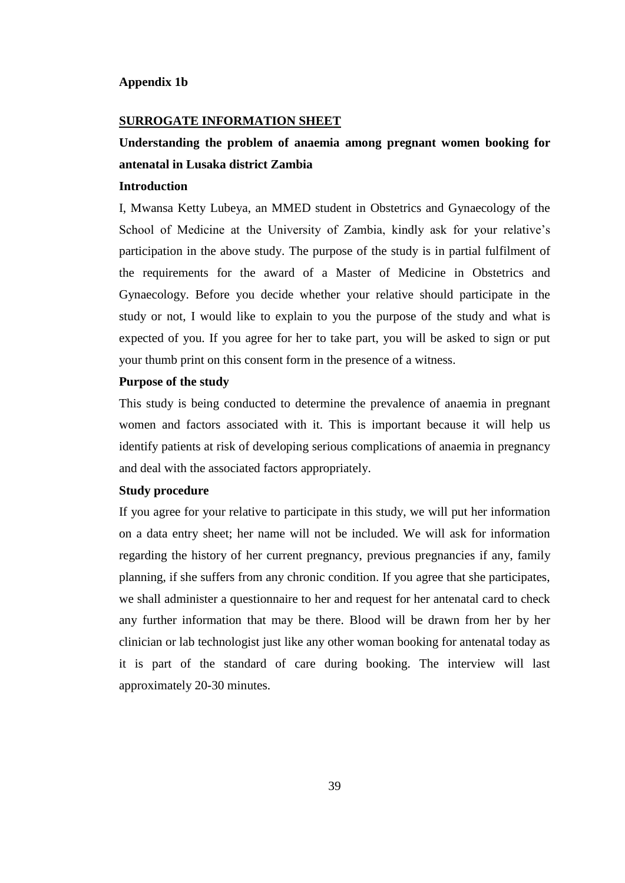**Appendix 1b**

**SURROGATE INFORMATION SHEET**

**Understanding the problem of anaemia among pregnant women booking for antenatal in Lusaka district Zambia**

**Introduction**

I, Mwansa Ketty Lubeya, an MMED student in Obstetrics and Gynaecology of the School of Medicine at the University of Zambia, kindly ask for your relative's participation in the above study. The purpose of the study is in partial fulfilment of the requirements for the award of a Master of Medicine in Obstetrics and Gynaecology. Before you decide whether your relative should participate in the study or not, I would like to explain to you the purpose of the study and what is expected of you. If you agree for her to take part, you will be asked to sign or put your thumb print on this consent form in the presence of a witness.

**Purpose of the study**

This study is being conducted to determine the prevalence of anaemia in pregnant women and factors associated with it. This is important because it will help us identify patients at risk of developing serious complications of anaemia in pregnancy and deal with the associated factors appropriately.

**Study procedure**

If you agree for your relative to participate in this study, we will put her information on a data entry sheet; her name will not be included. We will ask for information regarding the history of her current pregnancy, previous pregnancies if any, family planning, if she suffers from any chronic condition. If you agree that she participates, we shall administer a questionnaire to her and request for her antenatal card to check any further information that may be there. Blood will be drawn from her by her clinician or lab technologist just like any other woman booking for antenatal today as it is part of the standard of care during booking. The interview will last approximately 20-30 minutes.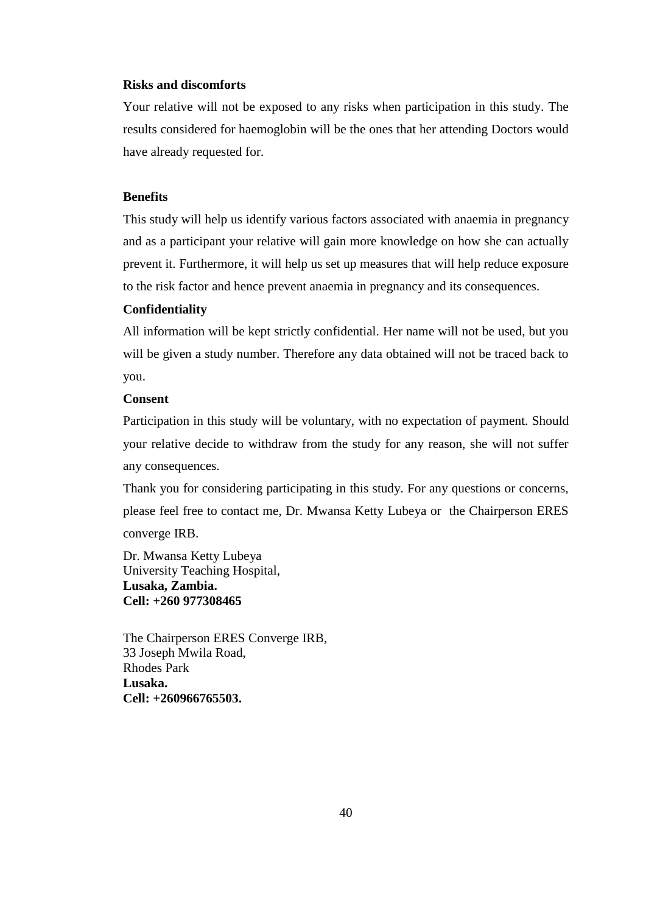**Risks and discomforts**

Your relative will not be exposed to any risks when participation in this study. The results considered for haemoglobin will be the ones that her attending Doctors would have already requested for.

**Benefits**

This study will help us identify various factors associated with anaemia in pregnancy and as a participant your relative will gain more knowledge on how she can actually prevent it. Furthermore, it will help us set up measures that will help reduce exposure to the risk factor and hence prevent anaemia in pregnancy and its consequences.

**Confidentiality**

All information will be kept strictly confidential. Her name will not be used, but you will be given a study number. Therefore any data obtained will not be traced back to you.

**Consent**

Participation in this study will be voluntary, with no expectation of payment. Should your relative decide to withdraw from the study for any reason, she will not suffer any consequences.

Thank you for considering participating in this study. For any questions or concerns, please feel free to contact me, Dr. Mwansa Ketty Lubeya or the Chairperson ERES converge IRB.

Dr. Mwansa Ketty Lubeya
University Teaching Hospital,
**Lusaka, Zambia.**
**Cell: +260 977308465**

The Chairperson ERES Converge IRB,
33 Joseph Mwila Road,
Rhodes Park
**Lusaka.**
**Cell: +260966765503.**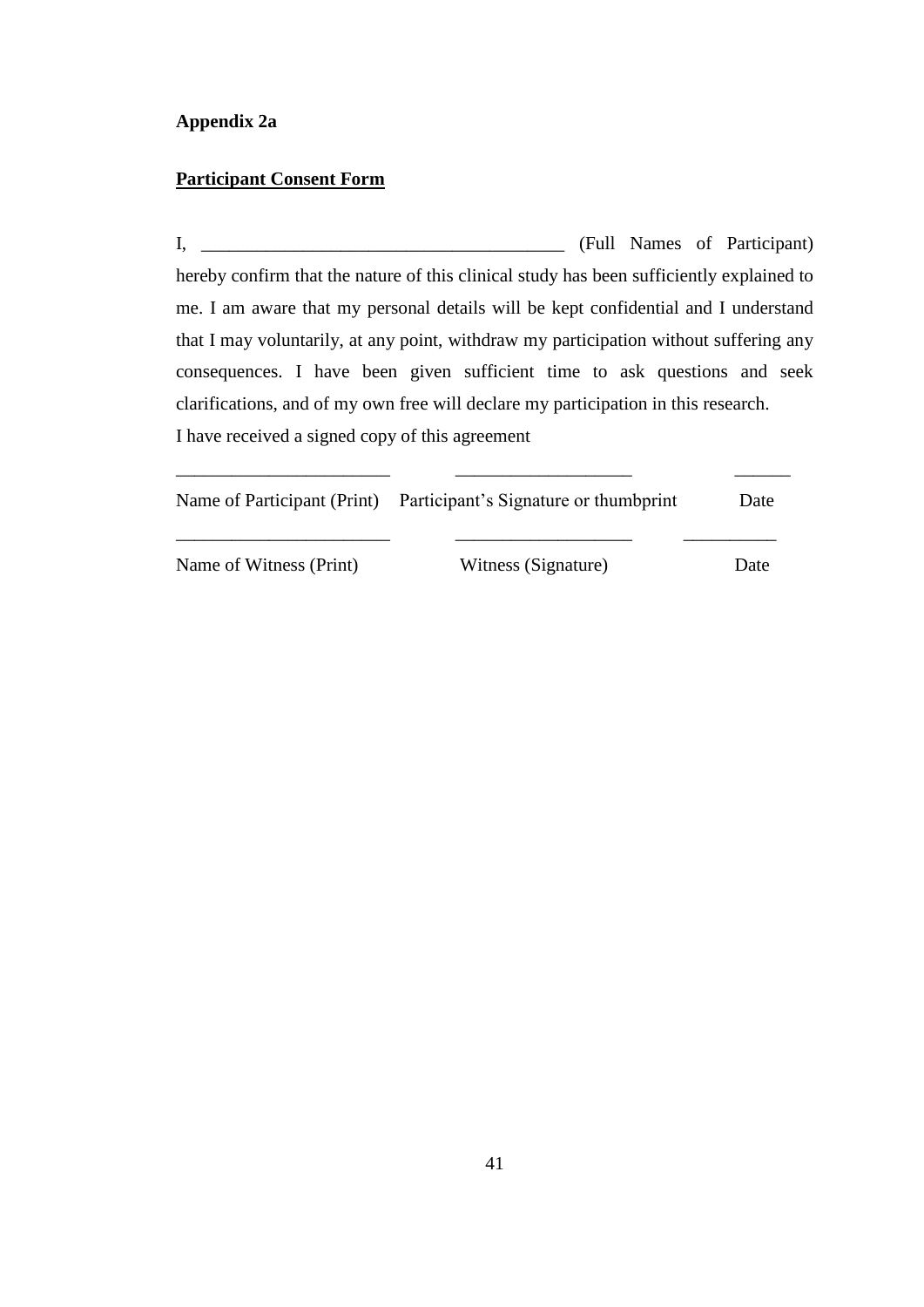**Appendix 2a**

**Participant Consent Form**

I, _______________________________________ (Full Names of Participant) hereby confirm that the nature of this clinical study has been sufficiently explained to me. I am aware that my personal details will be kept confidential and I understand that I may voluntarily, at any point, withdraw my participation without suffering any consequences. I have been given sufficient time to ask questions and seek clarifications, and of my own free will declare my participation in this research.

I have received a signed copy of this agreement

| ______________________ | ___________________ | ______ |
|---|---|---|
| Name of Participant (Print) | Participant's Signature or thumbprint | Date |
| ______________________ | ___________________ | __________ |
| Name of Witness (Print) | Witness (Signature) | Date |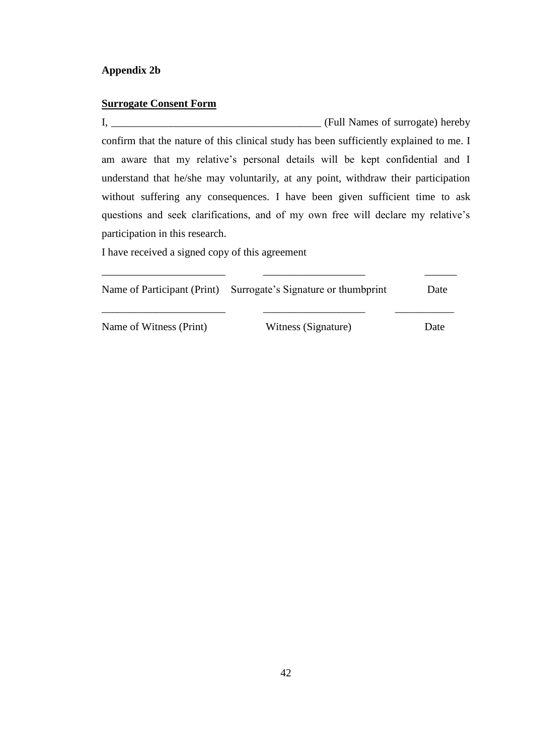**Appendix 2b**

**Surrogate Consent Form**

I, ______________________________________ (Full Names of surrogate) hereby confirm that the nature of this clinical study has been sufficiently explained to me. I am aware that my relative's personal details will be kept confidential and I understand that he/she may voluntarily, at any point, withdraw their participation without suffering any consequences. I have been given sufficient time to ask questions and seek clarifications, and of my own free will declare my relative's participation in this research.

I have received a signed copy of this agreement

| ______________________ | ___________________ | ______ |
|---|---|---|
| Name of Participant (Print) | Surrogate's Signature or thumbprint | Date |
| ______________________ | ___________________ | ___________ |
| Name of Witness (Print) | Witness (Signature) | Date |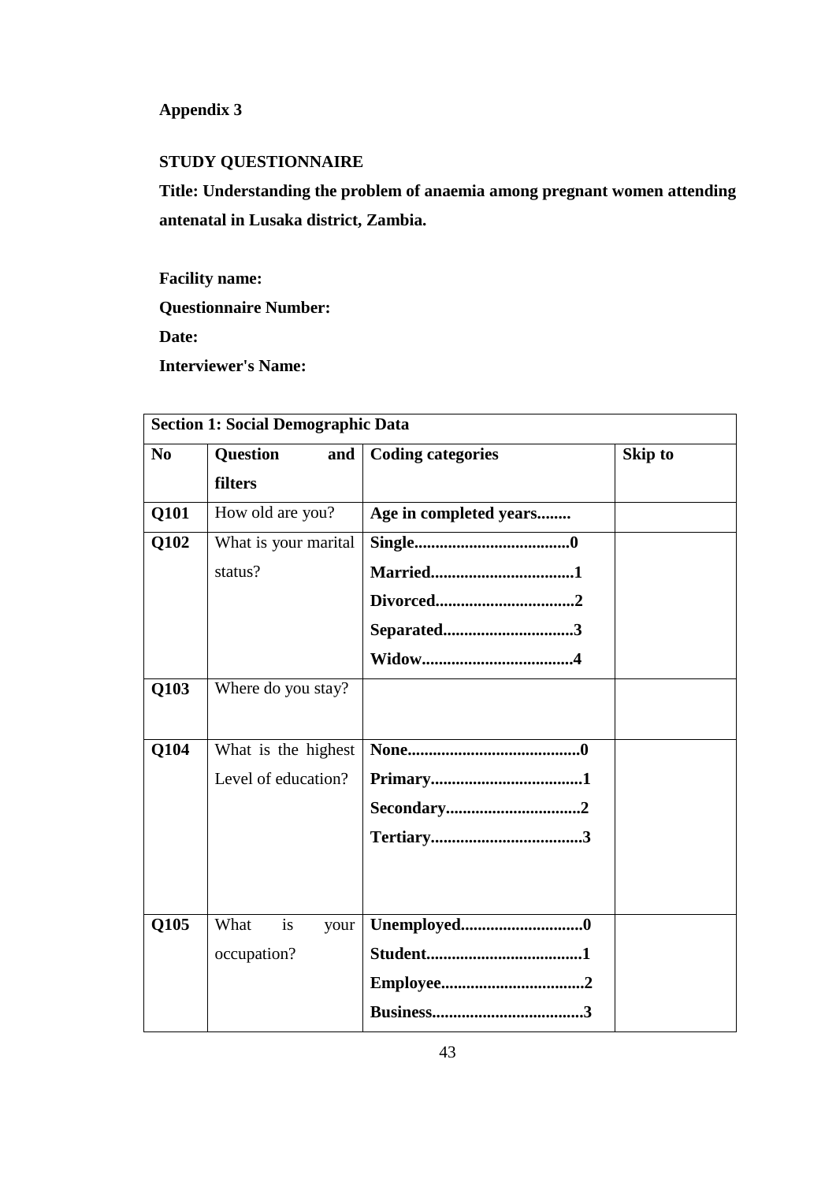**Appendix 3**

**STUDY QUESTIONNAIRE**

**Title: Understanding the problem of anaemia among pregnant women attending antenatal in Lusaka district, Zambia.**

**Facility name:**

**Questionnaire Number:**

**Date:**

**Interviewer's Name:**

| **Section 1: Social Demographic Data** | | | |
|---|---|---|---|
| **No** | **Question and filters** | **Coding categories** | **Skip to** |
| **Q101** | How old are you? | **Age in completed years........** | |
| **Q102** | What is your marital status? | **Single.....................................0**<br>**Married..................................1**<br>**Divorced.................................2**<br>**Separated...............................3**<br>**Widow....................................4** | |
| **Q103** | Where do you stay? | | |
| **Q104** | What is the highest Level of education? | **None.........................................0**<br>**Primary....................................1**<br>**Secondary................................2**<br>**Tertiary....................................3** | |
| **Q105** | What is your occupation? | **Unemployed.............................0**<br>**Student.....................................1**<br>**Employee..................................2**<br>**Business....................................3** | |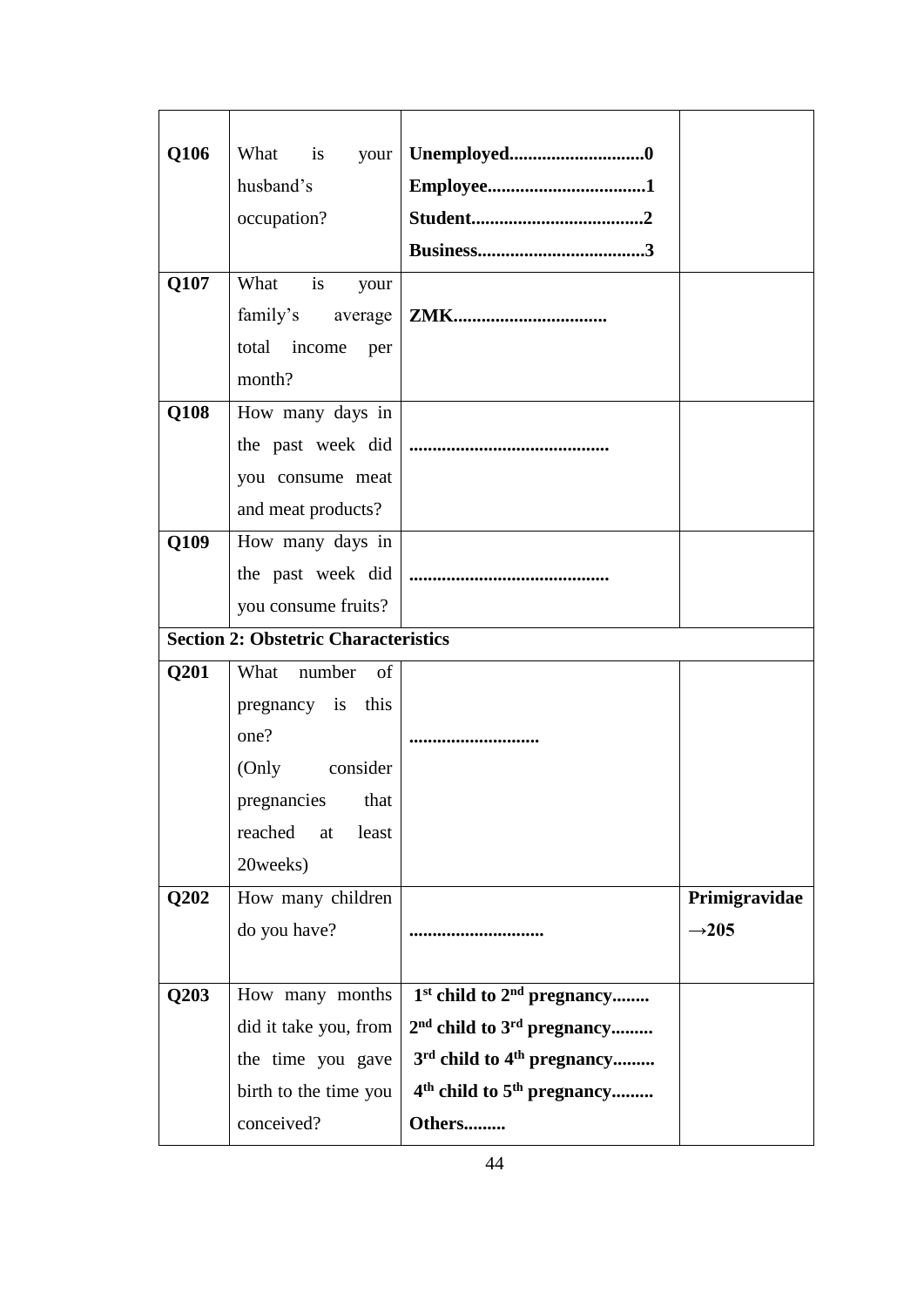| | | | |
|---|---|---|---|
| **Q106** | What is your husband's occupation? | **Unemployed............................0**<br>**Employee.................................1**<br>**Student....................................2**<br>**Business...................................3** | |
| **Q107** | What is your family's average total income per month? | **ZMK................................** | |
| **Q108** | How many days in the past week did you consume meat and meat products? | **..........................................** | |
| **Q109** | How many days in the past week did you consume fruits? | **..........................................** | |
| **Section 2: Obstetric Characteristics** | | | |
| **Q201** | What number of pregnancy is this one?<br>(Only consider pregnancies that reached at least 20weeks) | **...........................** | |
| **Q202** | How many children do you have? | **............................** | **Primigravidae →205** |
| **Q203** | How many months did it take you, from the time you gave birth to the time you conceived? | **1st child to 2nd pregnancy........**<br>**2nd child to 3rd pregnancy.........**<br>**3rd child to 4th pregnancy.........**<br>**4th child to 5th pregnancy.........**<br>**Others.........** | |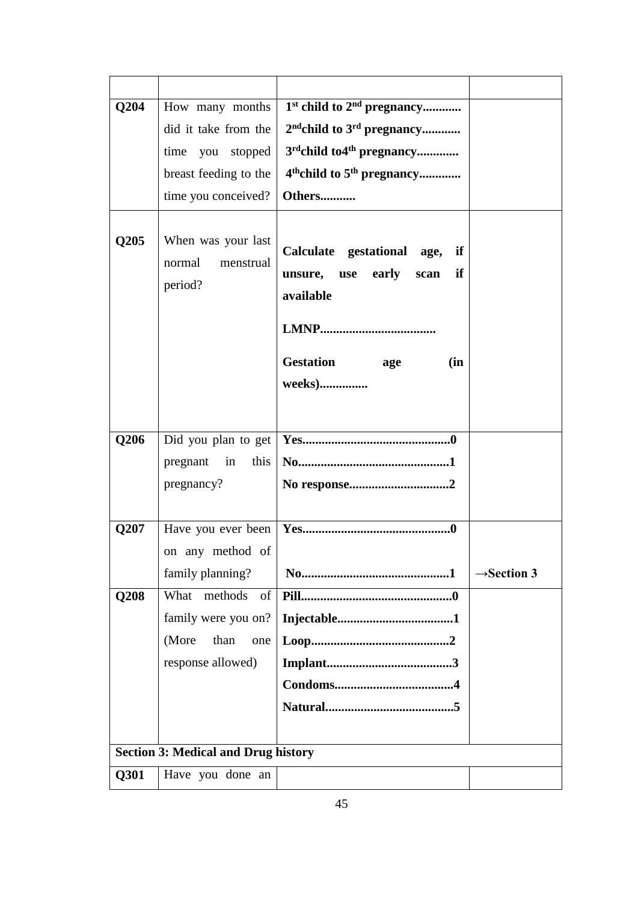| | | | |
|---|---|---|---|
| **Q204** | How many months did it take from the time you stopped breast feeding to the time you conceived? | **1st child to 2nd pregnancy............**<br>**2ndchild to 3rd pregnancy............**<br>**3rdchild to4th pregnancy.............**<br>**4thchild to 5th pregnancy.............**<br>**Others...........** | |
| **Q205** | When was your last normal menstrual period? | **Calculate gestational age, if unsure, use early scan if available**<br><br>**LMNP...................................**<br><br>**Gestation age (in weeks)...............** | |
| **Q206** | Did you plan to get pregnant in this pregnancy? | **Yes.............................................0**<br>**No..............................................1**<br>**No response...............................2** | |
| **Q207** | Have you ever been on any method of family planning? | **Yes.............................................0**<br><br>**No.............................................1** | **→Section 3** |
| **Q208** | What methods of family were you on? (More than one response allowed) | **Pill..............................................0**<br>**Injectable....................................1**<br>**Loop...........................................2**<br>**Implant.......................................3**<br>**Condoms.....................................4**<br>**Natural........................................5** | |
| **Section 3: Medical and Drug history** | | | |
| **Q301** | Have you done an | | |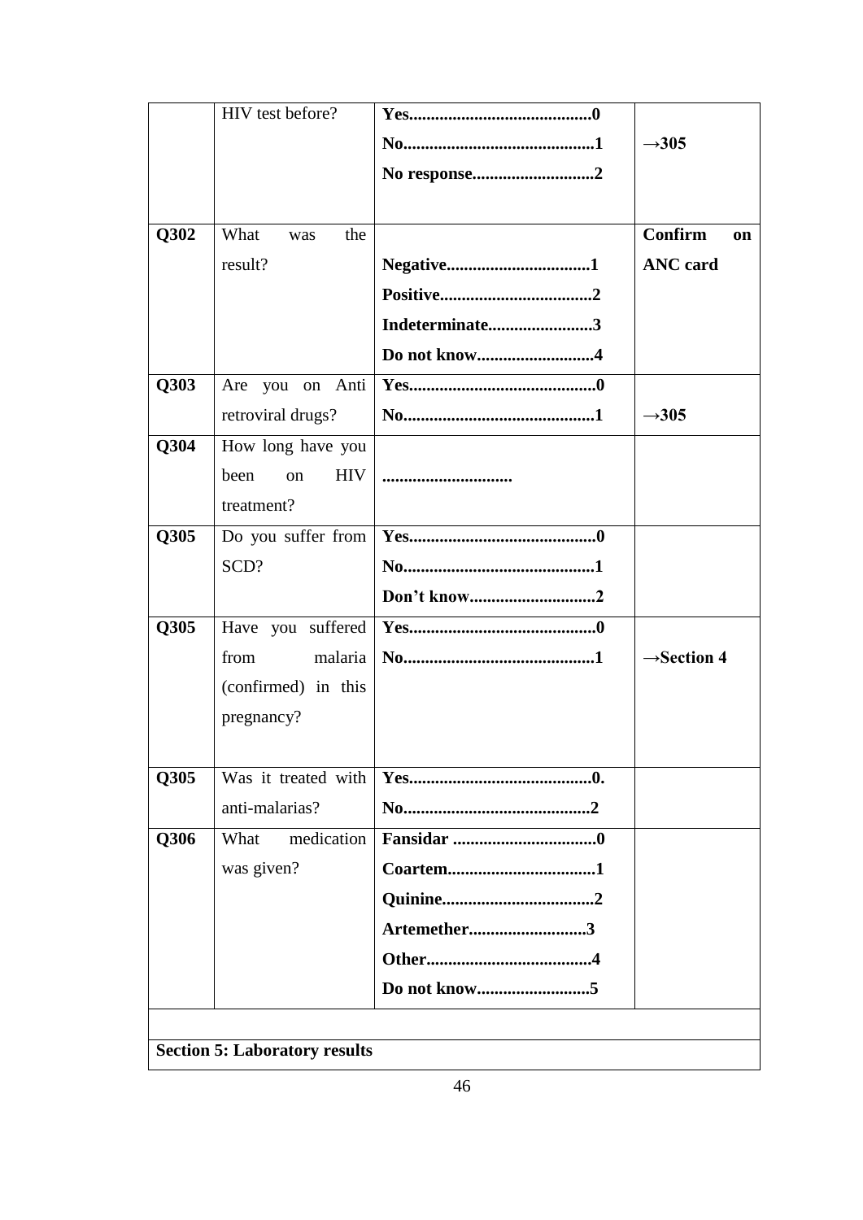| | | | |
|---|---|---|---|
| | HIV test before? | **Yes.........................................0**<br>**No...........................................1**<br>**No response...........................2** | **→305** |
| **Q302** | What was the result? | **Negative................................1**<br>**Positive..................................2**<br>**Indeterminate.......................3**<br>**Do not know..........................4** | **Confirm on ANC card** |
| **Q303** | Are you on Anti retroviral drugs? | **Yes..........................................0**<br>**No...........................................1** | **→305** |
| **Q304** | How long have you been on HIV treatment? | **............................** | |
| **Q305** | Do you suffer from SCD? | **Yes..........................................0**<br>**No...........................................1**<br>**Don't know............................2** | |
| **Q305** | Have you suffered from malaria (confirmed) in this pregnancy? | **Yes..........................................0**<br>**No...........................................1** | **→Section 4** |
| **Q305** | Was it treated with anti-malarias? | **Yes.........................................0.**<br>**No..........................................2** | |
| **Q306** | What medication was given? | **Fansidar ................................0**<br>**Coartem.................................1**<br>**Quinine..................................2**<br>**Artemether..........................3**<br>**Other.....................................4**<br>**Do not know.........................5** | |
| | | | |
| **Section 5: Laboratory results** | | | |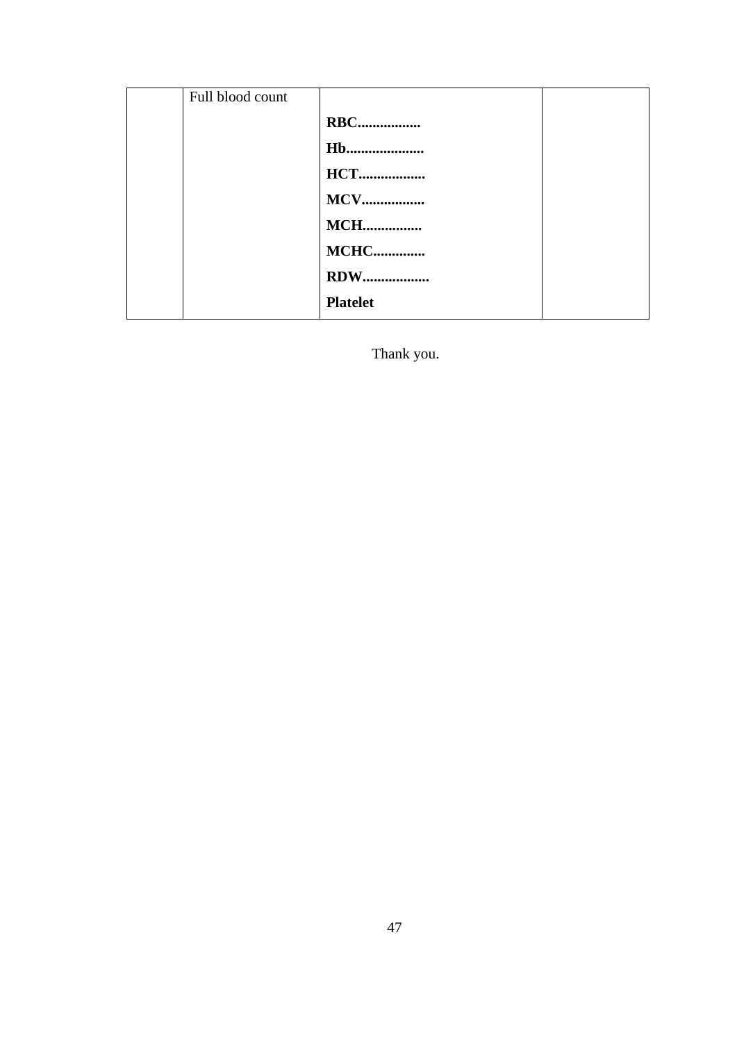| | | | |
|---|---|---|---|
| | Full blood count | **RBC.................** <br> **Hb.....................** <br> **HCT..................** <br> **MCV.................** <br> **MCH................** <br> **MCHC..............** <br> **RDW..................** <br> **Platelet** | |

Thank you.